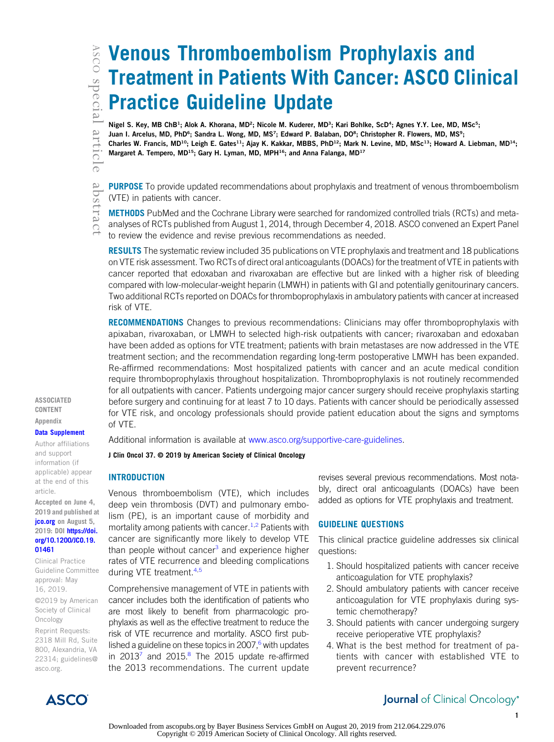# Venous Thromboembolism Prophylaxis and Treatment in Patients With Cancer: ASCO Clinical Practice Guideline Update

Nigel S. Key, MB ChB[1]; Alok A. Khorana, MD[2]; Nicole M. Kuderer, MD[3]; Kari Bohlke, ScD[4]; Agnes Y.Y. Lee, MD, MSc[5]; Juan I. Arcelus, MD, PhD[6]; Sandra L. Wong, MD, MS[7]; Edward P. Balaban, DO[8]; Christopher R. Flowers, MD, MS[9]; Charles W. Francis, MD[10]; Leigh E. Gates[11]; Ajay K. Kakkar, MBBS, PhD[12]; Mark N. Levine, MD, MSc[13]; Howard A. Liebman, MD[14]; Margaret A. Tempero, MD[15]; Gary H. Lyman, MD, MPH[16]; and Anna Falanga, MD[17]

*asco special article abstract*

**PURPOSE** To provide updated recommendations about prophylaxis and treatment of venous thromboembolism (VTE) in patients with cancer.

**METHODS** PubMed and the Cochrane Library were searched for randomized controlled trials (RCTs) and meta-analyses of RCTs published from August 1, 2014, through December 4, 2018. ASCO convened an Expert Panel to review the evidence and revise previous recommendations as needed.

**RESULTS** The systematic review included 35 publications on VTE prophylaxis and treatment and 18 publications on VTE risk assessment. Two RCTs of direct oral anticoagulants (DOACs) for the treatment of VTE in patients with cancer reported that edoxaban and rivaroxaban are effective but are linked with a higher risk of bleeding compared with low-molecular-weight heparin (LMWH) in patients with GI and potentially genitourinary cancers. Two additional RCTs reported on DOACs for thromboprophylaxis in ambulatory patients with cancer at increased risk of VTE.

**RECOMMENDATIONS** Changes to previous recommendations: Clinicians may offer thromboprophylaxis with apixaban, rivaroxaban, or LMWH to selected high-risk outpatients with cancer; rivaroxaban and edoxaban have been added as options for VTE treatment; patients with brain metastases are now addressed in the VTE treatment section; and the recommendation regarding long-term postoperative LMWH has been expanded. Re-affirmed recommendations: Most hospitalized patients with cancer and an acute medical condition require thromboprophylaxis throughout hospitalization. Thromboprophylaxis is not routinely recommended for all outpatients with cancer. Patients undergoing major cancer surgery should receive prophylaxis starting before surgery and continuing for at least 7 to 10 days. Patients with cancer should be periodically assessed for VTE risk, and oncology professionals should provide patient education about the signs and symptoms of VTE.

Additional information is available at www.asco.org/supportive-care-guidelines.

J Clin Oncol 37. © 2019 by American Society of Clinical Oncology

ASSOCIATED CONTENT

Appendix

Data Supplement

Author affiliations and support information (if applicable) appear at the end of this article.

Accepted on June 4, 2019 and published at jco.org on August 5, 2019: DOI https://doi.org/10.1200/JCO.19.01461

Clinical Practice Guideline Committee approval: May 16, 2019.

©2019 by American Society of Clinical Oncology

Reprint Requests: 2318 Mill Rd, Suite 800, Alexandria, VA 22314; guidelines@asco.org.

## INTRODUCTION

Venous thromboembolism (VTE), which includes deep vein thrombosis (DVT) and pulmonary embolism (PE), is an important cause of morbidity and mortality among patients with cancer.[1,2] Patients with cancer are significantly more likely to develop VTE than people without cancer[3] and experience higher rates of VTE recurrence and bleeding complications during VTE treatment.[4,5]

Comprehensive management of VTE in patients with cancer includes both the identification of patients who are most likely to benefit from pharmacologic prophylaxis as well as the effective treatment to reduce the risk of VTE recurrence and mortality. ASCO first published a guideline on these topics in 2007,[6] with updates in 2013[7] and 2015.[8] The 2015 update re-affirmed the 2013 recommendations. The current update revises several previous recommendations. Most notably, direct oral anticoagulants (DOACs) have been added as options for VTE prophylaxis and treatment.

## GUIDELINE QUESTIONS

This clinical practice guideline addresses six clinical questions:

1. Should hospitalized patients with cancer receive anticoagulation for VTE prophylaxis?
2. Should ambulatory patients with cancer receive anticoagulation for VTE prophylaxis during systemic chemotherapy?
3. Should patients with cancer undergoing surgery receive perioperative VTE prophylaxis?
4. What is the best method for treatment of patients with cancer with established VTE to prevent recurrence?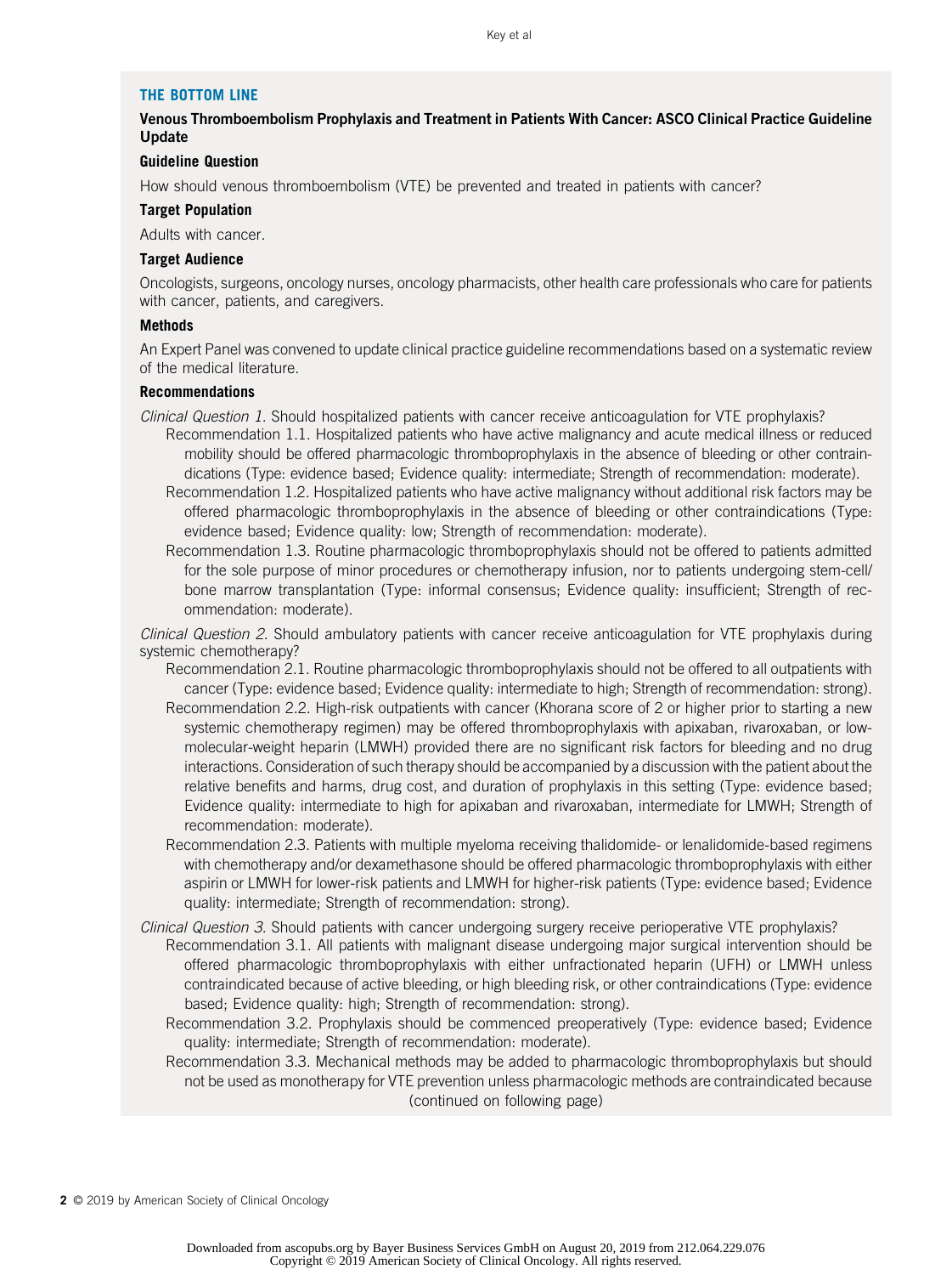## THE BOTTOM LINE

**Venous Thromboembolism Prophylaxis and Treatment in Patients With Cancer: ASCO Clinical Practice Guideline Update**

**Guideline Question**

How should venous thromboembolism (VTE) be prevented and treated in patients with cancer?

**Target Population**

Adults with cancer.

**Target Audience**

Oncologists, surgeons, oncology nurses, oncology pharmacists, other health care professionals who care for patients with cancer, patients, and caregivers.

**Methods**

An Expert Panel was convened to update clinical practice guideline recommendations based on a systematic review of the medical literature.

**Recommendations**

*Clinical Question 1*. Should hospitalized patients with cancer receive anticoagulation for VTE prophylaxis?

- Recommendation 1.1. Hospitalized patients who have active malignancy and acute medical illness or reduced mobility should be offered pharmacologic thromboprophylaxis in the absence of bleeding or other contraindications (Type: evidence based; Evidence quality: intermediate; Strength of recommendation: moderate).
- Recommendation 1.2. Hospitalized patients who have active malignancy without additional risk factors may be offered pharmacologic thromboprophylaxis in the absence of bleeding or other contraindications (Type: evidence based; Evidence quality: low; Strength of recommendation: moderate).
- Recommendation 1.3. Routine pharmacologic thromboprophylaxis should not be offered to patients admitted for the sole purpose of minor procedures or chemotherapy infusion, nor to patients undergoing stem-cell/bone marrow transplantation (Type: informal consensus; Evidence quality: insufficient; Strength of recommendation: moderate).

*Clinical Question 2*. Should ambulatory patients with cancer receive anticoagulation for VTE prophylaxis during systemic chemotherapy?

- Recommendation 2.1. Routine pharmacologic thromboprophylaxis should not be offered to all outpatients with cancer (Type: evidence based; Evidence quality: intermediate to high; Strength of recommendation: strong).
- Recommendation 2.2. High-risk outpatients with cancer (Khorana score of 2 or higher prior to starting a new systemic chemotherapy regimen) may be offered thromboprophylaxis with apixaban, rivaroxaban, or low-molecular-weight heparin (LMWH) provided there are no significant risk factors for bleeding and no drug interactions. Consideration of such therapy should be accompanied by a discussion with the patient about the relative benefits and harms, drug cost, and duration of prophylaxis in this setting (Type: evidence based; Evidence quality: intermediate to high for apixaban and rivaroxaban, intermediate for LMWH; Strength of recommendation: moderate).
- Recommendation 2.3. Patients with multiple myeloma receiving thalidomide- or lenalidomide-based regimens with chemotherapy and/or dexamethasone should be offered pharmacologic thromboprophylaxis with either aspirin or LMWH for lower-risk patients and LMWH for higher-risk patients (Type: evidence based; Evidence quality: intermediate; Strength of recommendation: strong).

*Clinical Question 3*. Should patients with cancer undergoing surgery receive perioperative VTE prophylaxis?

- Recommendation 3.1. All patients with malignant disease undergoing major surgical intervention should be offered pharmacologic thromboprophylaxis with either unfractionated heparin (UFH) or LMWH unless contraindicated because of active bleeding, or high bleeding risk, or other contraindications (Type: evidence based; Evidence quality: high; Strength of recommendation: strong).
- Recommendation 3.2. Prophylaxis should be commenced preoperatively (Type: evidence based; Evidence quality: intermediate; Strength of recommendation: moderate).
- Recommendation 3.3. Mechanical methods may be added to pharmacologic thromboprophylaxis but should not be used as monotherapy for VTE prevention unless pharmacologic methods are contraindicated because

(continued on following page)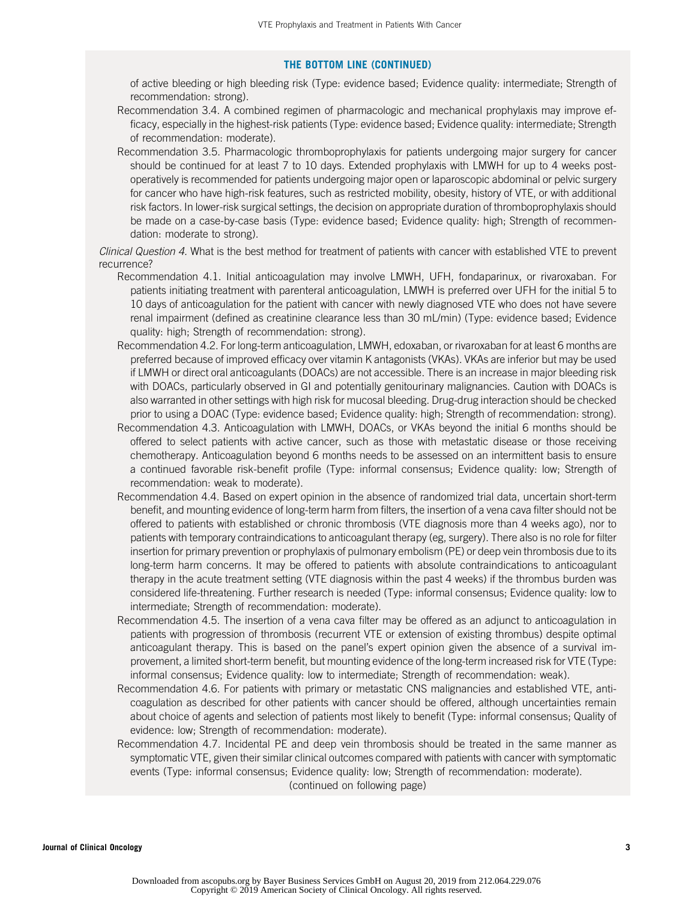### THE BOTTOM LINE (CONTINUED)

of active bleeding or high bleeding risk (Type: evidence based; Evidence quality: intermediate; Strength of recommendation: strong).

Recommendation 3.4. A combined regimen of pharmacologic and mechanical prophylaxis may improve efficacy, especially in the highest-risk patients (Type: evidence based; Evidence quality: intermediate; Strength of recommendation: moderate).

Recommendation 3.5. Pharmacologic thromboprophylaxis for patients undergoing major surgery for cancer should be continued for at least 7 to 10 days. Extended prophylaxis with LMWH for up to 4 weeks postoperatively is recommended for patients undergoing major open or laparoscopic abdominal or pelvic surgery for cancer who have high-risk features, such as restricted mobility, obesity, history of VTE, or with additional risk factors. In lower-risk surgical settings, the decision on appropriate duration of thromboprophylaxis should be made on a case-by-case basis (Type: evidence based; Evidence quality: high; Strength of recommendation: moderate to strong).

*Clinical Question 4.* What is the best method for treatment of patients with cancer with established VTE to prevent recurrence?

Recommendation 4.1. Initial anticoagulation may involve LMWH, UFH, fondaparinux, or rivaroxaban. For patients initiating treatment with parenteral anticoagulation, LMWH is preferred over UFH for the initial 5 to 10 days of anticoagulation for the patient with cancer with newly diagnosed VTE who does not have severe renal impairment (defined as creatinine clearance less than 30 mL/min) (Type: evidence based; Evidence quality: high; Strength of recommendation: strong).

Recommendation 4.2. For long-term anticoagulation, LMWH, edoxaban, or rivaroxaban for at least 6 months are preferred because of improved efficacy over vitamin K antagonists (VKAs). VKAs are inferior but may be used if LMWH or direct oral anticoagulants (DOACs) are not accessible. There is an increase in major bleeding risk with DOACs, particularly observed in GI and potentially genitourinary malignancies. Caution with DOACs is also warranted in other settings with high risk for mucosal bleeding. Drug-drug interaction should be checked prior to using a DOAC (Type: evidence based; Evidence quality: high; Strength of recommendation: strong).

Recommendation 4.3. Anticoagulation with LMWH, DOACs, or VKAs beyond the initial 6 months should be offered to select patients with active cancer, such as those with metastatic disease or those receiving chemotherapy. Anticoagulation beyond 6 months needs to be assessed on an intermittent basis to ensure a continued favorable risk-benefit profile (Type: informal consensus; Evidence quality: low; Strength of recommendation: weak to moderate).

Recommendation 4.4. Based on expert opinion in the absence of randomized trial data, uncertain short-term benefit, and mounting evidence of long-term harm from filters, the insertion of a vena cava filter should not be offered to patients with established or chronic thrombosis (VTE diagnosis more than 4 weeks ago), nor to patients with temporary contraindications to anticoagulant therapy (eg, surgery). There also is no role for filter insertion for primary prevention or prophylaxis of pulmonary embolism (PE) or deep vein thrombosis due to its long-term harm concerns. It may be offered to patients with absolute contraindications to anticoagulant therapy in the acute treatment setting (VTE diagnosis within the past 4 weeks) if the thrombus burden was considered life-threatening. Further research is needed (Type: informal consensus; Evidence quality: low to intermediate; Strength of recommendation: moderate).

Recommendation 4.5. The insertion of a vena cava filter may be offered as an adjunct to anticoagulation in patients with progression of thrombosis (recurrent VTE or extension of existing thrombus) despite optimal anticoagulant therapy. This is based on the panel's expert opinion given the absence of a survival improvement, a limited short-term benefit, but mounting evidence of the long-term increased risk for VTE (Type: informal consensus; Evidence quality: low to intermediate; Strength of recommendation: weak).

Recommendation 4.6. For patients with primary or metastatic CNS malignancies and established VTE, anticoagulation as described for other patients with cancer should be offered, although uncertainties remain about choice of agents and selection of patients most likely to benefit (Type: informal consensus; Quality of evidence: low; Strength of recommendation: moderate).

Recommendation 4.7. Incidental PE and deep vein thrombosis should be treated in the same manner as symptomatic VTE, given their similar clinical outcomes compared with patients with cancer with symptomatic events (Type: informal consensus; Evidence quality: low; Strength of recommendation: moderate).

(continued on following page)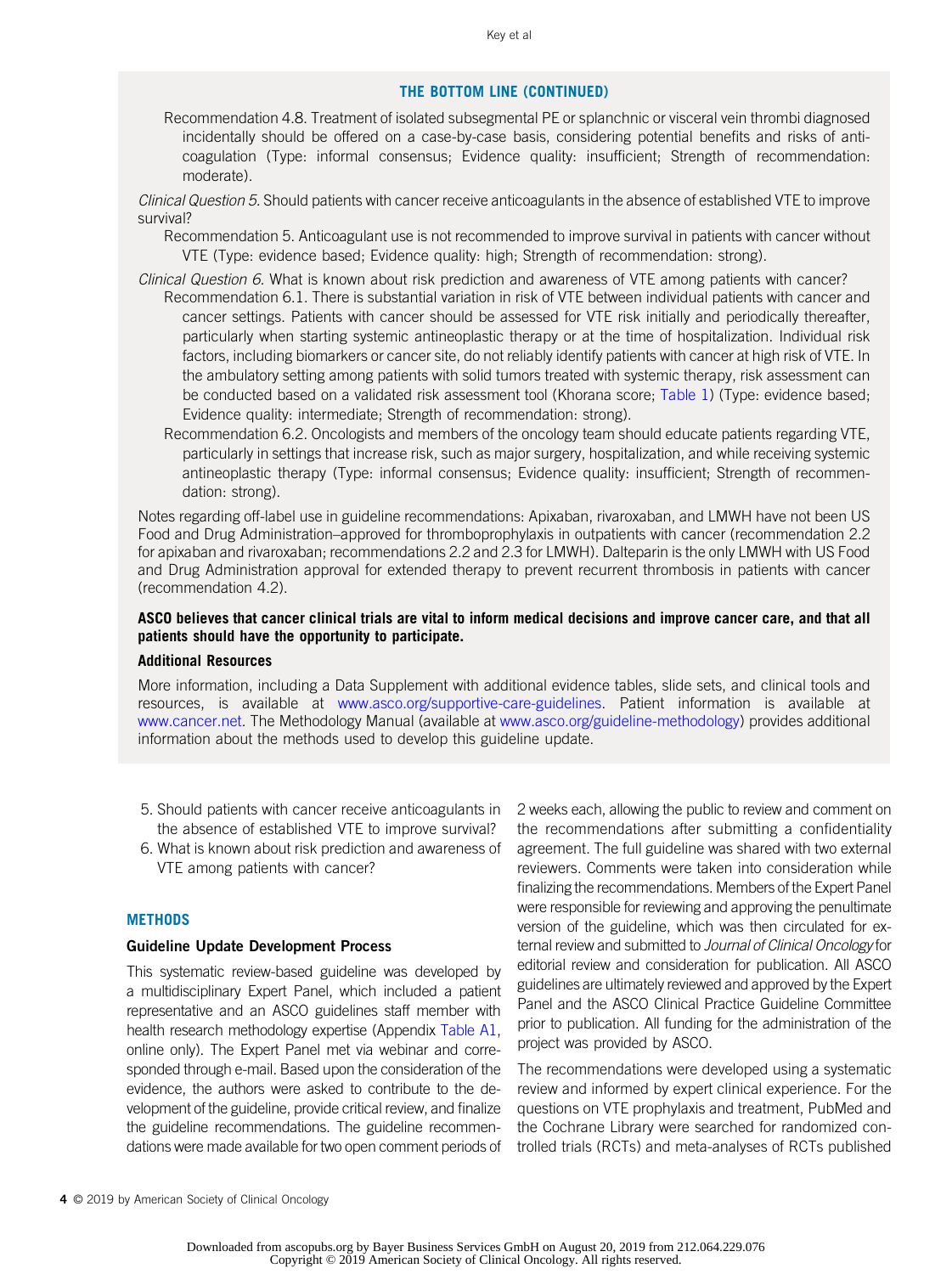### THE BOTTOM LINE (CONTINUED)

Recommendation 4.8. Treatment of isolated subsegmental PE or splanchnic or visceral vein thrombi diagnosed incidentally should be offered on a case-by-case basis, considering potential benefits and risks of anticoagulation (Type: informal consensus; Evidence quality: insufficient; Strength of recommendation: moderate).

*Clinical Question 5.* Should patients with cancer receive anticoagulants in the absence of established VTE to improve survival?

Recommendation 5. Anticoagulant use is not recommended to improve survival in patients with cancer without VTE (Type: evidence based; Evidence quality: high; Strength of recommendation: strong).

*Clinical Question 6.* What is known about risk prediction and awareness of VTE among patients with cancer?

Recommendation 6.1. There is substantial variation in risk of VTE between individual patients with cancer and cancer settings. Patients with cancer should be assessed for VTE risk initially and periodically thereafter, particularly when starting systemic antineoplastic therapy or at the time of hospitalization. Individual risk factors, including biomarkers or cancer site, do not reliably identify patients with cancer at high risk of VTE. In the ambulatory setting among patients with solid tumors treated with systemic therapy, risk assessment can be conducted based on a validated risk assessment tool (Khorana score; Table 1) (Type: evidence based; Evidence quality: intermediate; Strength of recommendation: strong).

Recommendation 6.2. Oncologists and members of the oncology team should educate patients regarding VTE, particularly in settings that increase risk, such as major surgery, hospitalization, and while receiving systemic antineoplastic therapy (Type: informal consensus; Evidence quality: insufficient; Strength of recommendation: strong).

Notes regarding off-label use in guideline recommendations: Apixaban, rivaroxaban, and LMWH have not been US Food and Drug Administration–approved for thromboprophylaxis in outpatients with cancer (recommendation 2.2 for apixaban and rivaroxaban; recommendations 2.2 and 2.3 for LMWH). Dalteparin is the only LMWH with US Food and Drug Administration approval for extended therapy to prevent recurrent thrombosis in patients with cancer (recommendation 4.2).

**ASCO believes that cancer clinical trials are vital to inform medical decisions and improve cancer care, and that all patients should have the opportunity to participate.**

**Additional Resources**

More information, including a Data Supplement with additional evidence tables, slide sets, and clinical tools and resources, is available at www.asco.org/supportive-care-guidelines. Patient information is available at www.cancer.net. The Methodology Manual (available at www.asco.org/guideline-methodology) provides additional information about the methods used to develop this guideline update.

5. Should patients with cancer receive anticoagulants in the absence of established VTE to improve survival?
6. What is known about risk prediction and awareness of VTE among patients with cancer?

## METHODS

### Guideline Update Development Process

This systematic review-based guideline was developed by a multidisciplinary Expert Panel, which included a patient representative and an ASCO guidelines staff member with health research methodology expertise (Appendix Table A1, online only). The Expert Panel met via webinar and corresponded through e-mail. Based upon the consideration of the evidence, the authors were asked to contribute to the development of the guideline, provide critical review, and finalize the guideline recommendations. The guideline recommendations were made available for two open comment periods of 2 weeks each, allowing the public to review and comment on the recommendations after submitting a confidentiality agreement. The full guideline was shared with two external reviewers. Comments were taken into consideration while finalizing the recommendations. Members of the Expert Panel were responsible for reviewing and approving the penultimate version of the guideline, which was then circulated for external review and submitted to *Journal of Clinical Oncology* for editorial review and consideration for publication. All ASCO guidelines are ultimately reviewed and approved by the Expert Panel and the ASCO Clinical Practice Guideline Committee prior to publication. All funding for the administration of the project was provided by ASCO.

The recommendations were developed using a systematic review and informed by expert clinical experience. For the questions on VTE prophylaxis and treatment, PubMed and the Cochrane Library were searched for randomized controlled trials (RCTs) and meta-analyses of RCTs published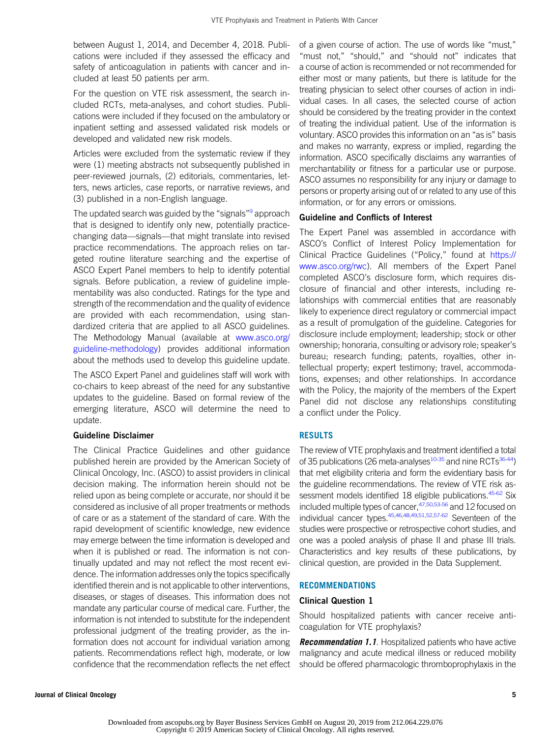between August 1, 2014, and December 4, 2018. Publications were included if they assessed the efficacy and safety of anticoagulation in patients with cancer and included at least 50 patients per arm.

For the question on VTE risk assessment, the search included RCTs, meta-analyses, and cohort studies. Publications were included if they focused on the ambulatory or inpatient setting and assessed validated risk models or developed and validated new risk models.

Articles were excluded from the systematic review if they were (1) meeting abstracts not subsequently published in peer-reviewed journals, (2) editorials, commentaries, letters, news articles, case reports, or narrative reviews, and (3) published in a non-English language.

The updated search was guided by the "signals"[9] approach that is designed to identify only new, potentially practice-changing data—signals—that might translate into revised practice recommendations. The approach relies on targeted routine literature searching and the expertise of ASCO Expert Panel members to help to identify potential signals. Before publication, a review of guideline implementability was also conducted. Ratings for the type and strength of the recommendation and the quality of evidence are provided with each recommendation, using standardized criteria that are applied to all ASCO guidelines. The Methodology Manual (available at www.asco.org/guideline-methodology) provides additional information about the methods used to develop this guideline update.

The ASCO Expert Panel and guidelines staff will work with co-chairs to keep abreast of the need for any substantive updates to the guideline. Based on formal review of the emerging literature, ASCO will determine the need to update.

### Guideline Disclaimer

The Clinical Practice Guidelines and other guidance published herein are provided by the American Society of Clinical Oncology, Inc. (ASCO) to assist providers in clinical decision making. The information herein should not be relied upon as being complete or accurate, nor should it be considered as inclusive of all proper treatments or methods of care or as a statement of the standard of care. With the rapid development of scientific knowledge, new evidence may emerge between the time information is developed and when it is published or read. The information is not continually updated and may not reflect the most recent evidence. The information addresses only the topics specifically identified therein and is not applicable to other interventions, diseases, or stages of diseases. This information does not mandate any particular course of medical care. Further, the information is not intended to substitute for the independent professional judgment of the treating provider, as the information does not account for individual variation among patients. Recommendations reflect high, moderate, or low confidence that the recommendation reflects the net effect of a given course of action. The use of words like "must," "must not," "should," and "should not" indicates that a course of action is recommended or not recommended for either most or many patients, but there is latitude for the treating physician to select other courses of action in individual cases. In all cases, the selected course of action should be considered by the treating provider in the context of treating the individual patient. Use of the information is voluntary. ASCO provides this information on an "as is" basis and makes no warranty, express or implied, regarding the information. ASCO specifically disclaims any warranties of merchantability or fitness for a particular use or purpose. ASCO assumes no responsibility for any injury or damage to persons or property arising out of or related to any use of this information, or for any errors or omissions.

### Guideline and Conflicts of Interest

The Expert Panel was assembled in accordance with ASCO's Conflict of Interest Policy Implementation for Clinical Practice Guidelines ("Policy," found at https://www.asco.org/rwc). All members of the Expert Panel completed ASCO's disclosure form, which requires disclosure of financial and other interests, including relationships with commercial entities that are reasonably likely to experience direct regulatory or commercial impact as a result of promulgation of the guideline. Categories for disclosure include employment; leadership; stock or other ownership; honoraria, consulting or advisory role; speaker's bureau; research funding; patents, royalties, other intellectual property; expert testimony; travel, accommodations, expenses; and other relationships. In accordance with the Policy, the majority of the members of the Expert Panel did not disclose any relationships constituting a conflict under the Policy.

## RESULTS

The review of VTE prophylaxis and treatment identified a total of 35 publications (26 meta-analyses[10-35] and nine RCTs[36-44]) that met eligibility criteria and form the evidentiary basis for the guideline recommendations. The review of VTE risk assessment models identified 18 eligible publications.[45-62] Six included multiple types of cancer,[47,50,53-56] and 12 focused on individual cancer types.[45,46,48,49,51,52,57-62] Seventeen of the studies were prospective or retrospective cohort studies, and one was a pooled analysis of phase II and phase III trials. Characteristics and key results of these publications, by clinical question, are provided in the Data Supplement.

## RECOMMENDATIONS

### Clinical Question 1

Should hospitalized patients with cancer receive anticoagulation for VTE prophylaxis?

***Recommendation 1.1***. Hospitalized patients who have active malignancy and acute medical illness or reduced mobility should be offered pharmacologic thromboprophylaxis in the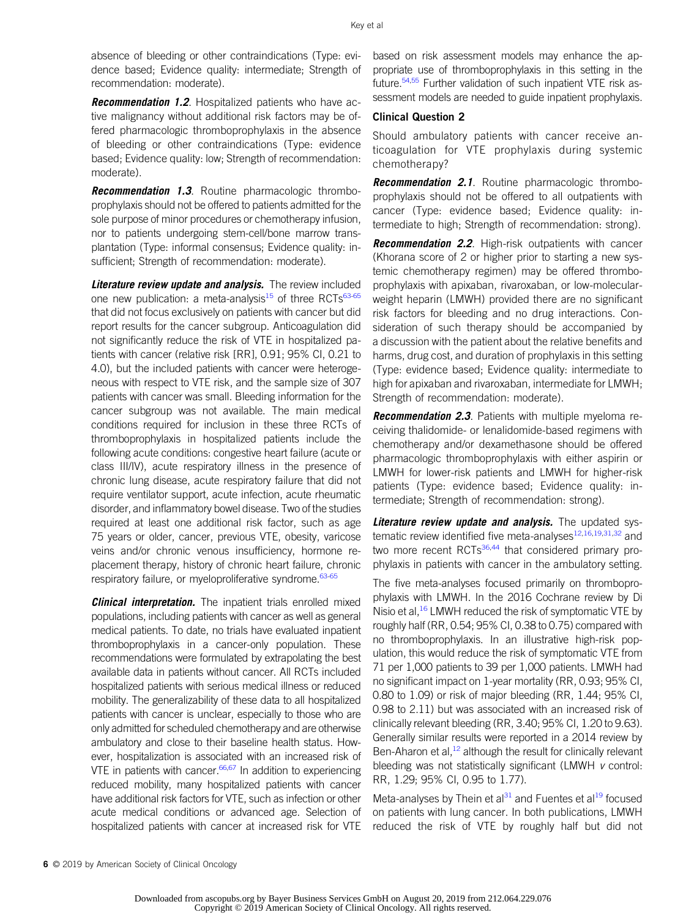absence of bleeding or other contraindications (Type: evidence based; Evidence quality: intermediate; Strength of recommendation: moderate).

***Recommendation 1.2***. Hospitalized patients who have active malignancy without additional risk factors may be offered pharmacologic thromboprophylaxis in the absence of bleeding or other contraindications (Type: evidence based; Evidence quality: low; Strength of recommendation: moderate).

***Recommendation 1.3***. Routine pharmacologic thromboprophylaxis should not be offered to patients admitted for the sole purpose of minor procedures or chemotherapy infusion, nor to patients undergoing stem-cell/bone marrow transplantation (Type: informal consensus; Evidence quality: insufficient; Strength of recommendation: moderate).

***Literature review update and analysis.*** The review included one new publication: a meta-analysis[15] of three RCTs[63-65] that did not focus exclusively on patients with cancer but did report results for the cancer subgroup. Anticoagulation did not significantly reduce the risk of VTE in hospitalized patients with cancer (relative risk [RR], 0.91; 95% CI, 0.21 to 4.0), but the included patients with cancer were heterogeneous with respect to VTE risk, and the sample size of 307 patients with cancer was small. Bleeding information for the cancer subgroup was not available. The main medical conditions required for inclusion in these three RCTs of thromboprophylaxis in hospitalized patients include the following acute conditions: congestive heart failure (acute or class III/IV), acute respiratory illness in the presence of chronic lung disease, acute respiratory failure that did not require ventilator support, acute infection, acute rheumatic disorder, and inflammatory bowel disease. Two of the studies required at least one additional risk factor, such as age 75 years or older, cancer, previous VTE, obesity, varicose veins and/or chronic venous insufficiency, hormone replacement therapy, history of chronic heart failure, chronic respiratory failure, or myeloproliferative syndrome.[63-65]

***Clinical interpretation.*** The inpatient trials enrolled mixed populations, including patients with cancer as well as general medical patients. To date, no trials have evaluated inpatient thromboprophylaxis in a cancer-only population. These recommendations were formulated by extrapolating the best available data in patients without cancer. All RCTs included hospitalized patients with serious medical illness or reduced mobility. The generalizability of these data to all hospitalized patients with cancer is unclear, especially to those who are only admitted for scheduled chemotherapy and are otherwise ambulatory and close to their baseline health status. However, hospitalization is associated with an increased risk of VTE in patients with cancer.[66,67] In addition to experiencing reduced mobility, many hospitalized patients with cancer have additional risk factors for VTE, such as infection or other acute medical conditions or advanced age. Selection of hospitalized patients with cancer at increased risk for VTE based on risk assessment models may enhance the appropriate use of thromboprophylaxis in this setting in the future.[54,55] Further validation of such inpatient VTE risk assessment models are needed to guide inpatient prophylaxis.

### Clinical Question 2

Should ambulatory patients with cancer receive anticoagulation for VTE prophylaxis during systemic chemotherapy?

***Recommendation 2.1***. Routine pharmacologic thromboprophylaxis should not be offered to all outpatients with cancer (Type: evidence based; Evidence quality: intermediate to high; Strength of recommendation: strong).

***Recommendation 2.2***. High-risk outpatients with cancer (Khorana score of 2 or higher prior to starting a new systemic chemotherapy regimen) may be offered thromboprophylaxis with apixaban, rivaroxaban, or low-molecular-weight heparin (LMWH) provided there are no significant risk factors for bleeding and no drug interactions. Consideration of such therapy should be accompanied by a discussion with the patient about the relative benefits and harms, drug cost, and duration of prophylaxis in this setting (Type: evidence based; Evidence quality: intermediate to high for apixaban and rivaroxaban, intermediate for LMWH; Strength of recommendation: moderate).

***Recommendation 2.3***. Patients with multiple myeloma receiving thalidomide- or lenalidomide-based regimens with chemotherapy and/or dexamethasone should be offered pharmacologic thromboprophylaxis with either aspirin or LMWH for lower-risk patients and LMWH for higher-risk patients (Type: evidence based; Evidence quality: intermediate; Strength of recommendation: strong).

***Literature review update and analysis.*** The updated systematic review identified five meta-analyses[12,16,19,31,32] and two more recent RCTs[36,44] that considered primary prophylaxis in patients with cancer in the ambulatory setting.

The five meta-analyses focused primarily on thromboprophylaxis with LMWH. In the 2016 Cochrane review by Di Nisio et al,[16] LMWH reduced the risk of symptomatic VTE by roughly half (RR, 0.54; 95% CI, 0.38 to 0.75) compared with no thromboprophylaxis. In an illustrative high-risk population, this would reduce the risk of symptomatic VTE from 71 per 1,000 patients to 39 per 1,000 patients. LMWH had no significant impact on 1-year mortality (RR, 0.93; 95% CI, 0.80 to 1.09) or risk of major bleeding (RR, 1.44; 95% CI, 0.98 to 2.11) but was associated with an increased risk of clinically relevant bleeding (RR, 3.40; 95% CI, 1.20 to 9.63). Generally similar results were reported in a 2014 review by Ben-Aharon et al,[12] although the result for clinically relevant bleeding was not statistically significant (LMWH *v* control: RR, 1.29; 95% CI, 0.95 to 1.77).

Meta-analyses by Thein et al[31] and Fuentes et al[19] focused on patients with lung cancer. In both publications, LMWH reduced the risk of VTE by roughly half but did not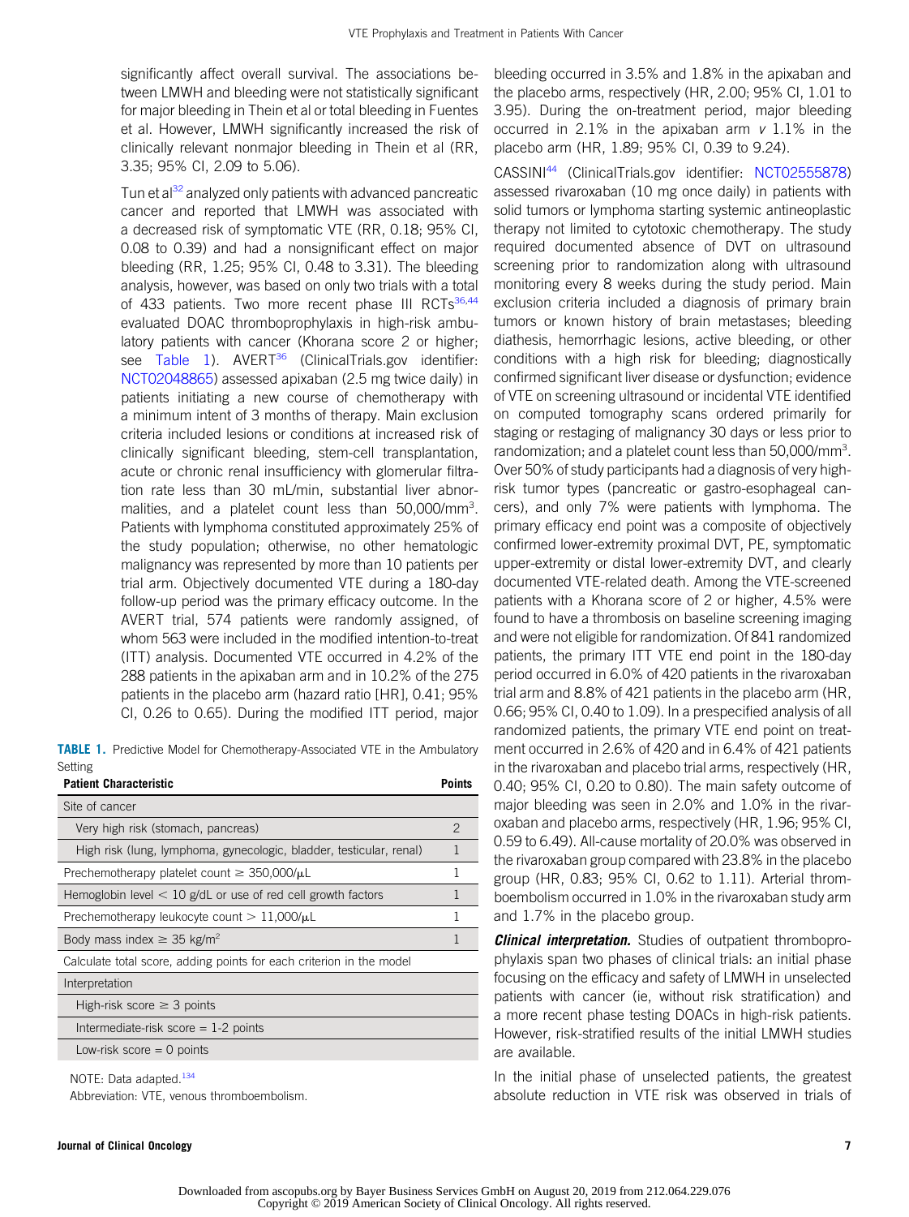significantly affect overall survival. The associations between LMWH and bleeding were not statistically significant for major bleeding in Thein et al or total bleeding in Fuentes et al. However, LMWH significantly increased the risk of clinically relevant nonmajor bleeding in Thein et al (RR, 3.35; 95% CI, 2.09 to 5.06).

Tun et al[32] analyzed only patients with advanced pancreatic cancer and reported that LMWH was associated with a decreased risk of symptomatic VTE (RR, 0.18; 95% CI, 0.08 to 0.39) and had a nonsignificant effect on major bleeding (RR, 1.25; 95% CI, 0.48 to 3.31). The bleeding analysis, however, was based on only two trials with a total of 433 patients. Two more recent phase III RCTs[36,44] evaluated DOAC thromboprophylaxis in high-risk ambulatory patients with cancer (Khorana score 2 or higher; see Table 1). AVERT[36] (ClinicalTrials.gov identifier: NCT02048865) assessed apixaban (2.5 mg twice daily) in patients initiating a new course of chemotherapy with a minimum intent of 3 months of therapy. Main exclusion criteria included lesions or conditions at increased risk of clinically significant bleeding, stem-cell transplantation, acute or chronic renal insufficiency with glomerular filtration rate less than 30 mL/min, substantial liver abnormalities, and a platelet count less than 50,000/mm$^3$. Patients with lymphoma constituted approximately 25% of the study population; otherwise, no other hematologic malignancy was represented by more than 10 patients per trial arm. Objectively documented VTE during a 180-day follow-up period was the primary efficacy outcome. In the AVERT trial, 574 patients were randomly assigned, of whom 563 were included in the modified intention-to-treat (ITT) analysis. Documented VTE occurred in 4.2% of the 288 patients in the apixaban arm and in 10.2% of the 275 patients in the placebo arm (hazard ratio [HR], 0.41; 95% CI, 0.26 to 0.65). During the modified ITT period, major bleeding occurred in 3.5% and 1.8% in the apixaban and the placebo arms, respectively (HR, 2.00; 95% CI, 1.01 to 3.95). During the on-treatment period, major bleeding occurred in 2.1% in the apixaban arm *v* 1.1% in the placebo arm (HR, 1.89; 95% CI, 0.39 to 9.24).

**TABLE 1.** Predictive Model for Chemotherapy-Associated VTE in the Ambulatory Setting

| Patient Characteristic | Points |
|---|---|
| Site of cancer | |
| Very high risk (stomach, pancreas) | 2 |
| High risk (lung, lymphoma, gynecologic, bladder, testicular, renal) | 1 |
| Prechemotherapy platelet count ≥ 350,000/μL | 1 |
| Hemoglobin level < 10 g/dL or use of red cell growth factors | 1 |
| Prechemotherapy leukocyte count > 11,000/μL | 1 |
| Body mass index ≥ 35 kg/m$^2$ | 1 |
| Calculate total score, adding points for each criterion in the model | |
| Interpretation | |
| High-risk score ≥ 3 points | |
| Intermediate-risk score = 1-2 points | |
| Low-risk score = 0 points | |

NOTE: Data adapted.[134]

Abbreviation: VTE, venous thromboembolism.

CASSINI[44] (ClinicalTrials.gov identifier: NCT02555878) assessed rivaroxaban (10 mg once daily) in patients with solid tumors or lymphoma starting systemic antineoplastic therapy not limited to cytotoxic chemotherapy. The study required documented absence of DVT on ultrasound screening prior to randomization along with ultrasound monitoring every 8 weeks during the study period. Main exclusion criteria included a diagnosis of primary brain tumors or known history of brain metastases; bleeding diathesis, hemorrhagic lesions, active bleeding, or other conditions with a high risk for bleeding; diagnostically confirmed significant liver disease or dysfunction; evidence of VTE on screening ultrasound or incidental VTE identified on computed tomography scans ordered primarily for staging or restaging of malignancy 30 days or less prior to randomization; and a platelet count less than 50,000/mm$^3$. Over 50% of study participants had a diagnosis of very high-risk tumor types (pancreatic or gastro-esophageal cancers), and only 7% were patients with lymphoma. The primary efficacy end point was a composite of objectively confirmed lower-extremity proximal DVT, PE, symptomatic upper-extremity or distal lower-extremity DVT, and clearly documented VTE-related death. Among the VTE-screened patients with a Khorana score of 2 or higher, 4.5% were found to have a thrombosis on baseline screening imaging and were not eligible for randomization. Of 841 randomized patients, the primary ITT VTE end point in the 180-day period occurred in 6.0% of 420 patients in the rivaroxaban trial arm and 8.8% of 421 patients in the placebo arm (HR, 0.66; 95% CI, 0.40 to 1.09). In a prespecified analysis of all randomized patients, the primary VTE end point on treatment occurred in 2.6% of 420 and in 6.4% of 421 patients in the rivaroxaban and placebo trial arms, respectively (HR, 0.40; 95% CI, 0.20 to 0.80). The main safety outcome of major bleeding was seen in 2.0% and 1.0% in the rivaroxaban and placebo arms, respectively (HR, 1.96; 95% CI, 0.59 to 6.49). All-cause mortality of 20.0% was observed in the rivaroxaban group compared with 23.8% in the placebo group (HR, 0.83; 95% CI, 0.62 to 1.11). Arterial thromboembolism occurred in 1.0% in the rivaroxaban study arm and 1.7% in the placebo group.

***Clinical interpretation.*** Studies of outpatient thromboprophylaxis span two phases of clinical trials: an initial phase focusing on the efficacy and safety of LMWH in unselected patients with cancer (ie, without risk stratification) and a more recent phase testing DOACs in high-risk patients. However, risk-stratified results of the initial LMWH studies are available.

In the initial phase of unselected patients, the greatest absolute reduction in VTE risk was observed in trials of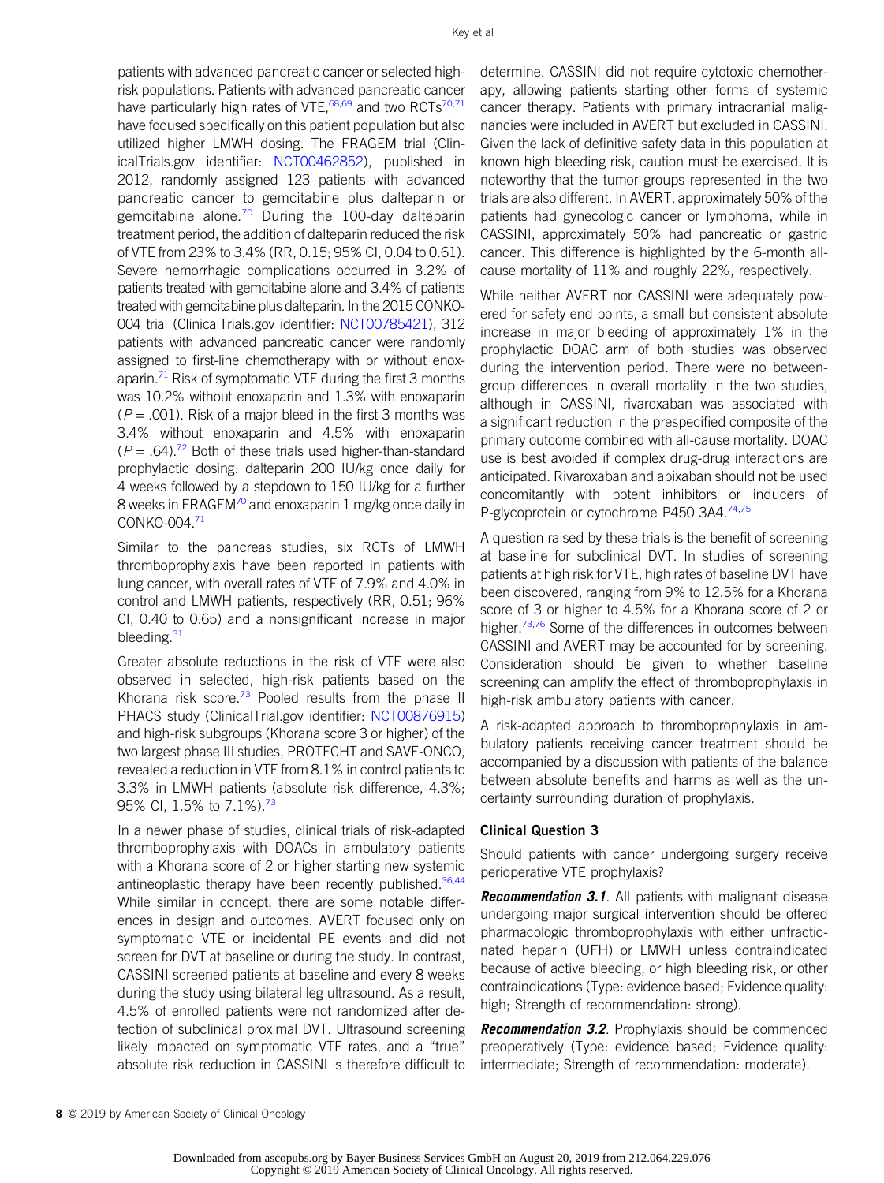patients with advanced pancreatic cancer or selected high-risk populations. Patients with advanced pancreatic cancer have particularly high rates of VTE,[68,69] and two RCTs[70,71] have focused specifically on this patient population but also utilized higher LMWH dosing. The FRAGEM trial (ClinicalTrials.gov identifier: NCT00462852), published in 2012, randomly assigned 123 patients with advanced pancreatic cancer to gemcitabine plus dalteparin or gemcitabine alone.[70] During the 100-day dalteparin treatment period, the addition of dalteparin reduced the risk of VTE from 23% to 3.4% (RR, 0.15; 95% CI, 0.04 to 0.61). Severe hemorrhagic complications occurred in 3.2% of patients treated with gemcitabine alone and 3.4% of patients treated with gemcitabine plus dalteparin. In the 2015 CONKO-004 trial (ClinicalTrials.gov identifier: NCT00785421), 312 patients with advanced pancreatic cancer were randomly assigned to first-line chemotherapy with or without enoxaparin.[71] Risk of symptomatic VTE during the first 3 months was 10.2% without enoxaparin and 1.3% with enoxaparin ($P = .001$). Risk of a major bleed in the first 3 months was 3.4% without enoxaparin and 4.5% with enoxaparin ($P = .64$).[72] Both of these trials used higher-than-standard prophylactic dosing: dalteparin 200 IU/kg once daily for 4 weeks followed by a stepdown to 150 IU/kg for a further 8 weeks in FRAGEM[70] and enoxaparin 1 mg/kg once daily in CONKO-004.[71]

Similar to the pancreas studies, six RCTs of LMWH thromboprophylaxis have been reported in patients with lung cancer, with overall rates of VTE of 7.9% and 4.0% in control and LMWH patients, respectively (RR, 0.51; 96% CI, 0.40 to 0.65) and a nonsignificant increase in major bleeding.[31]

Greater absolute reductions in the risk of VTE were also observed in selected, high-risk patients based on the Khorana risk score.[73] Pooled results from the phase II PHACS study (ClinicalTrial.gov identifier: NCT00876915) and high-risk subgroups (Khorana score 3 or higher) of the two largest phase III studies, PROTECHT and SAVE-ONCO, revealed a reduction in VTE from 8.1% in control patients to 3.3% in LMWH patients (absolute risk difference, 4.3%; 95% CI, 1.5% to 7.1%).[73]

In a newer phase of studies, clinical trials of risk-adapted thromboprophylaxis with DOACs in ambulatory patients with a Khorana score of 2 or higher starting new systemic antineoplastic therapy have been recently published.[36,44] While similar in concept, there are some notable differences in design and outcomes. AVERT focused only on symptomatic VTE or incidental PE events and did not screen for DVT at baseline or during the study. In contrast, CASSINI screened patients at baseline and every 8 weeks during the study using bilateral leg ultrasound. As a result, 4.5% of enrolled patients were not randomized after detection of subclinical proximal DVT. Ultrasound screening likely impacted on symptomatic VTE rates, and a "true" absolute risk reduction in CASSINI is therefore difficult to determine. CASSINI did not require cytotoxic chemotherapy, allowing patients starting other forms of systemic cancer therapy. Patients with primary intracranial malignancies were included in AVERT but excluded in CASSINI. Given the lack of definitive safety data in this population at known high bleeding risk, caution must be exercised. It is noteworthy that the tumor groups represented in the two trials are also different. In AVERT, approximately 50% of the patients had gynecologic cancer or lymphoma, while in CASSINI, approximately 50% had pancreatic or gastric cancer. This difference is highlighted by the 6-month all-cause mortality of 11% and roughly 22%, respectively.

While neither AVERT nor CASSINI were adequately powered for safety end points, a small but consistent absolute increase in major bleeding of approximately 1% in the prophylactic DOAC arm of both studies was observed during the intervention period. There were no between-group differences in overall mortality in the two studies, although in CASSINI, rivaroxaban was associated with a significant reduction in the prespecified composite of the primary outcome combined with all-cause mortality. DOAC use is best avoided if complex drug-drug interactions are anticipated. Rivaroxaban and apixaban should not be used concomitantly with potent inhibitors or inducers of P-glycoprotein or cytochrome P450 3A4.[74,75]

A question raised by these trials is the benefit of screening at baseline for subclinical DVT. In studies of screening patients at high risk for VTE, high rates of baseline DVT have been discovered, ranging from 9% to 12.5% for a Khorana score of 3 or higher to 4.5% for a Khorana score of 2 or higher.[73,76] Some of the differences in outcomes between CASSINI and AVERT may be accounted for by screening. Consideration should be given to whether baseline screening can amplify the effect of thromboprophylaxis in high-risk ambulatory patients with cancer.

A risk-adapted approach to thromboprophylaxis in ambulatory patients receiving cancer treatment should be accompanied by a discussion with patients of the balance between absolute benefits and harms as well as the uncertainty surrounding duration of prophylaxis.

### Clinical Question 3

Should patients with cancer undergoing surgery receive perioperative VTE prophylaxis?

***Recommendation 3.1***. All patients with malignant disease undergoing major surgical intervention should be offered pharmacologic thromboprophylaxis with either unfractionated heparin (UFH) or LMWH unless contraindicated because of active bleeding, or high bleeding risk, or other contraindications (Type: evidence based; Evidence quality: high; Strength of recommendation: strong).

***Recommendation 3.2***. Prophylaxis should be commenced preoperatively (Type: evidence based; Evidence quality: intermediate; Strength of recommendation: moderate).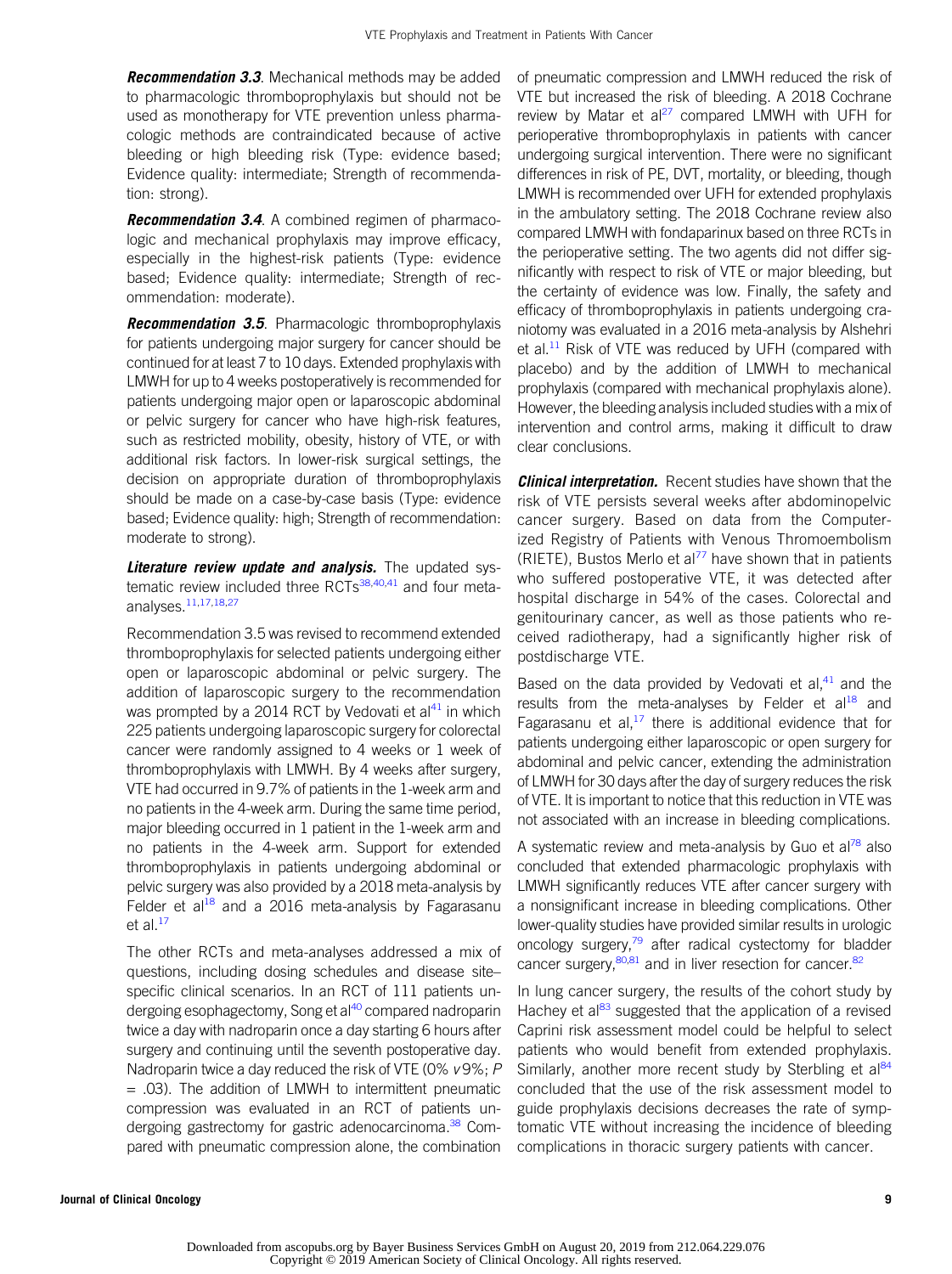***Recommendation 3.3***. Mechanical methods may be added to pharmacologic thromboprophylaxis but should not be used as monotherapy for VTE prevention unless pharmacologic methods are contraindicated because of active bleeding or high bleeding risk (Type: evidence based; Evidence quality: intermediate; Strength of recommendation: strong).

***Recommendation 3.4***. A combined regimen of pharmacologic and mechanical prophylaxis may improve efficacy, especially in the highest-risk patients (Type: evidence based; Evidence quality: intermediate; Strength of recommendation: moderate).

***Recommendation 3.5***. Pharmacologic thromboprophylaxis for patients undergoing major surgery for cancer should be continued for at least 7 to 10 days. Extended prophylaxis with LMWH for up to 4 weeks postoperatively is recommended for patients undergoing major open or laparoscopic abdominal or pelvic surgery for cancer who have high-risk features, such as restricted mobility, obesity, history of VTE, or with additional risk factors. In lower-risk surgical settings, the decision on appropriate duration of thromboprophylaxis should be made on a case-by-case basis (Type: evidence based; Evidence quality: high; Strength of recommendation: moderate to strong).

***Literature review update and analysis.*** The updated systematic review included three RCTs[38,40,41] and four meta-analyses.[11,17,18,27]

Recommendation 3.5 was revised to recommend extended thromboprophylaxis for selected patients undergoing either open or laparoscopic abdominal or pelvic surgery. The addition of laparoscopic surgery to the recommendation was prompted by a 2014 RCT by Vedovati et al[41] in which 225 patients undergoing laparoscopic surgery for colorectal cancer were randomly assigned to 4 weeks or 1 week of thromboprophylaxis with LMWH. By 4 weeks after surgery, VTE had occurred in 9.7% of patients in the 1-week arm and no patients in the 4-week arm. During the same time period, major bleeding occurred in 1 patient in the 1-week arm and no patients in the 4-week arm. Support for extended thromboprophylaxis in patients undergoing abdominal or pelvic surgery was also provided by a 2018 meta-analysis by Felder et al[18] and a 2016 meta-analysis by Fagarasanu et al.[17]

The other RCTs and meta-analyses addressed a mix of questions, including dosing schedules and disease site–specific clinical scenarios. In an RCT of 111 patients undergoing esophagectomy, Song et al[40] compared nadroparin twice a day with nadroparin once a day starting 6 hours after surgery and continuing until the seventh postoperative day. Nadroparin twice a day reduced the risk of VTE (0% *v* 9%; $P = .03$). The addition of LMWH to intermittent pneumatic compression was evaluated in an RCT of patients undergoing gastrectomy for gastric adenocarcinoma.[38] Compared with pneumatic compression alone, the combination of pneumatic compression and LMWH reduced the risk of VTE but increased the risk of bleeding. A 2018 Cochrane review by Matar et al[27] compared LMWH with UFH for perioperative thromboprophylaxis in patients with cancer undergoing surgical intervention. There were no significant differences in risk of PE, DVT, mortality, or bleeding, though LMWH is recommended over UFH for extended prophylaxis in the ambulatory setting. The 2018 Cochrane review also compared LMWH with fondaparinux based on three RCTs in the perioperative setting. The two agents did not differ significantly with respect to risk of VTE or major bleeding, but the certainty of evidence was low. Finally, the safety and efficacy of thromboprophylaxis in patients undergoing craniotomy was evaluated in a 2016 meta-analysis by Alshehri et al.[11] Risk of VTE was reduced by UFH (compared with placebo) and by the addition of LMWH to mechanical prophylaxis (compared with mechanical prophylaxis alone). However, the bleeding analysis included studies with a mix of intervention and control arms, making it difficult to draw clear conclusions.

***Clinical interpretation.*** Recent studies have shown that the risk of VTE persists several weeks after abdominopelvic cancer surgery. Based on data from the Computerized Registry of Patients with Venous Thromboembolism (RIETE), Bustos Merlo et al[77] have shown that in patients who suffered postoperative VTE, it was detected after hospital discharge in 54% of the cases. Colorectal and genitourinary cancer, as well as those patients who received radiotherapy, had a significantly higher risk of postdischarge VTE.

Based on the data provided by Vedovati et al,[41] and the results from the meta-analyses by Felder et al[18] and Fagarasanu et al,[17] there is additional evidence that for patients undergoing either laparoscopic or open surgery for abdominal and pelvic cancer, extending the administration of LMWH for 30 days after the day of surgery reduces the risk of VTE. It is important to notice that this reduction in VTE was not associated with an increase in bleeding complications.

A systematic review and meta-analysis by Guo et al[78] also concluded that extended pharmacologic prophylaxis with LMWH significantly reduces VTE after cancer surgery with a nonsignificant increase in bleeding complications. Other lower-quality studies have provided similar results in urologic oncology surgery,[79] after radical cystectomy for bladder cancer surgery,[80,81] and in liver resection for cancer.[82]

In lung cancer surgery, the results of the cohort study by Hachey et al[83] suggested that the application of a revised Caprini risk assessment model could be helpful to select patients who would benefit from extended prophylaxis. Similarly, another more recent study by Sterbling et al[84] concluded that the use of the risk assessment model to guide prophylaxis decisions decreases the rate of symptomatic VTE without increasing the incidence of bleeding complications in thoracic surgery patients with cancer.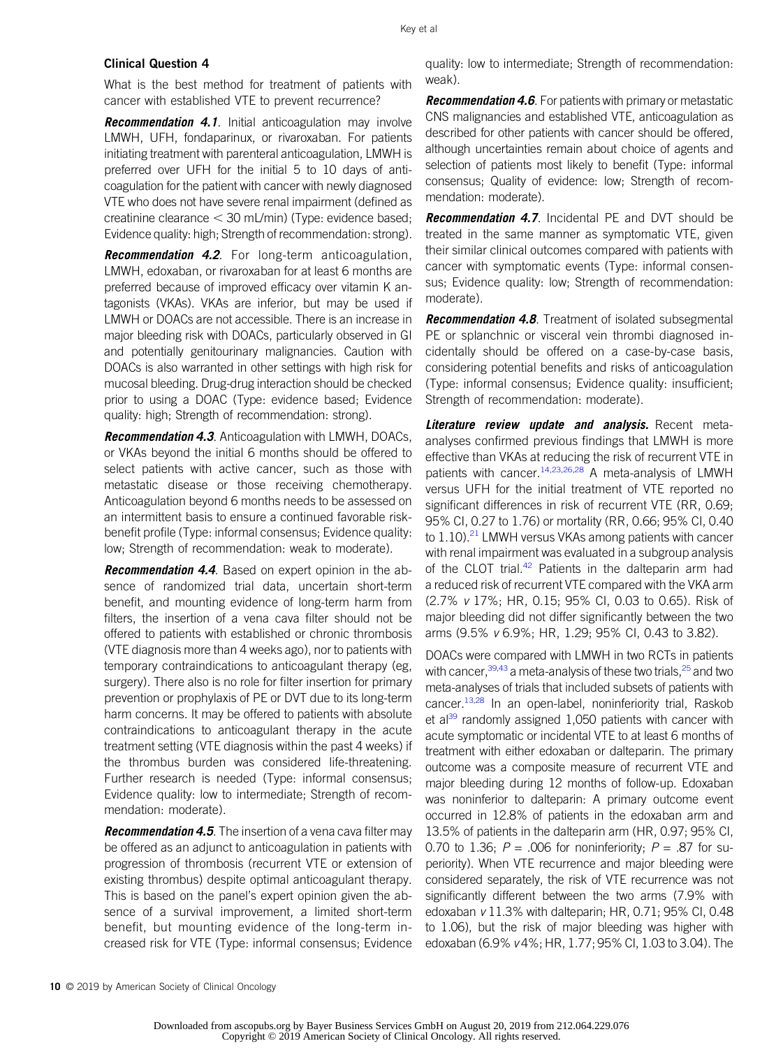### Clinical Question 4

What is the best method for treatment of patients with cancer with established VTE to prevent recurrence?

***Recommendation 4.1***. Initial anticoagulation may involve LMWH, UFH, fondaparinux, or rivaroxaban. For patients initiating treatment with parenteral anticoagulation, LMWH is preferred over UFH for the initial 5 to 10 days of anticoagulation for the patient with cancer with newly diagnosed VTE who does not have severe renal impairment (defined as creatinine clearance < 30 mL/min) (Type: evidence based; Evidence quality: high; Strength of recommendation: strong).

***Recommendation 4.2***. For long-term anticoagulation, LMWH, edoxaban, or rivaroxaban for at least 6 months are preferred because of improved efficacy over vitamin K antagonists (VKAs). VKAs are inferior, but may be used if LMWH or DOACs are not accessible. There is an increase in major bleeding risk with DOACs, particularly observed in GI and potentially genitourinary malignancies. Caution with DOACs is also warranted in other settings with high risk for mucosal bleeding. Drug-drug interaction should be checked prior to using a DOAC (Type: evidence based; Evidence quality: high; Strength of recommendation: strong).

***Recommendation 4.3***. Anticoagulation with LMWH, DOACs, or VKAs beyond the initial 6 months should be offered to select patients with active cancer, such as those with metastatic disease or those receiving chemotherapy. Anticoagulation beyond 6 months needs to be assessed on an intermittent basis to ensure a continued favorable risk-benefit profile (Type: informal consensus; Evidence quality: low; Strength of recommendation: weak to moderate).

***Recommendation 4.4***. Based on expert opinion in the absence of randomized trial data, uncertain short-term benefit, and mounting evidence of long-term harm from filters, the insertion of a vena cava filter should not be offered to patients with established or chronic thrombosis (VTE diagnosis more than 4 weeks ago), nor to patients with temporary contraindications to anticoagulant therapy (eg, surgery). There also is no role for filter insertion for primary prevention or prophylaxis of PE or DVT due to its long-term harm concerns. It may be offered to patients with absolute contraindications to anticoagulant therapy in the acute treatment setting (VTE diagnosis within the past 4 weeks) if the thrombus burden was considered life-threatening. Further research is needed (Type: informal consensus; Evidence quality: low to intermediate; Strength of recommendation: moderate).

***Recommendation 4.5***. The insertion of a vena cava filter may be offered as an adjunct to anticoagulation in patients with progression of thrombosis (recurrent VTE or extension of existing thrombus) despite optimal anticoagulant therapy. This is based on the panel's expert opinion given the absence of a survival improvement, a limited short-term benefit, but mounting evidence of the long-term increased risk for VTE (Type: informal consensus; Evidence quality: low to intermediate; Strength of recommendation: weak).

***Recommendation 4.6***. For patients with primary or metastatic CNS malignancies and established VTE, anticoagulation as described for other patients with cancer should be offered, although uncertainties remain about choice of agents and selection of patients most likely to benefit (Type: informal consensus; Quality of evidence: low; Strength of recommendation: moderate).

***Recommendation 4.7***. Incidental PE and DVT should be treated in the same manner as symptomatic VTE, given their similar clinical outcomes compared with patients with cancer with symptomatic events (Type: informal consensus; Evidence quality: low; Strength of recommendation: moderate).

***Recommendation 4.8***. Treatment of isolated subsegmental PE or splanchnic or visceral vein thrombi diagnosed incidentally should be offered on a case-by-case basis, considering potential benefits and risks of anticoagulation (Type: informal consensus; Evidence quality: insufficient; Strength of recommendation: moderate).

***Literature review update and analysis.*** Recent meta-analyses confirmed previous findings that LMWH is more effective than VKAs at reducing the risk of recurrent VTE in patients with cancer.[14,23,26,28] A meta-analysis of LMWH versus UFH for the initial treatment of VTE reported no significant differences in risk of recurrent VTE (RR, 0.69; 95% CI, 0.27 to 1.76) or mortality (RR, 0.66; 95% CI, 0.40 to 1.10).[21] LMWH versus VKAs among patients with cancer with renal impairment was evaluated in a subgroup analysis of the CLOT trial.[42] Patients in the dalteparin arm had a reduced risk of recurrent VTE compared with the VKA arm (2.7% *v* 17%; HR, 0.15; 95% CI, 0.03 to 0.65). Risk of major bleeding did not differ significantly between the two arms (9.5% *v* 6.9%; HR, 1.29; 95% CI, 0.43 to 3.82).

DOACs were compared with LMWH in two RCTs in patients with cancer,[39,43] a meta-analysis of these two trials,[25] and two meta-analyses of trials that included subsets of patients with cancer.[13,28] In an open-label, noninferiority trial, Raskob et al[39] randomly assigned 1,050 patients with cancer with acute symptomatic or incidental VTE to at least 6 months of treatment with either edoxaban or dalteparin. The primary outcome was a composite measure of recurrent VTE and major bleeding during 12 months of follow-up. Edoxaban was noninferior to dalteparin: A primary outcome event occurred in 12.8% of patients in the edoxaban arm and 13.5% of patients in the dalteparin arm (HR, 0.97; 95% CI, 0.70 to 1.36; $P = .006$ for noninferiority; $P = .87$ for superiority). When VTE recurrence and major bleeding were considered separately, the risk of VTE recurrence was not significantly different between the two arms (7.9% with edoxaban *v* 11.3% with dalteparin; HR, 0.71; 95% CI, 0.48 to 1.06), but the risk of major bleeding was higher with edoxaban (6.9% *v* 4%; HR, 1.77; 95% CI, 1.03 to 3.04). The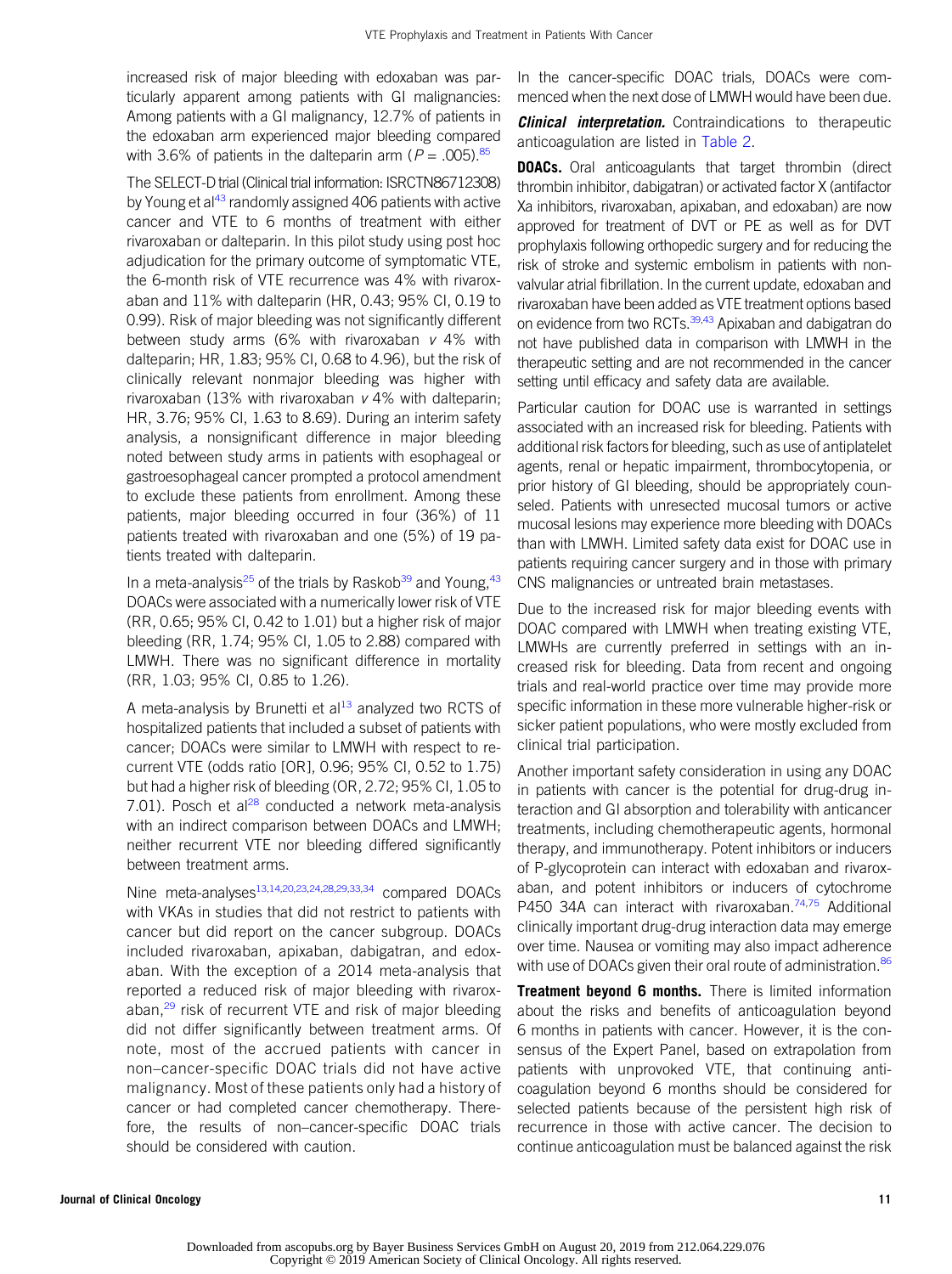increased risk of major bleeding with edoxaban was particularly apparent among patients with GI malignancies: Among patients with a GI malignancy, 12.7% of patients in the edoxaban arm experienced major bleeding compared with 3.6% of patients in the dalteparin arm ($P$ = .005).[85]

The SELECT-D trial (Clinical trial information: ISRCTN86712308) by Young et al[43] randomly assigned 406 patients with active cancer and VTE to 6 months of treatment with either rivaroxaban or dalteparin. In this pilot study using post hoc adjudication for the primary outcome of symptomatic VTE, the 6-month risk of VTE recurrence was 4% with rivaroxaban and 11% with dalteparin (HR, 0.43; 95% CI, 0.19 to 0.99). Risk of major bleeding was not significantly different between study arms (6% with rivaroxaban *v* 4% with dalteparin; HR, 1.83; 95% CI, 0.68 to 4.96), but the risk of clinically relevant nonmajor bleeding was higher with rivaroxaban (13% with rivaroxaban *v* 4% with dalteparin; HR, 3.76; 95% CI, 1.63 to 8.69). During an interim safety analysis, a nonsignificant difference in major bleeding noted between study arms in patients with esophageal or gastroesophageal cancer prompted a protocol amendment to exclude these patients from enrollment. Among these patients, major bleeding occurred in four (36%) of 11 patients treated with rivaroxaban and one (5%) of 19 patients treated with dalteparin.

In a meta-analysis[25] of the trials by Raskob[39] and Young,[43] DOACs were associated with a numerically lower risk of VTE (RR, 0.65; 95% CI, 0.42 to 1.01) but a higher risk of major bleeding (RR, 1.74; 95% CI, 1.05 to 2.88) compared with LMWH. There was no significant difference in mortality (RR, 1.03; 95% CI, 0.85 to 1.26).

A meta-analysis by Brunetti et al[13] analyzed two RCTS of hospitalized patients that included a subset of patients with cancer; DOACs were similar to LMWH with respect to recurrent VTE (odds ratio [OR], 0.96; 95% CI, 0.52 to 1.75) but had a higher risk of bleeding (OR, 2.72; 95% CI, 1.05 to 7.01). Posch et al[28] conducted a network meta-analysis with an indirect comparison between DOACs and LMWH; neither recurrent VTE nor bleeding differed significantly between treatment arms.

Nine meta-analyses[13,14,20,23,24,28,29,33,34] compared DOACs with VKAs in studies that did not restrict to patients with cancer but did report on the cancer subgroup. DOACs included rivaroxaban, apixaban, dabigatran, and edoxaban. With the exception of a 2014 meta-analysis that reported a reduced risk of major bleeding with rivaroxaban,[29] risk of recurrent VTE and risk of major bleeding did not differ significantly between treatment arms. Of note, most of the accrued patients with cancer in non–cancer-specific DOAC trials did not have active malignancy. Most of these patients only had a history of cancer or had completed cancer chemotherapy. Therefore, the results of non–cancer-specific DOAC trials should be considered with caution.

In the cancer-specific DOAC trials, DOACs were commenced when the next dose of LMWH would have been due.

***Clinical interpretation.*** Contraindications to therapeutic anticoagulation are listed in Table 2.

**DOACs.** Oral anticoagulants that target thrombin (direct thrombin inhibitor, dabigatran) or activated factor X (antifactor Xa inhibitors, rivaroxaban, apixaban, and edoxaban) are now approved for treatment of DVT or PE as well as for DVT prophylaxis following orthopedic surgery and for reducing the risk of stroke and systemic embolism in patients with nonvalvular atrial fibrillation. In the current update, edoxaban and rivaroxaban have been added as VTE treatment options based on evidence from two RCTs.[39,43] Apixaban and dabigatran do not have published data in comparison with LMWH in the therapeutic setting and are not recommended in the cancer setting until efficacy and safety data are available.

Particular caution for DOAC use is warranted in settings associated with an increased risk for bleeding. Patients with additional risk factors for bleeding, such as use of antiplatelet agents, renal or hepatic impairment, thrombocytopenia, or prior history of GI bleeding, should be appropriately counseled. Patients with unresected mucosal tumors or active mucosal lesions may experience more bleeding with DOACs than with LMWH. Limited safety data exist for DOAC use in patients requiring cancer surgery and in those with primary CNS malignancies or untreated brain metastases.

Due to the increased risk for major bleeding events with DOAC compared with LMWH when treating existing VTE, LMWHs are currently preferred in settings with an increased risk for bleeding. Data from recent and ongoing trials and real-world practice over time may provide more specific information in these more vulnerable higher-risk or sicker patient populations, who were mostly excluded from clinical trial participation.

Another important safety consideration in using any DOAC in patients with cancer is the potential for drug-drug interaction and GI absorption and tolerability with anticancer treatments, including chemotherapeutic agents, hormonal therapy, and immunotherapy. Potent inhibitors or inducers of P-glycoprotein can interact with edoxaban and rivaroxaban, and potent inhibitors or inducers of cytochrome P450 34A can interact with rivaroxaban.[74,75] Additional clinically important drug-drug interaction data may emerge over time. Nausea or vomiting may also impact adherence with use of DOACs given their oral route of administration.[86]

**Treatment beyond 6 months.** There is limited information about the risks and benefits of anticoagulation beyond 6 months in patients with cancer. However, it is the consensus of the Expert Panel, based on extrapolation from patients with unprovoked VTE, that continuing anticoagulation beyond 6 months should be considered for selected patients because of the persistent high risk of recurrence in those with active cancer. The decision to continue anticoagulation must be balanced against the risk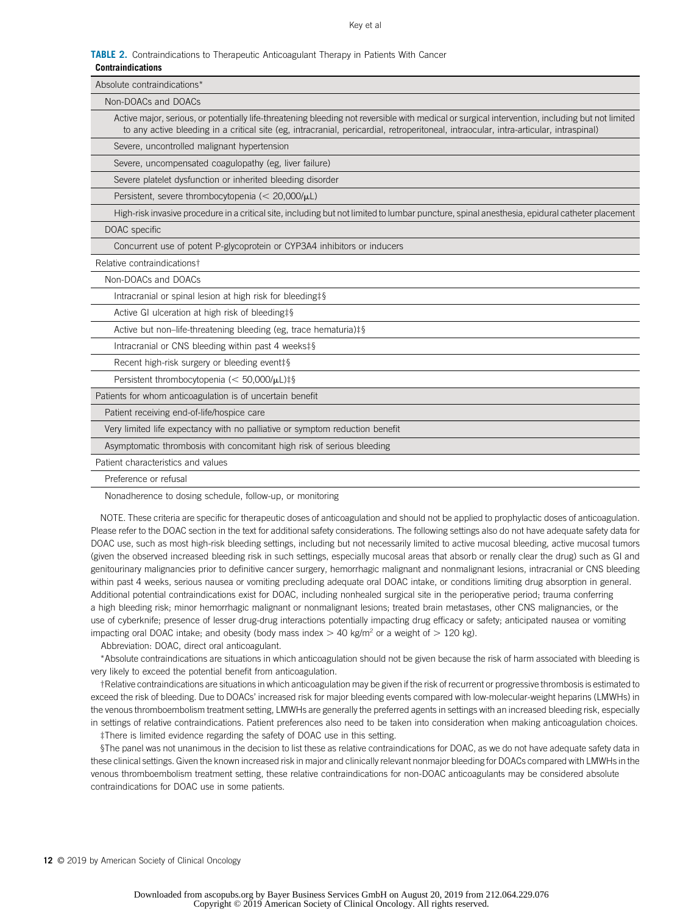**TABLE 2.** Contraindications to Therapeutic Anticoagulant Therapy in Patients With Cancer

| Contraindications |
|---|
| Absolute contraindications* |
| Non-DOACs and DOACs |
| Active major, serious, or potentially life-threatening bleeding not reversible with medical or surgical intervention, including but not limited to any active bleeding in a critical site (eg, intracranial, pericardial, retroperitoneal, intraocular, intra-articular, intraspinal) |
| Severe, uncontrolled malignant hypertension |
| Severe, uncompensated coagulopathy (eg, liver failure) |
| Severe platelet dysfunction or inherited bleeding disorder |
| Persistent, severe thrombocytopenia (< 20,000/μL) |
| High-risk invasive procedure in a critical site, including but not limited to lumbar puncture, spinal anesthesia, epidural catheter placement |
| DOAC specific |
| Concurrent use of potent P-glycoprotein or CYP3A4 inhibitors or inducers |
| Relative contraindications† |
| Non-DOACs and DOACs |
| Intracranial or spinal lesion at high risk for bleeding‡§ |
| Active GI ulceration at high risk of bleeding‡§ |
| Active but non–life-threatening bleeding (eg, trace hematuria)‡§ |
| Intracranial or CNS bleeding within past 4 weeks‡§ |
| Recent high-risk surgery or bleeding event‡§ |
| Persistent thrombocytopenia (< 50,000/μL)‡§ |
| Patients for whom anticoagulation is of uncertain benefit |
| Patient receiving end-of-life/hospice care |
| Very limited life expectancy with no palliative or symptom reduction benefit |
| Asymptomatic thrombosis with concomitant high risk of serious bleeding |
| Patient characteristics and values |
| Preference or refusal |
| Nonadherence to dosing schedule, follow-up, or monitoring |

NOTE. These criteria are specific for therapeutic doses of anticoagulation and should not be applied to prophylactic doses of anticoagulation. Please refer to the DOAC section in the text for additional safety considerations. The following settings also do not have adequate safety data for DOAC use, such as most high-risk bleeding settings, including but not necessarily limited to active mucosal bleeding, active mucosal tumors (given the observed increased bleeding risk in such settings, especially mucosal areas that absorb or renally clear the drug) such as GI and genitourinary malignancies prior to definitive cancer surgery, hemorrhagic malignant and nonmalignant lesions, intracranial or CNS bleeding within past 4 weeks, serious nausea or vomiting precluding adequate oral DOAC intake, or conditions limiting drug absorption in general. Additional potential contraindications exist for DOAC, including nonhealed surgical site in the perioperative period; trauma conferring a high bleeding risk; minor hemorrhagic malignant or nonmalignant lesions; treated brain metastases, other CNS malignancies, or the use of cyberknife; presence of lesser drug-drug interactions potentially impacting drug efficacy or safety; anticipated nausea or vomiting impacting oral DOAC intake; and obesity (body mass index > 40 kg/m$^2$ or a weight of > 120 kg).

Abbreviation: DOAC, direct oral anticoagulant.

*Absolute contraindications are situations in which anticoagulation should not be given because the risk of harm associated with bleeding is very likely to exceed the potential benefit from anticoagulation.

†Relative contraindications are situations in which anticoagulation may be given if the risk of recurrent or progressive thrombosis is estimated to exceed the risk of bleeding. Due to DOACs' increased risk for major bleeding events compared with low-molecular-weight heparins (LMWHs) in the venous thromboembolism treatment setting, LMWHs are generally the preferred agents in settings with an increased bleeding risk, especially in settings of relative contraindications. Patient preferences also need to be taken into consideration when making anticoagulation choices.

‡There is limited evidence regarding the safety of DOAC use in this setting.

§The panel was not unanimous in the decision to list these as relative contraindications for DOAC, as we do not have adequate safety data in these clinical settings. Given the known increased risk in major and clinically relevant nonmajor bleeding for DOACs compared with LMWHs in the venous thromboembolism treatment setting, these relative contraindications for non-DOAC anticoagulants may be considered absolute contraindications for DOAC use in some patients.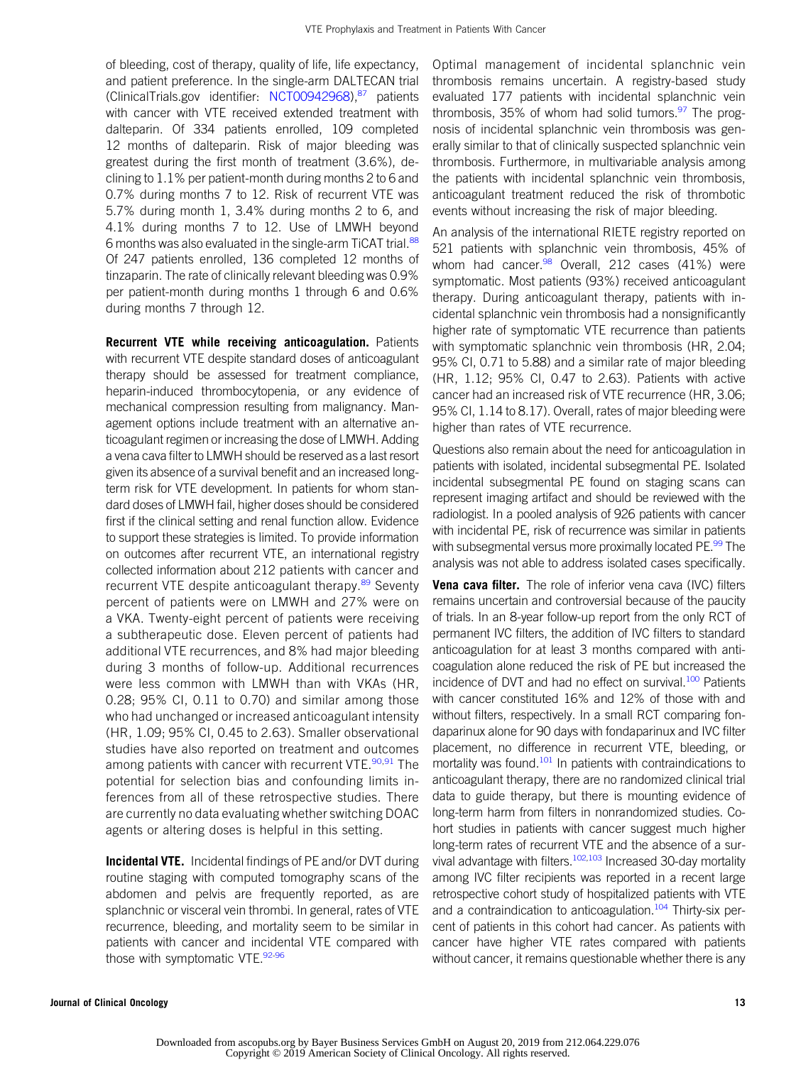of bleeding, cost of therapy, quality of life, life expectancy, and patient preference. In the single-arm DALTECAN trial (ClinicalTrials.gov identifier: NCT00942968),[87] patients with cancer with VTE received extended treatment with dalteparin. Of 334 patients enrolled, 109 completed 12 months of dalteparin. Risk of major bleeding was greatest during the first month of treatment (3.6%), declining to 1.1% per patient-month during months 2 to 6 and 0.7% during months 7 to 12. Risk of recurrent VTE was 5.7% during month 1, 3.4% during months 2 to 6, and 4.1% during months 7 to 12. Use of LMWH beyond 6 months was also evaluated in the single-arm TiCAT trial.[88] Of 247 patients enrolled, 136 completed 12 months of tinzaparin. The rate of clinically relevant bleeding was 0.9% per patient-month during months 1 through 6 and 0.6% during months 7 through 12.

**Recurrent VTE while receiving anticoagulation.** Patients with recurrent VTE despite standard doses of anticoagulant therapy should be assessed for treatment compliance, heparin-induced thrombocytopenia, or any evidence of mechanical compression resulting from malignancy. Management options include treatment with an alternative anticoagulant regimen or increasing the dose of LMWH. Adding a vena cava filter to LMWH should be reserved as a last resort given its absence of a survival benefit and an increased long-term risk for VTE development. In patients for whom standard doses of LMWH fail, higher doses should be considered first if the clinical setting and renal function allow. Evidence to support these strategies is limited. To provide information on outcomes after recurrent VTE, an international registry collected information about 212 patients with cancer and recurrent VTE despite anticoagulant therapy.[89] Seventy percent of patients were on LMWH and 27% were on a VKA. Twenty-eight percent of patients were receiving a subtherapeutic dose. Eleven percent of patients had additional VTE recurrences, and 8% had major bleeding during 3 months of follow-up. Additional recurrences were less common with LMWH than with VKAs (HR, 0.28; 95% CI, 0.11 to 0.70) and similar among those who had unchanged or increased anticoagulant intensity (HR, 1.09; 95% CI, 0.45 to 2.63). Smaller observational studies have also reported on treatment and outcomes among patients with cancer with recurrent VTE.[90,91] The potential for selection bias and confounding limits inferences from all of these retrospective studies. There are currently no data evaluating whether switching DOAC agents or altering doses is helpful in this setting.

**Incidental VTE.** Incidental findings of PE and/or DVT during routine staging with computed tomography scans of the abdomen and pelvis are frequently reported, as are splanchnic or visceral vein thrombi. In general, rates of VTE recurrence, bleeding, and mortality seem to be similar in patients with cancer and incidental VTE compared with those with symptomatic VTE.[92-96]

Optimal management of incidental splanchnic vein thrombosis remains uncertain. A registry-based study evaluated 177 patients with incidental splanchnic vein thrombosis, 35% of whom had solid tumors.[97] The prognosis of incidental splanchnic vein thrombosis was generally similar to that of clinically suspected splanchnic vein thrombosis. Furthermore, in multivariable analysis among the patients with incidental splanchnic vein thrombosis, anticoagulant treatment reduced the risk of thrombotic events without increasing the risk of major bleeding.

An analysis of the international RIETE registry reported on 521 patients with splanchnic vein thrombosis, 45% of whom had cancer.[98] Overall, 212 cases (41%) were symptomatic. Most patients (93%) received anticoagulant therapy. During anticoagulant therapy, patients with incidental splanchnic vein thrombosis had a nonsignificantly higher rate of symptomatic VTE recurrence than patients with symptomatic splanchnic vein thrombosis (HR, 2.04; 95% CI, 0.71 to 5.88) and a similar rate of major bleeding (HR, 1.12; 95% CI, 0.47 to 2.63). Patients with active cancer had an increased risk of VTE recurrence (HR, 3.06; 95% CI, 1.14 to 8.17). Overall, rates of major bleeding were higher than rates of VTE recurrence.

Questions also remain about the need for anticoagulation in patients with isolated, incidental subsegmental PE. Isolated incidental subsegmental PE found on staging scans can represent imaging artifact and should be reviewed with the radiologist. In a pooled analysis of 926 patients with cancer with incidental PE, risk of recurrence was similar in patients with subsegmental versus more proximally located PE.[99] The analysis was not able to address isolated cases specifically.

**Vena cava filter.** The role of inferior vena cava (IVC) filters remains uncertain and controversial because of the paucity of trials. In an 8-year follow-up report from the only RCT of permanent IVC filters, the addition of IVC filters to standard anticoagulation for at least 3 months compared with anticoagulation alone reduced the risk of PE but increased the incidence of DVT and had no effect on survival.[100] Patients with cancer constituted 16% and 12% of those with and without filters, respectively. In a small RCT comparing fondaparinux alone for 90 days with fondaparinux and IVC filter placement, no difference in recurrent VTE, bleeding, or mortality was found.[101] In patients with contraindications to anticoagulant therapy, there are no randomized clinical trial data to guide therapy, but there is mounting evidence of long-term harm from filters in nonrandomized studies. Cohort studies in patients with cancer suggest much higher long-term rates of recurrent VTE and the absence of a survival advantage with filters.[102,103] Increased 30-day mortality among IVC filter recipients was reported in a recent large retrospective cohort study of hospitalized patients with VTE and a contraindication to anticoagulation.[104] Thirty-six percent of patients in this cohort had cancer. As patients with cancer have higher VTE rates compared with patients without cancer, it remains questionable whether there is any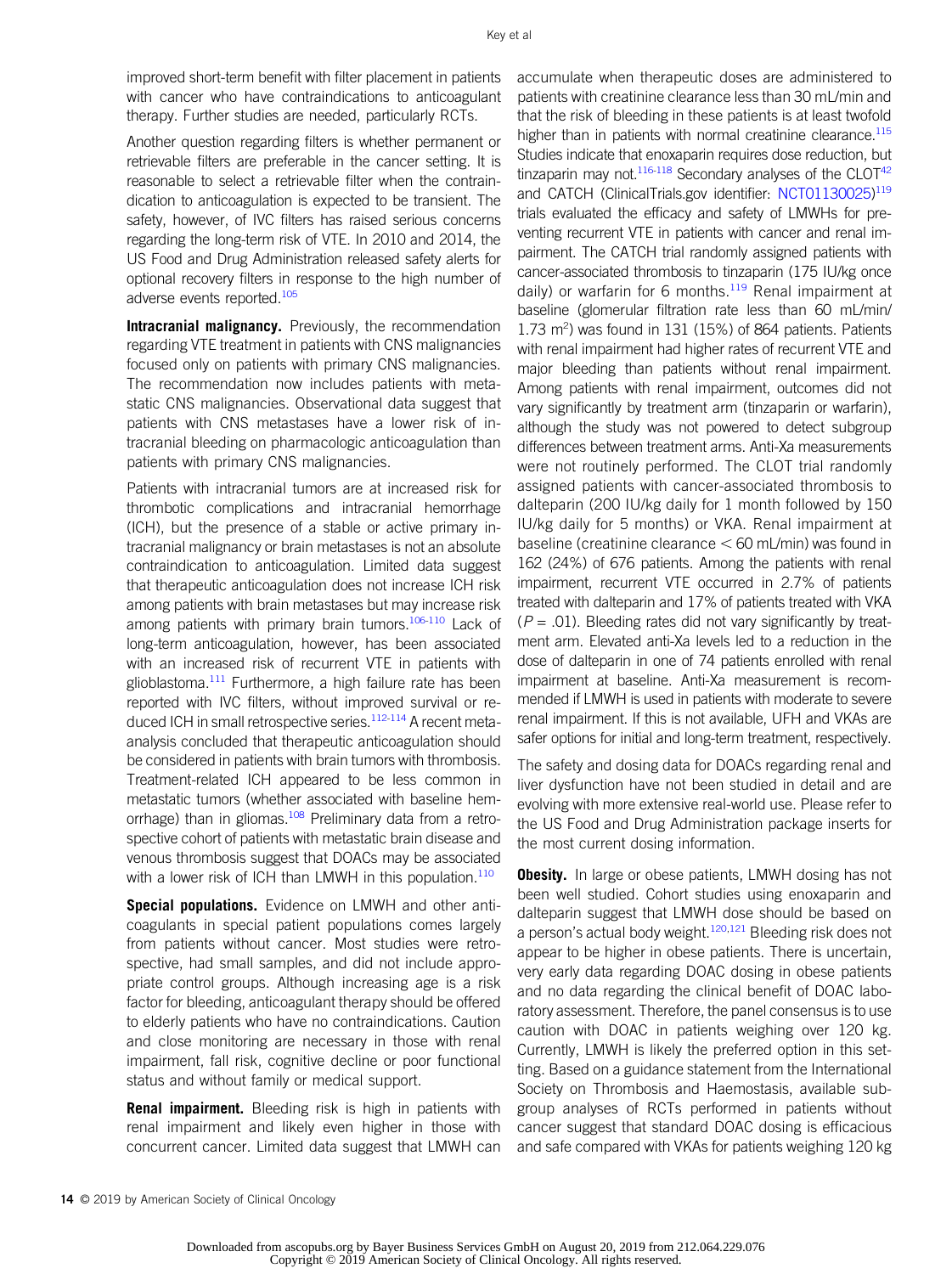improved short-term benefit with filter placement in patients with cancer who have contraindications to anticoagulant therapy. Further studies are needed, particularly RCTs.

Another question regarding filters is whether permanent or retrievable filters are preferable in the cancer setting. It is reasonable to select a retrievable filter when the contraindication to anticoagulation is expected to be transient. The safety, however, of IVC filters has raised serious concerns regarding the long-term risk of VTE. In 2010 and 2014, the US Food and Drug Administration released safety alerts for optional recovery filters in response to the high number of adverse events reported.[105]

**Intracranial malignancy.** Previously, the recommendation regarding VTE treatment in patients with CNS malignancies focused only on patients with primary CNS malignancies. The recommendation now includes patients with metastatic CNS malignancies. Observational data suggest that patients with CNS metastases have a lower risk of intracranial bleeding on pharmacologic anticoagulation than patients with primary CNS malignancies.

Patients with intracranial tumors are at increased risk for thrombotic complications and intracranial hemorrhage (ICH), but the presence of a stable or active primary intracranial malignancy or brain metastases is not an absolute contraindication to anticoagulation. Limited data suggest that therapeutic anticoagulation does not increase ICH risk among patients with brain metastases but may increase risk among patients with primary brain tumors.[106-110] Lack of long-term anticoagulation, however, has been associated with an increased risk of recurrent VTE in patients with glioblastoma.[111] Furthermore, a high failure rate has been reported with IVC filters, without improved survival or reduced ICH in small retrospective series.[112-114] A recent meta-analysis concluded that therapeutic anticoagulation should be considered in patients with brain tumors with thrombosis. Treatment-related ICH appeared to be less common in metastatic tumors (whether associated with baseline hemorrhage) than in gliomas.[108] Preliminary data from a retrospective cohort of patients with metastatic brain disease and venous thrombosis suggest that DOACs may be associated with a lower risk of ICH than LMWH in this population.[110]

**Special populations.** Evidence on LMWH and other anticoagulants in special patient populations comes largely from patients without cancer. Most studies were retrospective, had small samples, and did not include appropriate control groups. Although increasing age is a risk factor for bleeding, anticoagulant therapy should be offered to elderly patients who have no contraindications. Caution and close monitoring are necessary in those with renal impairment, fall risk, cognitive decline or poor functional status and without family or medical support.

**Renal impairment.** Bleeding risk is high in patients with renal impairment and likely even higher in those with concurrent cancer. Limited data suggest that LMWH can accumulate when therapeutic doses are administered to patients with creatinine clearance less than 30 mL/min and that the risk of bleeding in these patients is at least twofold higher than in patients with normal creatinine clearance.[115] Studies indicate that enoxaparin requires dose reduction, but tinzaparin may not.[116-118] Secondary analyses of the CLOT[42] and CATCH (ClinicalTrials.gov identifier: NCT01130025)[119] trials evaluated the efficacy and safety of LMWHs for preventing recurrent VTE in patients with cancer and renal impairment. The CATCH trial randomly assigned patients with cancer-associated thrombosis to tinzaparin (175 IU/kg once daily) or warfarin for 6 months.[119] Renal impairment at baseline (glomerular filtration rate less than 60 mL/min/1.73 $m^2$) was found in 131 (15%) of 864 patients. Patients with renal impairment had higher rates of recurrent VTE and major bleeding than patients without renal impairment. Among patients with renal impairment, outcomes did not vary significantly by treatment arm (tinzaparin or warfarin), although the study was not powered to detect subgroup differences between treatment arms. Anti-Xa measurements were not routinely performed. The CLOT trial randomly assigned patients with cancer-associated thrombosis to dalteparin (200 IU/kg daily for 1 month followed by 150 IU/kg daily for 5 months) or VKA. Renal impairment at baseline (creatinine clearance < 60 mL/min) was found in 162 (24%) of 676 patients. Among the patients with renal impairment, recurrent VTE occurred in 2.7% of patients treated with dalteparin and 17% of patients treated with VKA ($P = .01$). Bleeding rates did not vary significantly by treatment arm. Elevated anti-Xa levels led to a reduction in the dose of dalteparin in one of 74 patients enrolled with renal impairment at baseline. Anti-Xa measurement is recommended if LMWH is used in patients with moderate to severe renal impairment. If this is not available, UFH and VKAs are safer options for initial and long-term treatment, respectively.

The safety and dosing data for DOACs regarding renal and liver dysfunction have not been studied in detail and are evolving with more extensive real-world use. Please refer to the US Food and Drug Administration package inserts for the most current dosing information.

**Obesity.** In large or obese patients, LMWH dosing has not been well studied. Cohort studies using enoxaparin and dalteparin suggest that LMWH dose should be based on a person's actual body weight.[120,121] Bleeding risk does not appear to be higher in obese patients. There is uncertain, very early data regarding DOAC dosing in obese patients and no data regarding the clinical benefit of DOAC laboratory assessment. Therefore, the panel consensus is to use caution with DOAC in patients weighing over 120 kg. Currently, LMWH is likely the preferred option in this setting. Based on a guidance statement from the International Society on Thrombosis and Haemostasis, available subgroup analyses of RCTs performed in patients without cancer suggest that standard DOAC dosing is efficacious and safe compared with VKAs for patients weighing 120 kg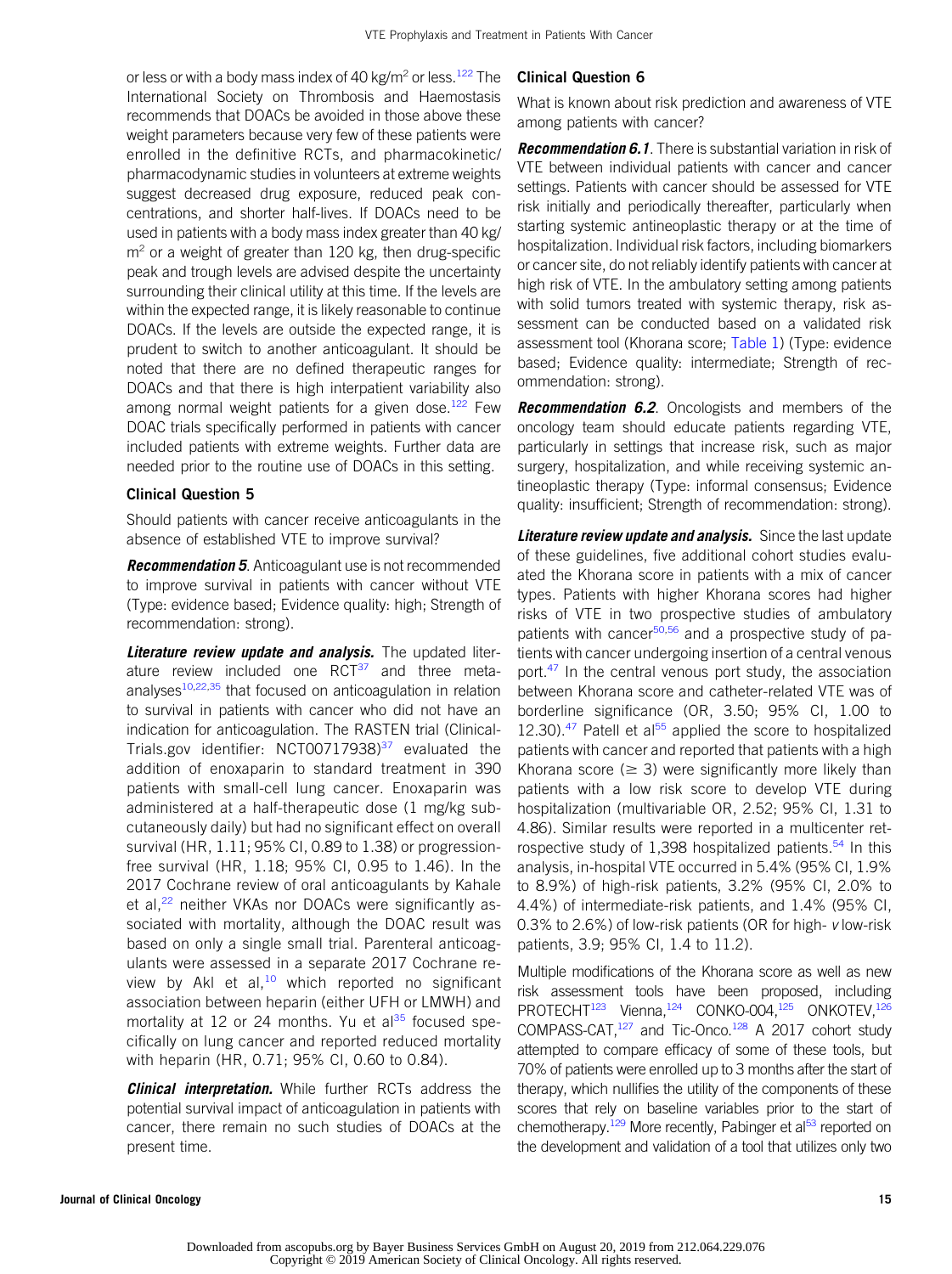or less or with a body mass index of 40 kg/m$^2$ or less.[122] The International Society on Thrombosis and Haemostasis recommends that DOACs be avoided in those above these weight parameters because very few of these patients were enrolled in the definitive RCTs, and pharmacokinetic/pharmacodynamic studies in volunteers at extreme weights suggest decreased drug exposure, reduced peak concentrations, and shorter half-lives. If DOACs need to be used in patients with a body mass index greater than 40 kg/m$^2$ or a weight of greater than 120 kg, then drug-specific peak and trough levels are advised despite the uncertainty surrounding their clinical utility at this time. If the levels are within the expected range, it is likely reasonable to continue DOACs. If the levels are outside the expected range, it is prudent to switch to another anticoagulant. It should be noted that there are no defined therapeutic ranges for DOACs and that there is high interpatient variability also among normal weight patients for a given dose.[122] Few DOAC trials specifically performed in patients with cancer included patients with extreme weights. Further data are needed prior to the routine use of DOACs in this setting.

### Clinical Question 5

Should patients with cancer receive anticoagulants in the absence of established VTE to improve survival?

***Recommendation 5***. Anticoagulant use is not recommended to improve survival in patients with cancer without VTE (Type: evidence based; Evidence quality: high; Strength of recommendation: strong).

***Literature review update and analysis.*** The updated literature review included one RCT[37] and three meta-analyses[10,22,35] that focused on anticoagulation in relation to survival in patients with cancer who did not have an indication for anticoagulation. The RASTEN trial (ClinicalTrials.gov identifier: NCT00717938)[37] evaluated the addition of enoxaparin to standard treatment in 390 patients with small-cell lung cancer. Enoxaparin was administered at a half-therapeutic dose (1 mg/kg subcutaneously daily) but had no significant effect on overall survival (HR, 1.11; 95% CI, 0.89 to 1.38) or progression-free survival (HR, 1.18; 95% CI, 0.95 to 1.46). In the 2017 Cochrane review of oral anticoagulants by Kahale et al,[22] neither VKAs nor DOACs were significantly associated with mortality, although the DOAC result was based on only a single small trial. Parenteral anticoagulants were assessed in a separate 2017 Cochrane review by Akl et al,[10] which reported no significant association between heparin (either UFH or LMWH) and mortality at 12 or 24 months. Yu et al[35] focused specifically on lung cancer and reported reduced mortality with heparin (HR, 0.71; 95% CI, 0.60 to 0.84).

***Clinical interpretation.*** While further RCTs address the potential survival impact of anticoagulation in patients with cancer, there remain no such studies of DOACs at the present time.

### Clinical Question 6

What is known about risk prediction and awareness of VTE among patients with cancer?

***Recommendation 6.1***. There is substantial variation in risk of VTE between individual patients with cancer and cancer settings. Patients with cancer should be assessed for VTE risk initially and periodically thereafter, particularly when starting systemic antineoplastic therapy or at the time of hospitalization. Individual risk factors, including biomarkers or cancer site, do not reliably identify patients with cancer at high risk of VTE. In the ambulatory setting among patients with solid tumors treated with systemic therapy, risk assessment can be conducted based on a validated risk assessment tool (Khorana score; Table 1) (Type: evidence based; Evidence quality: intermediate; Strength of recommendation: strong).

***Recommendation 6.2***. Oncologists and members of the oncology team should educate patients regarding VTE, particularly in settings that increase risk, such as major surgery, hospitalization, and while receiving systemic antineoplastic therapy (Type: informal consensus; Evidence quality: insufficient; Strength of recommendation: strong).

***Literature review update and analysis.*** Since the last update of these guidelines, five additional cohort studies evaluated the Khorana score in patients with a mix of cancer types. Patients with higher Khorana scores had higher risks of VTE in two prospective studies of ambulatory patients with cancer[50,56] and a prospective study of patients with cancer undergoing insertion of a central venous port.[47] In the central venous port study, the association between Khorana score and catheter-related VTE was of borderline significance (OR, 3.50; 95% CI, 1.00 to 12.30).[47] Patell et al[55] applied the score to hospitalized patients with cancer and reported that patients with a high Khorana score (≥ 3) were significantly more likely than patients with a low risk score to develop VTE during hospitalization (multivariable OR, 2.52; 95% CI, 1.31 to 4.86). Similar results were reported in a multicenter retrospective study of 1,398 hospitalized patients.[54] In this analysis, in-hospital VTE occurred in 5.4% (95% CI, 1.9% to 8.9%) of high-risk patients, 3.2% (95% CI, 2.0% to 4.4%) of intermediate-risk patients, and 1.4% (95% CI, 0.3% to 2.6%) of low-risk patients (OR for high- *v* low-risk patients, 3.9; 95% CI, 1.4 to 11.2).

Multiple modifications of the Khorana score as well as new risk assessment tools have been proposed, including PROTECHT[123] Vienna,[124] CONKO-004,[125] ONKOTEV,[126] COMPASS-CAT,[127] and Tic-Onco.[128] A 2017 cohort study attempted to compare efficacy of some of these tools, but 70% of patients were enrolled up to 3 months after the start of therapy, which nullifies the utility of the components of these scores that rely on baseline variables prior to the start of chemotherapy.[129] More recently, Pabinger et al[53] reported on the development and validation of a tool that utilizes only two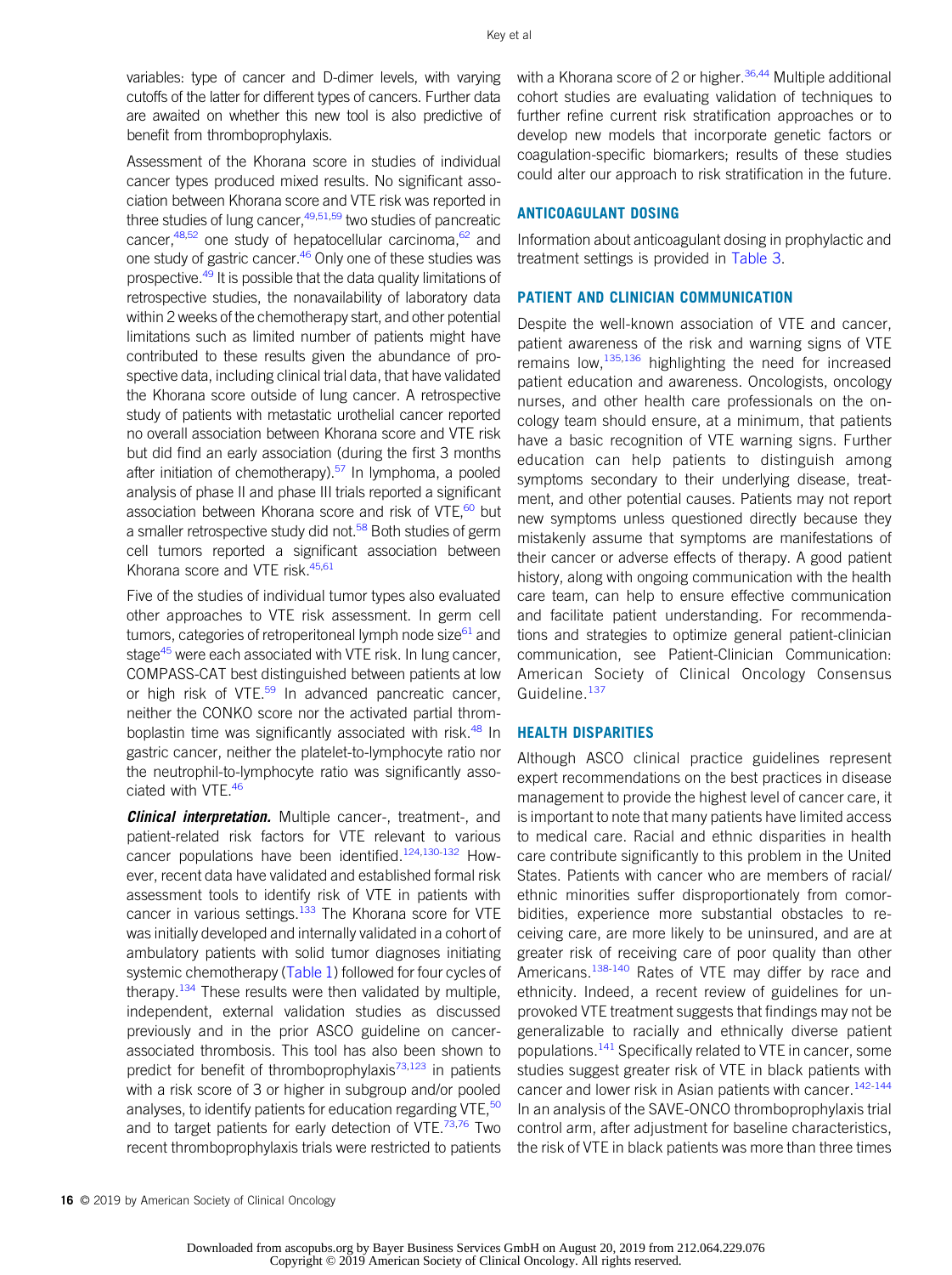variables: type of cancer and D-dimer levels, with varying cutoffs of the latter for different types of cancers. Further data are awaited on whether this new tool is also predictive of benefit from thromboprophylaxis.

Assessment of the Khorana score in studies of individual cancer types produced mixed results. No significant association between Khorana score and VTE risk was reported in three studies of lung cancer,[49,51,59] two studies of pancreatic cancer,[48,52] one study of hepatocellular carcinoma,[62] and one study of gastric cancer.[46] Only one of these studies was prospective.[49] It is possible that the data quality limitations of retrospective studies, the nonavailability of laboratory data within 2 weeks of the chemotherapy start, and other potential limitations such as limited number of patients might have contributed to these results given the abundance of prospective data, including clinical trial data, that have validated the Khorana score outside of lung cancer. A retrospective study of patients with metastatic urothelial cancer reported no overall association between Khorana score and VTE risk but did find an early association (during the first 3 months after initiation of chemotherapy).[57] In lymphoma, a pooled analysis of phase II and phase III trials reported a significant association between Khorana score and risk of VTE,[60] but a smaller retrospective study did not.[58] Both studies of germ cell tumors reported a significant association between Khorana score and VTE risk.[45,61]

Five of the studies of individual tumor types also evaluated other approaches to VTE risk assessment. In germ cell tumors, categories of retroperitoneal lymph node size[61] and stage[45] were each associated with VTE risk. In lung cancer, COMPASS-CAT best distinguished between patients at low or high risk of VTE.[59] In advanced pancreatic cancer, neither the CONKO score nor the activated partial thromboplastin time was significantly associated with risk.[48] In gastric cancer, neither the platelet-to-lymphocyte ratio nor the neutrophil-to-lymphocyte ratio was significantly associated with VTE.[46]

***Clinical interpretation.*** Multiple cancer-, treatment-, and patient-related risk factors for VTE relevant to various cancer populations have been identified.[124,130-132] However, recent data have validated and established formal risk assessment tools to identify risk of VTE in patients with cancer in various settings.[133] The Khorana score for VTE was initially developed and internally validated in a cohort of ambulatory patients with solid tumor diagnoses initiating systemic chemotherapy (Table 1) followed for four cycles of therapy.[134] These results were then validated by multiple, independent, external validation studies as discussed previously and in the prior ASCO guideline on cancer-associated thrombosis. This tool has also been shown to predict for benefit of thromboprophylaxis[73,123] in patients with a risk score of 3 or higher in subgroup and/or pooled analyses, to identify patients for education regarding VTE,[50] and to target patients for early detection of VTE.[73,76] Two recent thromboprophylaxis trials were restricted to patients with a Khorana score of 2 or higher.[36,44] Multiple additional cohort studies are evaluating validation of techniques to further refine current risk stratification approaches or to develop new models that incorporate genetic factors or coagulation-specific biomarkers; results of these studies could alter our approach to risk stratification in the future.

## ANTICOAGULANT DOSING

Information about anticoagulant dosing in prophylactic and treatment settings is provided in Table 3.

## PATIENT AND CLINICIAN COMMUNICATION

Despite the well-known association of VTE and cancer, patient awareness of the risk and warning signs of VTE remains low,[135,136] highlighting the need for increased patient education and awareness. Oncologists, oncology nurses, and other health care professionals on the oncology team should ensure, at a minimum, that patients have a basic recognition of VTE warning signs. Further education can help patients to distinguish among symptoms secondary to their underlying disease, treatment, and other potential causes. Patients may not report new symptoms unless questioned directly because they mistakenly assume that symptoms are manifestations of their cancer or adverse effects of therapy. A good patient history, along with ongoing communication with the health care team, can help to ensure effective communication and facilitate patient understanding. For recommendations and strategies to optimize general patient-clinician communication, see Patient-Clinician Communication: American Society of Clinical Oncology Consensus Guideline.[137]

## HEALTH DISPARITIES

Although ASCO clinical practice guidelines represent expert recommendations on the best practices in disease management to provide the highest level of cancer care, it is important to note that many patients have limited access to medical care. Racial and ethnic disparities in health care contribute significantly to this problem in the United States. Patients with cancer who are members of racial/ethnic minorities suffer disproportionately from comorbidities, experience more substantial obstacles to receiving care, are more likely to be uninsured, and are at greater risk of receiving care of poor quality than other Americans.[138-140] Rates of VTE may differ by race and ethnicity. Indeed, a recent review of guidelines for unprovoked VTE treatment suggests that findings may not be generalizable to racially and ethnically diverse patient populations.[141] Specifically related to VTE in cancer, some studies suggest greater risk of VTE in black patients with cancer and lower risk in Asian patients with cancer.[142-144] In an analysis of the SAVE-ONCO thromboprophylaxis trial control arm, after adjustment for baseline characteristics, the risk of VTE in black patients was more than three times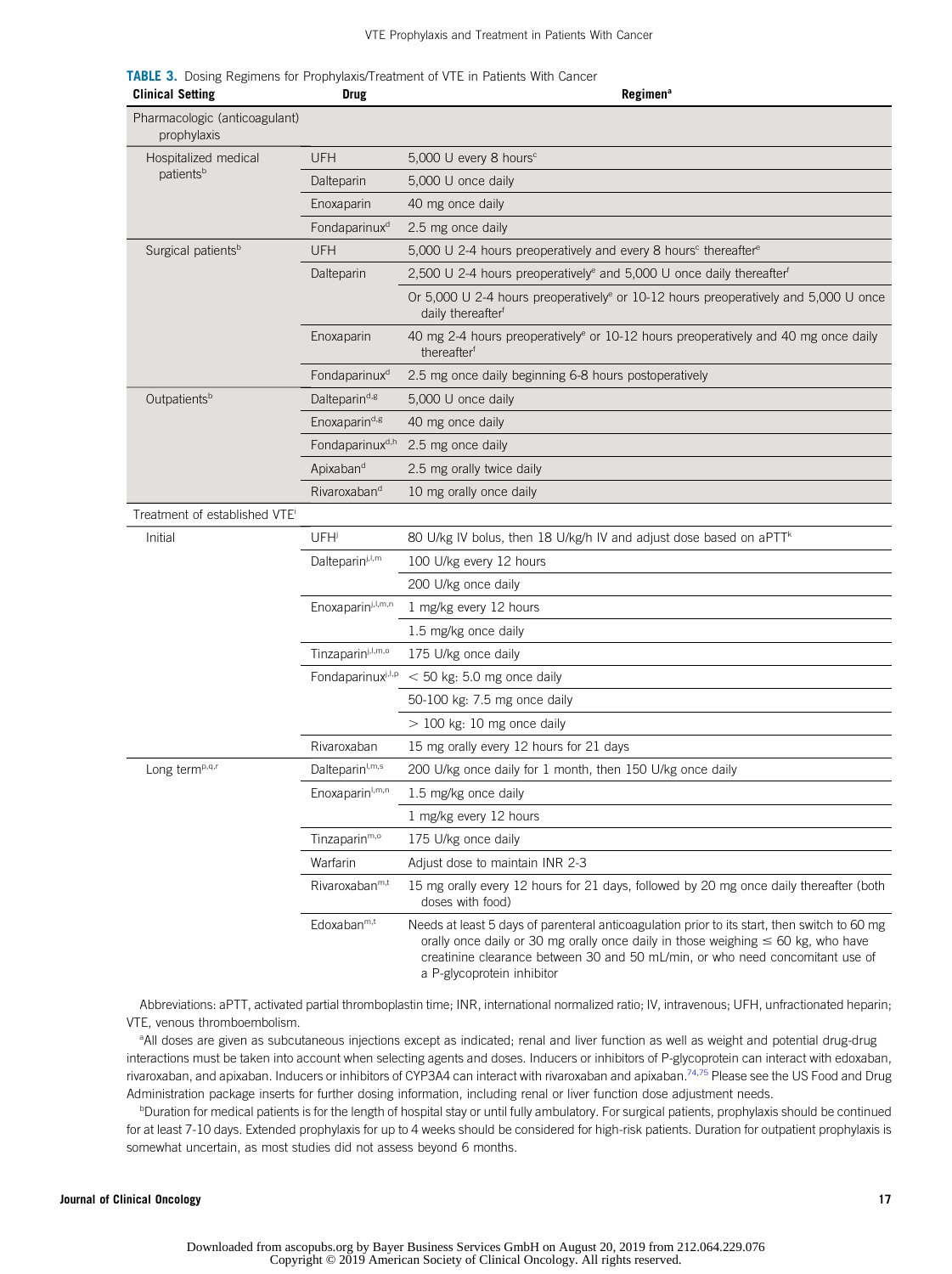**TABLE 3.** Dosing Regimens for Prophylaxis/Treatment of VTE in Patients With Cancer

| Clinical Setting | Drug | Regimen[a] |
|---|---|---|
| Pharmacologic (anticoagulant) prophylaxis | | |
| Hospitalized medical patients[b] | UFH | 5,000 U every 8 hours[c] |
| | Dalteparin | 5,000 U once daily |
| | Enoxaparin | 40 mg once daily |
| | Fondaparinux[d] | 2.5 mg once daily |
| Surgical patients[b] | UFH | 5,000 U 2-4 hours preoperatively and every 8 hours[c] thereafter[e] |
| | Dalteparin | 2,500 U 2-4 hours preoperatively[e] and 5,000 U once daily thereafter[f] |
| | | Or 5,000 U 2-4 hours preoperatively[e] or 10-12 hours preoperatively and 5,000 U once daily thereafter[f] |
| | Enoxaparin | 40 mg 2-4 hours preoperatively[e] or 10-12 hours preoperatively and 40 mg once daily thereafter[f] |
| | Fondaparinux[d] | 2.5 mg once daily beginning 6-8 hours postoperatively |
| Outpatients[b] | Dalteparin[d,g] | 5,000 U once daily |
| | Enoxaparin[d,g] | 40 mg once daily |
| | Fondaparinux[d,h] | 2.5 mg once daily |
| | Apixaban[d] | 2.5 mg orally twice daily |
| | Rivaroxaban[d] | 10 mg orally once daily |
| Treatment of established VTE[i] | | |
| Initial | UFH[j] | 80 U/kg IV bolus, then 18 U/kg/h IV and adjust dose based on aPTT[k] |
| | Dalteparin[j,l,m] | 100 U/kg every 12 hours |
| | | 200 U/kg once daily |
| | Enoxaparin[j,l,m,n] | 1 mg/kg every 12 hours |
| | | 1.5 mg/kg once daily |
| | Tinzaparin[j,l,m,o] | 175 U/kg once daily |
| | Fondaparinux[j,l,p] | < 50 kg: 5.0 mg once daily |
| | | 50-100 kg: 7.5 mg once daily |
| | | > 100 kg: 10 mg once daily |
| | Rivaroxaban | 15 mg orally every 12 hours for 21 days |
| Long term[p,q,r] | Dalteparin[l,m,s] | 200 U/kg once daily for 1 month, then 150 U/kg once daily |
| | Enoxaparin[l,m,n] | 1.5 mg/kg once daily |
| | | 1 mg/kg every 12 hours |
| | Tinzaparin[m,o] | 175 U/kg once daily |
| | Warfarin | Adjust dose to maintain INR 2-3 |
| | Rivaroxaban[m,t] | 15 mg orally every 12 hours for 21 days, followed by 20 mg once daily thereafter (both doses with food) |
| | Edoxaban[m,t] | Needs at least 5 days of parenteral anticoagulation prior to its start, then switch to 60 mg orally once daily or 30 mg orally once daily in those weighing ≤ 60 kg, who have creatinine clearance between 30 and 50 mL/min, or who need concomitant use of a P-glycoprotein inhibitor |

Abbreviations: aPTT, activated partial thromboplastin time; INR, international normalized ratio; IV, intravenous; UFH, unfractionated heparin; VTE, venous thromboembolism.

[a]All doses are given as subcutaneous injections except as indicated; renal and liver function as well as weight and potential drug-drug interactions must be taken into account when selecting agents and doses. Inducers or inhibitors of P-glycoprotein can interact with edoxaban, rivaroxaban, and apixaban. Inducers or inhibitors of CYP3A4 can interact with rivaroxaban and apixaban.[74,75] Please see the US Food and Drug Administration package inserts for further dosing information, including renal or liver function dose adjustment needs.

[b]Duration for medical patients is for the length of hospital stay or until fully ambulatory. For surgical patients, prophylaxis should be continued for at least 7-10 days. Extended prophylaxis for up to 4 weeks should be considered for high-risk patients. Duration for outpatient prophylaxis is somewhat uncertain, as most studies did not assess beyond 6 months.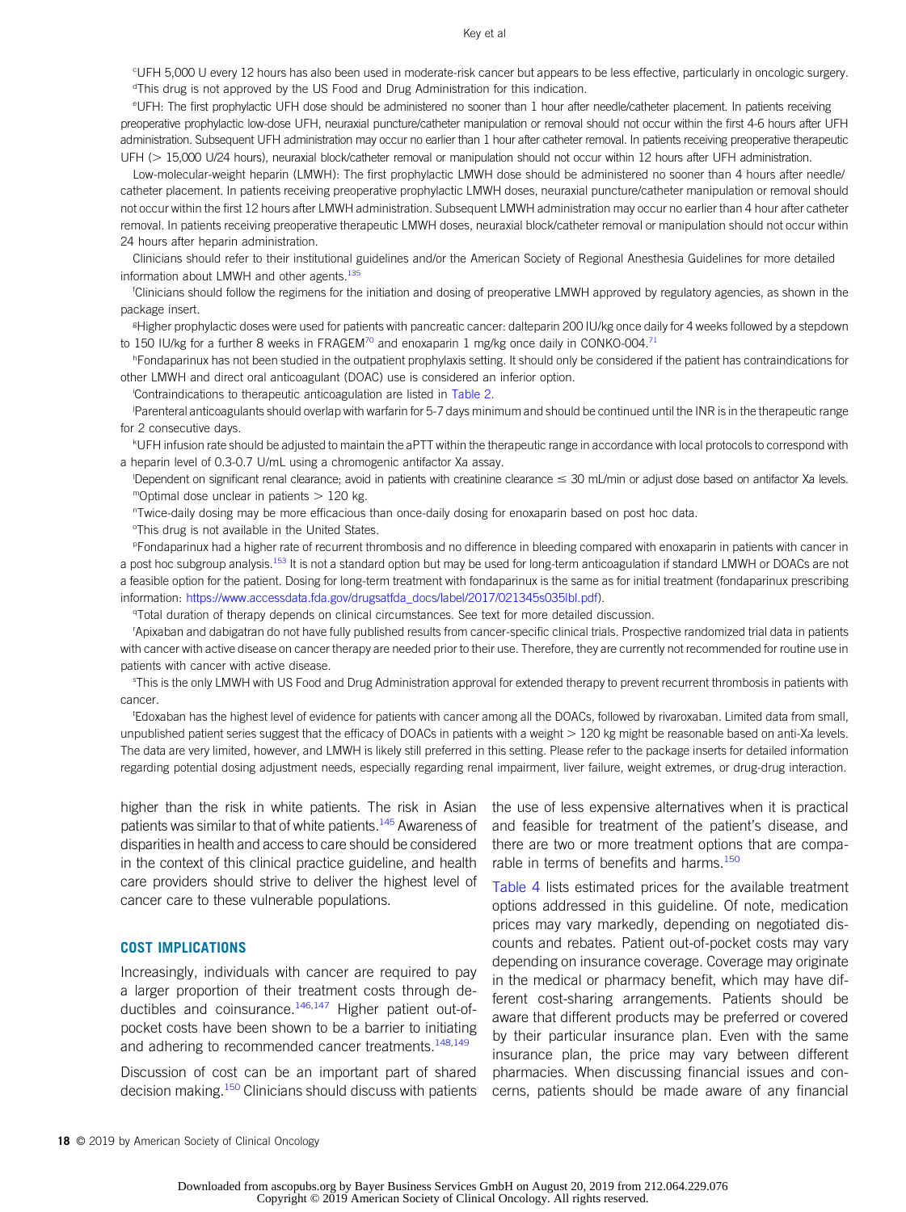[c]UFH 5,000 U every 12 hours has also been used in moderate-risk cancer but appears to be less effective, particularly in oncologic surgery.

[d]This drug is not approved by the US Food and Drug Administration for this indication.

[e]UFH: The first prophylactic UFH dose should be administered no sooner than 1 hour after needle/catheter placement. In patients receiving preoperative prophylactic low-dose UFH, neuraxial puncture/catheter manipulation or removal should not occur within the first 4-6 hours after UFH administration. Subsequent UFH administration may occur no earlier than 1 hour after catheter removal. In patients receiving preoperative therapeutic UFH (> 15,000 U/24 hours), neuraxial block/catheter removal or manipulation should not occur within 12 hours after UFH administration.

Low-molecular-weight heparin (LMWH): The first prophylactic LMWH dose should be administered no sooner than 4 hours after needle/catheter placement. In patients receiving preoperative prophylactic LMWH doses, neuraxial puncture/catheter manipulation or removal should not occur within the first 12 hours after LMWH administration. Subsequent LMWH administration may occur no earlier than 4 hour after catheter removal. In patients receiving preoperative therapeutic LMWH doses, neuraxial block/catheter removal or manipulation should not occur within 24 hours after heparin administration.

Clinicians should refer to their institutional guidelines and/or the American Society of Regional Anesthesia Guidelines for more detailed information about LMWH and other agents.[135]

[f]Clinicians should follow the regimens for the initiation and dosing of preoperative LMWH approved by regulatory agencies, as shown in the package insert.

[g]Higher prophylactic doses were used for patients with pancreatic cancer: dalteparin 200 IU/kg once daily for 4 weeks followed by a stepdown to 150 IU/kg for a further 8 weeks in FRAGEM[70] and enoxaparin 1 mg/kg once daily in CONKO-004.[71]

[h]Fondaparinux has not been studied in the outpatient prophylaxis setting. It should only be considered if the patient has contraindications for other LMWH and direct oral anticoagulant (DOAC) use is considered an inferior option.

[i]Contraindications to therapeutic anticoagulation are listed in Table 2.

[j]Parenteral anticoagulants should overlap with warfarin for 5-7 days minimum and should be continued until the INR is in the therapeutic range for 2 consecutive days.

[k]UFH infusion rate should be adjusted to maintain the aPTT within the therapeutic range in accordance with local protocols to correspond with a heparin level of 0.3-0.7 U/mL using a chromogenic antifactor Xa assay.

[l]Dependent on significant renal clearance; avoid in patients with creatinine clearance ≤ 30 mL/min or adjust dose based on antifactor Xa levels.

[m]Optimal dose unclear in patients > 120 kg.

[n]Twice-daily dosing may be more efficacious than once-daily dosing for enoxaparin based on post hoc data.

[o]This drug is not available in the United States.

[p]Fondaparinux had a higher rate of recurrent thrombosis and no difference in bleeding compared with enoxaparin in patients with cancer in a post hoc subgroup analysis.[153] It is not a standard option but may be used for long-term anticoagulation if standard LMWH or DOACs are not a feasible option for the patient. Dosing for long-term treatment with fondaparinux is the same as for initial treatment (fondaparinux prescribing information: https://www.accessdata.fda.gov/drugsatfda_docs/label/2017/021345s035lbl.pdf).

[q]Total duration of therapy depends on clinical circumstances. See text for more detailed discussion.

[r]Apixaban and dabigatran do not have fully published results from cancer-specific clinical trials. Prospective randomized trial data in patients with cancer with active disease on cancer therapy are needed prior to their use. Therefore, they are currently not recommended for routine use in patients with cancer with active disease.

[s]This is the only LMWH with US Food and Drug Administration approval for extended therapy to prevent recurrent thrombosis in patients with cancer.

[t]Edoxaban has the highest level of evidence for patients with cancer among all the DOACs, followed by rivaroxaban. Limited data from small, unpublished patient series suggest that the efficacy of DOACs in patients with a weight > 120 kg might be reasonable based on anti-Xa levels. The data are very limited, however, and LMWH is likely still preferred in this setting. Please refer to the package inserts for detailed information regarding potential dosing adjustment needs, especially regarding renal impairment, liver failure, weight extremes, or drug-drug interaction.

higher than the risk in white patients. The risk in Asian patients was similar to that of white patients.[145] Awareness of disparities in health and access to care should be considered in the context of this clinical practice guideline, and health care providers should strive to deliver the highest level of cancer care to these vulnerable populations.

## COST IMPLICATIONS

Increasingly, individuals with cancer are required to pay a larger proportion of their treatment costs through deductibles and coinsurance.[146,147] Higher patient out-of-pocket costs have been shown to be a barrier to initiating and adhering to recommended cancer treatments.[148,149]

Discussion of cost can be an important part of shared decision making.[150] Clinicians should discuss with patients the use of less expensive alternatives when it is practical and feasible for treatment of the patient's disease, and there are two or more treatment options that are comparable in terms of benefits and harms.[150]

Table 4 lists estimated prices for the available treatment options addressed in this guideline. Of note, medication prices may vary markedly, depending on negotiated discounts and rebates. Patient out-of-pocket costs may vary depending on insurance coverage. Coverage may originate in the medical or pharmacy benefit, which may have different cost-sharing arrangements. Patients should be aware that different products may be preferred or covered by their particular insurance plan. Even with the same insurance plan, the price may vary between different pharmacies. When discussing financial issues and concerns, patients should be made aware of any financial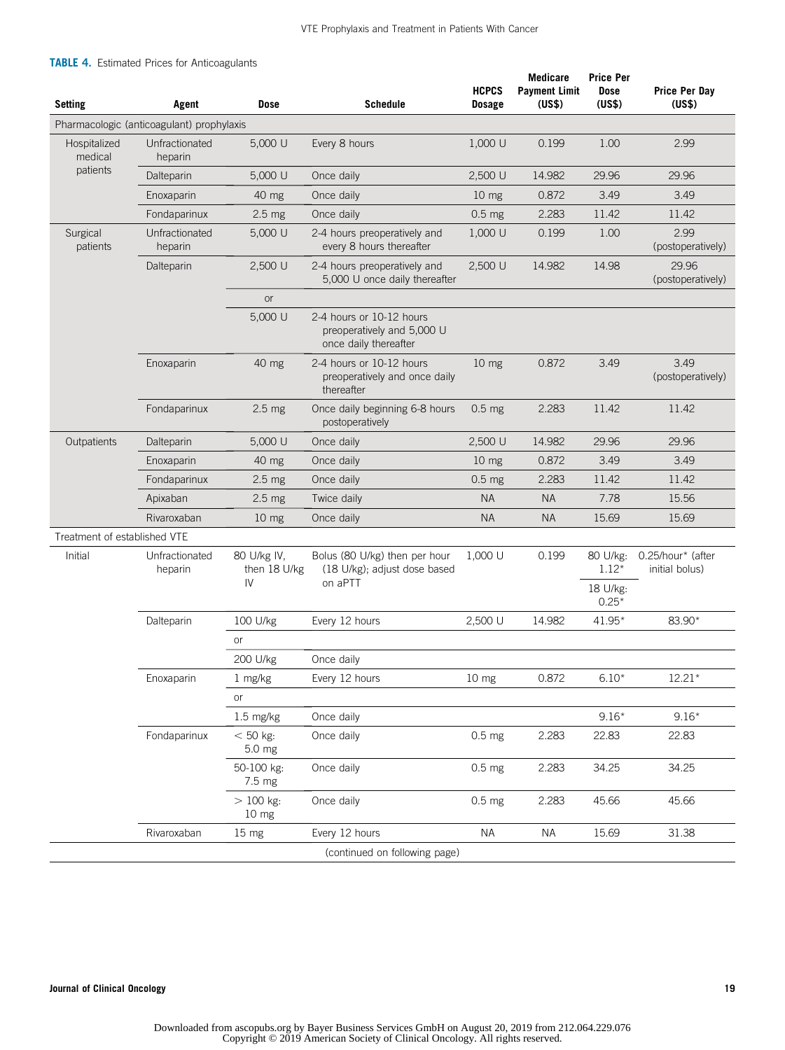**TABLE 4.** Estimated Prices for Anticoagulants

| Setting | Agent | Dose | Schedule | HCPCS Dosage | Medicare Payment Limit (US$) | Price Per Dose (US$) | Price Per Day (US$) |
|---|---|---|---|---|---|---|---|
| Pharmacologic (anticoagulant) prophylaxis | | | | | | | |
| Hospitalized medical patients | Unfractionated heparin | 5,000 U | Every 8 hours | 1,000 U | 0.199 | 1.00 | 2.99 |
| | Dalteparin | 5,000 U | Once daily | 2,500 U | 14.982 | 29.96 | 29.96 |
| | Enoxaparin | 40 mg | Once daily | 10 mg | 0.872 | 3.49 | 3.49 |
| | Fondaparinux | 2.5 mg | Once daily | 0.5 mg | 2.283 | 11.42 | 11.42 |
| Surgical patients | Unfractionated heparin | 5,000 U | 2-4 hours preoperatively and every 8 hours thereafter | 1,000 U | 0.199 | 1.00 | 2.99 (postoperatively) |
| | Dalteparin | 2,500 U | 2-4 hours preoperatively and 5,000 U once daily thereafter | 2,500 U | 14.982 | 14.98 | 29.96 (postoperatively) |
| | | or | | | | | |
| | | 5,000 U | 2-4 hours or 10-12 hours preoperatively and 5,000 U once daily thereafter | | | | |
| | Enoxaparin | 40 mg | 2-4 hours or 10-12 hours preoperatively and once daily thereafter | 10 mg | 0.872 | 3.49 | 3.49 (postoperatively) |
| | Fondaparinux | 2.5 mg | Once daily beginning 6-8 hours postoperatively | 0.5 mg | 2.283 | 11.42 | 11.42 |
| Outpatients | Dalteparin | 5,000 U | Once daily | 2,500 U | 14.982 | 29.96 | 29.96 |
| | Enoxaparin | 40 mg | Once daily | 10 mg | 0.872 | 3.49 | 3.49 |
| | Fondaparinux | 2.5 mg | Once daily | 0.5 mg | 2.283 | 11.42 | 11.42 |
| | Apixaban | 2.5 mg | Twice daily | NA | NA | 7.78 | 15.56 |
| | Rivaroxaban | 10 mg | Once daily | NA | NA | 15.69 | 15.69 |
| Treatment of established VTE | | | | | | | |
| Initial | Unfractionated heparin | 80 U/kg IV, then 18 U/kg IV | Bolus (80 U/kg) then per hour (18 U/kg); adjust dose based on aPTT | 1,000 U | 0.199 | 80 U/kg: 1.12*; 18 U/kg: 0.25* | 0.25/hour* (after initial bolus) |
| | Dalteparin | 100 U/kg | Every 12 hours | 2,500 U | 14.982 | 41.95* | 83.90* |
| | | or | | | | | |
| | | 200 U/kg | Once daily | | | | |
| | Enoxaparin | 1 mg/kg | Every 12 hours | 10 mg | 0.872 | 6.10* | 12.21* |
| | | or | | | | | |
| | | 1.5 mg/kg | Once daily | | | 9.16* | 9.16* |
| | Fondaparinux | < 50 kg: 5.0 mg | Once daily | 0.5 mg | 2.283 | 22.83 | 22.83 |
| | | 50-100 kg: 7.5 mg | Once daily | 0.5 mg | 2.283 | 34.25 | 34.25 |
| | | > 100 kg: 10 mg | Once daily | 0.5 mg | 2.283 | 45.66 | 45.66 |
| | Rivaroxaban | 15 mg | Every 12 hours | NA | NA | 15.69 | 31.38 |

(continued on following page)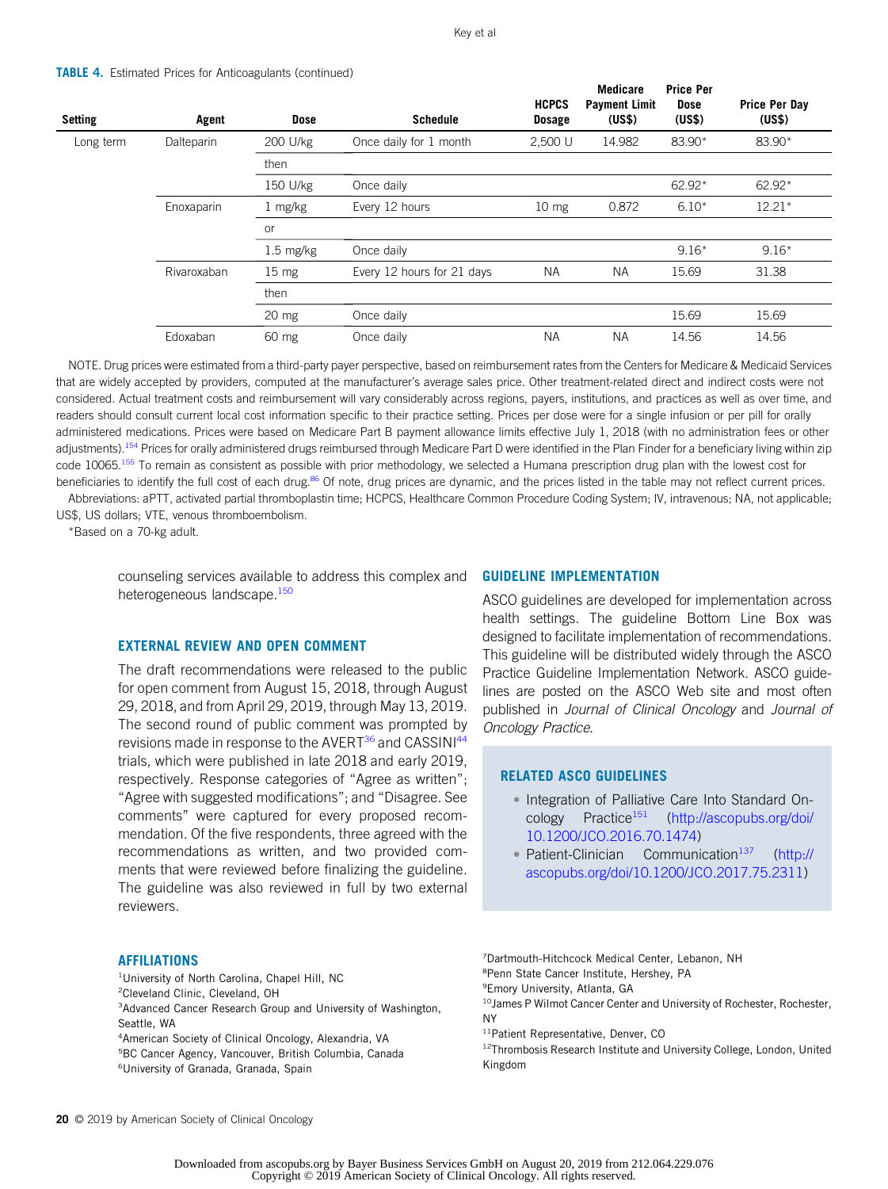**TABLE 4.** Estimated Prices for Anticoagulants (continued)

| Setting | Agent | Dose | Schedule | HCPCS Dosage | Medicare Payment Limit (US$) | Price Per Dose (US$) | Price Per Day (US$) |
|---|---|---|---|---|---|---|---|
| Long term | Dalteparin | 200 U/kg | Once daily for 1 month | 2,500 U | 14.982 | 83.90* | 83.90* |
| | | then | | | | | |
| | | 150 U/kg | Once daily | | | 62.92* | 62.92* |
| | Enoxaparin | 1 mg/kg | Every 12 hours | 10 mg | 0.872 | 6.10* | 12.21* |
| | | or | | | | | |
| | | 1.5 mg/kg | Once daily | | | 9.16* | 9.16* |
| | Rivaroxaban | 15 mg | Every 12 hours for 21 days | NA | NA | 15.69 | 31.38 |
| | | then | | | | | |
| | | 20 mg | Once daily | | | 15.69 | 15.69 |
| | Edoxaban | 60 mg | Once daily | NA | NA | 14.56 | 14.56 |

NOTE. Drug prices were estimated from a third-party payer perspective, based on reimbursement rates from the Centers for Medicare & Medicaid Services that are widely accepted by providers, computed at the manufacturer's average sales price. Other treatment-related direct and indirect costs were not considered. Actual treatment costs and reimbursement will vary considerably across regions, payers, institutions, and practices as well as over time, and readers should consult current local cost information specific to their practice setting. Prices per dose were for a single infusion or per pill for orally administered medications. Prices were based on Medicare Part B payment allowance limits effective July 1, 2018 (with no administration fees or other adjustments).[154] Prices for orally administered drugs reimbursed through Medicare Part D were identified in the Plan Finder for a beneficiary living within zip code 10065.[155] To remain as consistent as possible with prior methodology, we selected a Humana prescription drug plan with the lowest cost for beneficiaries to identify the full cost of each drug.[86] Of note, drug prices are dynamic, and the prices listed in the table may not reflect current prices.

Abbreviations: aPTT, activated partial thromboplastin time; HCPCS, Healthcare Common Procedure Coding System; IV, intravenous; NA, not applicable; US$, US dollars; VTE, venous thromboembolism.

*Based on a 70-kg adult.

counseling services available to address this complex and heterogeneous landscape.[150]

## EXTERNAL REVIEW AND OPEN COMMENT

The draft recommendations were released to the public for open comment from August 15, 2018, through August 29, 2018, and from April 29, 2019, through May 13, 2019. The second round of public comment was prompted by revisions made in response to the AVERT[36] and CASSINI[44] trials, which were published in late 2018 and early 2019, respectively. Response categories of "Agree as written"; "Agree with suggested modifications"; and "Disagree. See comments" were captured for every proposed recommendation. Of the five respondents, three agreed with the recommendations as written, and two provided comments that were reviewed before finalizing the guideline. The guideline was also reviewed in full by two external reviewers.

## GUIDELINE IMPLEMENTATION

ASCO guidelines are developed for implementation across health settings. The guideline Bottom Line Box was designed to facilitate implementation of recommendations. This guideline will be distributed widely through the ASCO Practice Guideline Implementation Network. ASCO guidelines are posted on the ASCO Web site and most often published in *Journal of Clinical Oncology* and *Journal of Oncology Practice*.

### RELATED ASCO GUIDELINES

- Integration of Palliative Care Into Standard Oncology Practice[151] (http://ascopubs.org/doi/10.1200/JCO.2016.70.1474)
- Patient-Clinician Communication[137] (http://ascopubs.org/doi/10.1200/JCO.2017.75.2311)

## AFFILIATIONS

[1]University of North Carolina, Chapel Hill, NC
[2]Cleveland Clinic, Cleveland, OH
[3]Advanced Cancer Research Group and University of Washington, Seattle, WA
[4]American Society of Clinical Oncology, Alexandria, VA
[5]BC Cancer Agency, Vancouver, British Columbia, Canada
[6]University of Granada, Granada, Spain
[7]Dartmouth-Hitchcock Medical Center, Lebanon, NH
[8]Penn State Cancer Institute, Hershey, PA
[9]Emory University, Atlanta, GA
[10]James P Wilmot Cancer Center and University of Rochester, Rochester, NY
[11]Patient Representative, Denver, CO
[12]Thrombosis Research Institute and University College, London, United Kingdom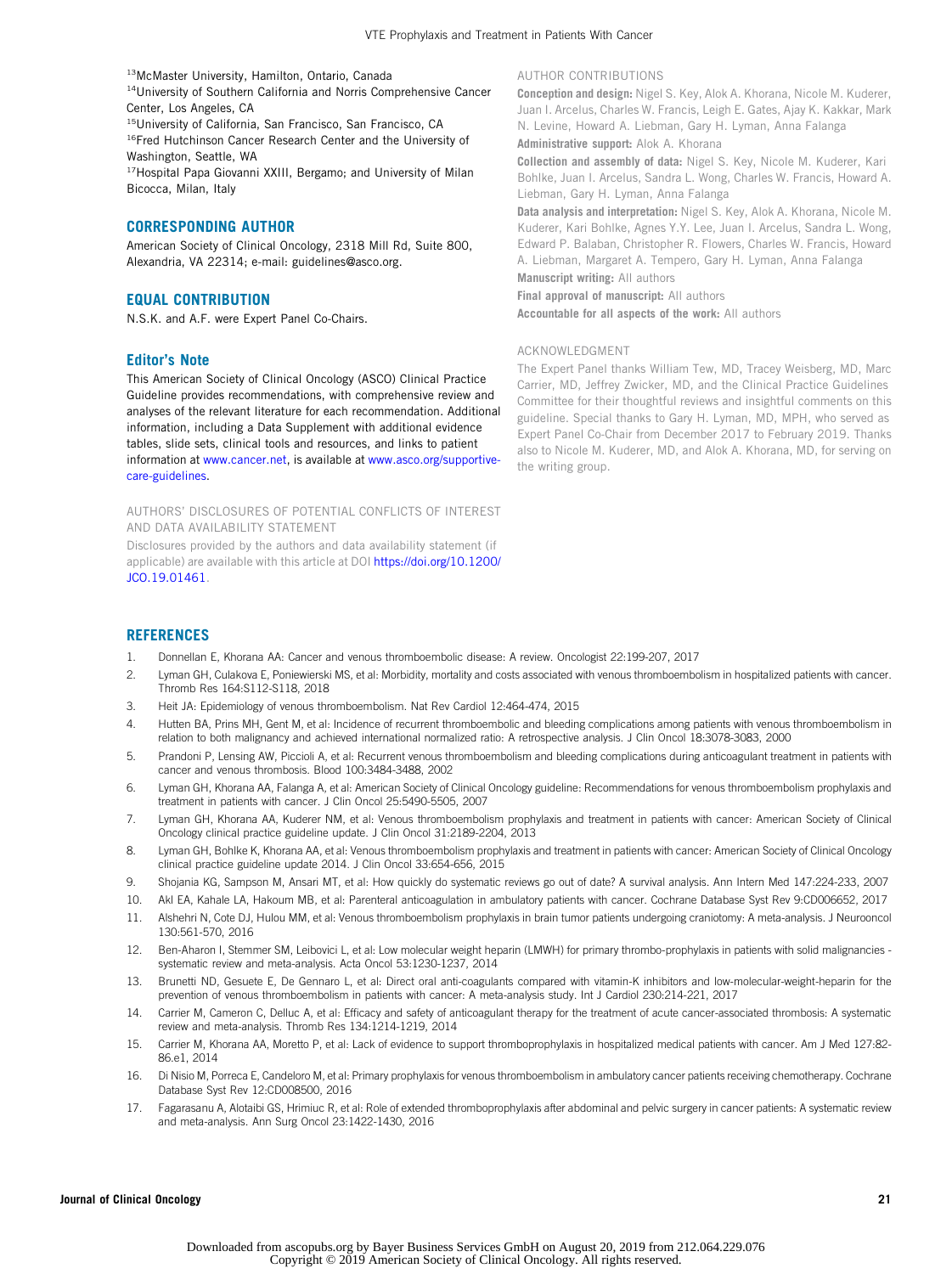[13]McMaster University, Hamilton, Ontario, Canada
[14]University of Southern California and Norris Comprehensive Cancer Center, Los Angeles, CA
[15]University of California, San Francisco, San Francisco, CA
[16]Fred Hutchinson Cancer Research Center and the University of Washington, Seattle, WA
[17]Hospital Papa Giovanni XXIII, Bergamo; and University of Milan Bicocca, Milan, Italy

## CORRESPONDING AUTHOR

American Society of Clinical Oncology, 2318 Mill Rd, Suite 800, Alexandria, VA 22314; e-mail: guidelines@asco.org.

## EQUAL CONTRIBUTION

N.S.K. and A.F. were Expert Panel Co-Chairs.

## Editor's Note

This American Society of Clinical Oncology (ASCO) Clinical Practice Guideline provides recommendations, with comprehensive review and analyses of the relevant literature for each recommendation. Additional information, including a Data Supplement with additional evidence tables, slide sets, clinical tools and resources, and links to patient information at www.cancer.net, is available at www.asco.org/supportive-care-guidelines.

AUTHORS' DISCLOSURES OF POTENTIAL CONFLICTS OF INTEREST AND DATA AVAILABILITY STATEMENT

Disclosures provided by the authors and data availability statement (if applicable) are available with this article at DOI https://doi.org/10.1200/JCO.19.01461.

AUTHOR CONTRIBUTIONS

**Conception and design:** Nigel S. Key, Alok A. Khorana, Nicole M. Kuderer, Juan I. Arcelus, Charles W. Francis, Leigh E. Gates, Ajay K. Kakkar, Mark N. Levine, Howard A. Liebman, Gary H. Lyman, Anna Falanga

**Administrative support:** Alok A. Khorana

**Collection and assembly of data:** Nigel S. Key, Nicole M. Kuderer, Kari Bohlke, Juan I. Arcelus, Sandra L. Wong, Charles W. Francis, Howard A. Liebman, Gary H. Lyman, Anna Falanga

**Data analysis and interpretation:** Nigel S. Key, Alok A. Khorana, Nicole M. Kuderer, Kari Bohlke, Agnes Y.Y. Lee, Juan I. Arcelus, Sandra L. Wong, Edward P. Balaban, Christopher R. Flowers, Charles W. Francis, Howard A. Liebman, Margaret A. Tempero, Gary H. Lyman, Anna Falanga

**Manuscript writing:** All authors

**Final approval of manuscript:** All authors

**Accountable for all aspects of the work:** All authors

ACKNOWLEDGMENT

The Expert Panel thanks William Tew, MD, Tracey Weisberg, MD, Marc Carrier, MD, Jeffrey Zwicker, MD, and the Clinical Practice Guidelines Committee for their thoughtful reviews and insightful comments on this guideline. Special thanks to Gary H. Lyman, MD, MPH, who served as Expert Panel Co-Chair from December 2017 to February 2019. Thanks also to Nicole M. Kuderer, MD, and Alok A. Khorana, MD, for serving on the writing group.

## REFERENCES

1. Donnellan E, Khorana AA: Cancer and venous thromboembolic disease: A review. Oncologist 22:199-207, 2017
2. Lyman GH, Culakova E, Poniewierski MS, et al: Morbidity, mortality and costs associated with venous thromboembolism in hospitalized patients with cancer. Thromb Res 164:S112-S118, 2018
3. Heit JA: Epidemiology of venous thromboembolism. Nat Rev Cardiol 12:464-474, 2015
4. Hutten BA, Prins MH, Gent M, et al: Incidence of recurrent thromboembolic and bleeding complications among patients with venous thromboembolism in relation to both malignancy and achieved international normalized ratio: A retrospective analysis. J Clin Oncol 18:3078-3083, 2000
5. Prandoni P, Lensing AW, Piccioli A, et al: Recurrent venous thromboembolism and bleeding complications during anticoagulant treatment in patients with cancer and venous thrombosis. Blood 100:3484-3488, 2002
6. Lyman GH, Khorana AA, Falanga A, et al: American Society of Clinical Oncology guideline: Recommendations for venous thromboembolism prophylaxis and treatment in patients with cancer. J Clin Oncol 25:5490-5505, 2007
7. Lyman GH, Khorana AA, Kuderer NM, et al: Venous thromboembolism prophylaxis and treatment in patients with cancer: American Society of Clinical Oncology clinical practice guideline update. J Clin Oncol 31:2189-2204, 2013
8. Lyman GH, Bohlke K, Khorana AA, et al: Venous thromboembolism prophylaxis and treatment in patients with cancer: American Society of Clinical Oncology clinical practice guideline update 2014. J Clin Oncol 33:654-656, 2015
9. Shojania KG, Sampson M, Ansari MT, et al: How quickly do systematic reviews go out of date? A survival analysis. Ann Intern Med 147:224-233, 2007
10. Akl EA, Kahale LA, Hakoum MB, et al: Parenteral anticoagulation in ambulatory patients with cancer. Cochrane Database Syst Rev 9:CD006652, 2017
11. Alshehri N, Cote DJ, Hulou MM, et al: Venous thromboembolism prophylaxis in brain tumor patients undergoing craniotomy: A meta-analysis. J Neurooncol 130:561-570, 2016
12. Ben-Aharon I, Stemmer SM, Leibovici L, et al: Low molecular weight heparin (LMWH) for primary thrombo-prophylaxis in patients with solid malignancies - systematic review and meta-analysis. Acta Oncol 53:1230-1237, 2014
13. Brunetti ND, Gesuete E, De Gennaro L, et al: Direct oral anti-coagulants compared with vitamin-K inhibitors and low-molecular-weight-heparin for the prevention of venous thromboembolism in patients with cancer: A meta-analysis study. Int J Cardiol 230:214-221, 2017
14. Carrier M, Cameron C, Delluc A, et al: Efficacy and safety of anticoagulant therapy for the treatment of acute cancer-associated thrombosis: A systematic review and meta-analysis. Thromb Res 134:1214-1219, 2014
15. Carrier M, Khorana AA, Moretto P, et al: Lack of evidence to support thromboprophylaxis in hospitalized medical patients with cancer. Am J Med 127:82-86.e1, 2014
16. Di Nisio M, Porreca E, Candeloro M, et al: Primary prophylaxis for venous thromboembolism in ambulatory cancer patients receiving chemotherapy. Cochrane Database Syst Rev 12:CD008500, 2016
17. Fagarasanu A, Alotaibi GS, Hrimiuc R, et al: Role of extended thromboprophylaxis after abdominal and pelvic surgery in cancer patients: A systematic review and meta-analysis. Ann Surg Oncol 23:1422-1430, 2016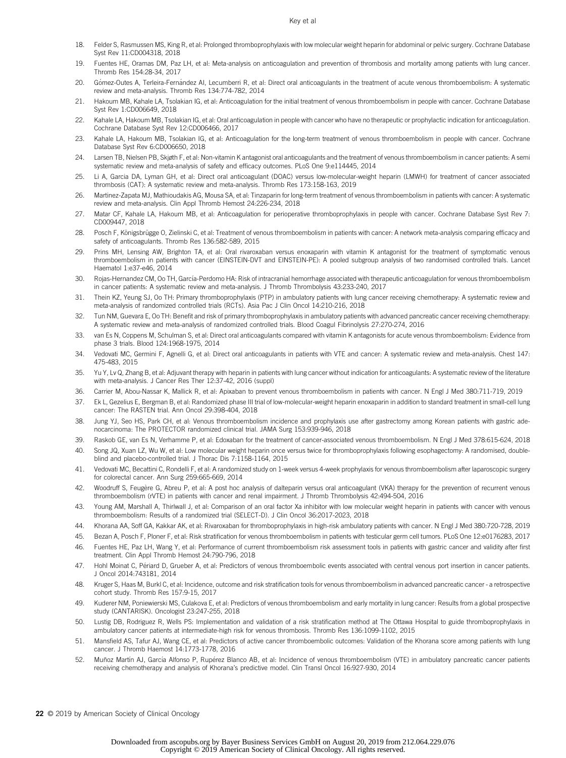18. Felder S, Rasmussen MS, King R, et al: Prolonged thromboprophylaxis with low molecular weight heparin for abdominal or pelvic surgery. Cochrane Database Syst Rev 11:CD004318, 2018
19. Fuentes HE, Oramas DM, Paz LH, et al: Meta-analysis on anticoagulation and prevention of thrombosis and mortality among patients with lung cancer. Thromb Res 154:28-34, 2017
20. Gómez-Outes A, Terleira-Fernández AI, Lecumberri R, et al: Direct oral anticoagulants in the treatment of acute venous thromboembolism: A systematic review and meta-analysis. Thromb Res 134:774-782, 2014
21. Hakoum MB, Kahale LA, Tsolakian IG, et al: Anticoagulation for the initial treatment of venous thromboembolism in people with cancer. Cochrane Database Syst Rev 1:CD006649, 2018
22. Kahale LA, Hakoum MB, Tsolakian IG, et al: Oral anticoagulation in people with cancer who have no therapeutic or prophylactic indication for anticoagulation. Cochrane Database Syst Rev 12:CD006466, 2017
23. Kahale LA, Hakoum MB, Tsolakian IG, et al: Anticoagulation for the long-term treatment of venous thromboembolism in people with cancer. Cochrane Database Syst Rev 6:CD006650, 2018
24. Larsen TB, Nielsen PB, Skjøth F, et al: Non-vitamin K antagonist oral anticoagulants and the treatment of venous thromboembolism in cancer patients: A semi systematic review and meta-analysis of safety and efficacy outcomes. PLoS One 9:e114445, 2014
25. Li A, Garcia DA, Lyman GH, et al: Direct oral anticoagulant (DOAC) versus low-molecular-weight heparin (LMWH) for treatment of cancer associated thrombosis (CAT): A systematic review and meta-analysis. Thromb Res 173:158-163, 2019
26. Martinez-Zapata MJ, Mathioudakis AG, Mousa SA, et al: Tinzaparin for long-term treatment of venous thromboembolism in patients with cancer: A systematic review and meta-analysis. Clin Appl Thromb Hemost 24:226-234, 2018
27. Matar CF, Kahale LA, Hakoum MB, et al: Anticoagulation for perioperative thromboprophylaxis in people with cancer. Cochrane Database Syst Rev 7: CD009447, 2018
28. Posch F, Königsbrügge O, Zielinski C, et al: Treatment of venous thromboembolism in patients with cancer: A network meta-analysis comparing efficacy and safety of anticoagulants. Thromb Res 136:582-589, 2015
29. Prins MH, Lensing AW, Brighton TA, et al: Oral rivaroxaban versus enoxaparin with vitamin K antagonist for the treatment of symptomatic venous thromboembolism in patients with cancer (EINSTEIN-DVT and EINSTEIN-PE): A pooled subgroup analysis of two randomised controlled trials. Lancet Haematol 1:e37-e46, 2014
30. Rojas-Hernandez CM, Oo TH, García-Perdomo HA: Risk of intracranial hemorrhage associated with therapeutic anticoagulation for venous thromboembolism in cancer patients: A systematic review and meta-analysis. J Thromb Thrombolysis 43:233-240, 2017
31. Thein KZ, Yeung SJ, Oo TH: Primary thromboprophylaxis (PTP) in ambulatory patients with lung cancer receiving chemotherapy: A systematic review and meta-analysis of randomized controlled trials (RCTs). Asia Pac J Clin Oncol 14:210-216, 2018
32. Tun NM, Guevara E, Oo TH: Benefit and risk of primary thromboprophylaxis in ambulatory patients with advanced pancreatic cancer receiving chemotherapy: A systematic review and meta-analysis of randomized controlled trials. Blood Coagul Fibrinolysis 27:270-274, 2016
33. van Es N, Coppens M, Schulman S, et al: Direct oral anticoagulants compared with vitamin K antagonists for acute venous thromboembolism: Evidence from phase 3 trials. Blood 124:1968-1975, 2014
34. Vedovati MC, Germini F, Agnelli G, et al: Direct oral anticoagulants in patients with VTE and cancer: A systematic review and meta-analysis. Chest 147: 475-483, 2015
35. Yu Y, Lv Q, Zhang B, et al: Adjuvant therapy with heparin in patients with lung cancer without indication for anticoagulants: A systematic review of the literature with meta-analysis. J Cancer Res Ther 12:37-42, 2016 (suppl)
36. Carrier M, Abou-Nassar K, Mallick R, et al: Apixaban to prevent venous thromboembolism in patients with cancer. N Engl J Med 380:711-719, 2019
37. Ek L, Gezelius E, Bergman B, et al: Randomized phase III trial of low-molecular-weight heparin enoxaparin in addition to standard treatment in small-cell lung cancer: The RASTEN trial. Ann Oncol 29:398-404, 2018
38. Jung YJ, Seo HS, Park CH, et al: Venous thromboembolism incidence and prophylaxis use after gastrectomy among Korean patients with gastric adenocarcinoma: The PROTECTOR randomized clinical trial. JAMA Surg 153:939-946, 2018
39. Raskob GE, van Es N, Verhamme P, et al: Edoxaban for the treatment of cancer-associated venous thromboembolism. N Engl J Med 378:615-624, 2018
40. Song JQ, Xuan LZ, Wu W, et al: Low molecular weight heparin once versus twice for thromboprophylaxis following esophagectomy: A randomised, double-blind and placebo-controlled trial. J Thorac Dis 7:1158-1164, 2015
41. Vedovati MC, Becattini C, Rondelli F, et al: A randomized study on 1-week versus 4-week prophylaxis for venous thromboembolism after laparoscopic surgery for colorectal cancer. Ann Surg 259:665-669, 2014
42. Woodruff S, Feugère G, Abreu P, et al: A post hoc analysis of dalteparin versus oral anticoagulant (VKA) therapy for the prevention of recurrent venous thromboembolism (rVTE) in patients with cancer and renal impairment. J Thromb Thrombolysis 42:494-504, 2016
43. Young AM, Marshall A, Thirlwall J, et al: Comparison of an oral factor Xa inhibitor with low molecular weight heparin in patients with cancer with venous thromboembolism: Results of a randomized trial (SELECT-D). J Clin Oncol 36:2017-2023, 2018
44. Khorana AA, Soff GA, Kakkar AK, et al: Rivaroxaban for thromboprophylaxis in high-risk ambulatory patients with cancer. N Engl J Med 380:720-728, 2019
45. Bezan A, Posch F, Ploner F, et al: Risk stratification for venous thromboembolism in patients with testicular germ cell tumors. PLoS One 12:e0176283, 2017
46. Fuentes HE, Paz LH, Wang Y, et al: Performance of current thromboembolism risk assessment tools in patients with gastric cancer and validity after first treatment. Clin Appl Thromb Hemost 24:790-796, 2018
47. Hohl Moinat C, Périard D, Grueber A, et al: Predictors of venous thromboembolic events associated with central venous port insertion in cancer patients. J Oncol 2014:743181, 2014
48. Kruger S, Haas M, Burkl C, et al: Incidence, outcome and risk stratification tools for venous thromboembolism in advanced pancreatic cancer - a retrospective cohort study. Thromb Res 157:9-15, 2017
49. Kuderer NM, Poniewierski MS, Culakova E, et al: Predictors of venous thromboembolism and early mortality in lung cancer: Results from a global prospective study (CANTARISK). Oncologist 23:247-255, 2018
50. Lustig DB, Rodriguez R, Wells PS: Implementation and validation of a risk stratification method at The Ottawa Hospital to guide thromboprophylaxis in ambulatory cancer patients at intermediate-high risk for venous thrombosis. Thromb Res 136:1099-1102, 2015
51. Mansfield AS, Tafur AJ, Wang CE, et al: Predictors of active cancer thromboembolic outcomes: Validation of the Khorana score among patients with lung cancer. J Thromb Haemost 14:1773-1778, 2016
52. Muñoz Martín AJ, García Alfonso P, Rupérez Blanco AB, et al: Incidence of venous thromboembolism (VTE) in ambulatory pancreatic cancer patients receiving chemotherapy and analysis of Khorana's predictive model. Clin Transl Oncol 16:927-930, 2014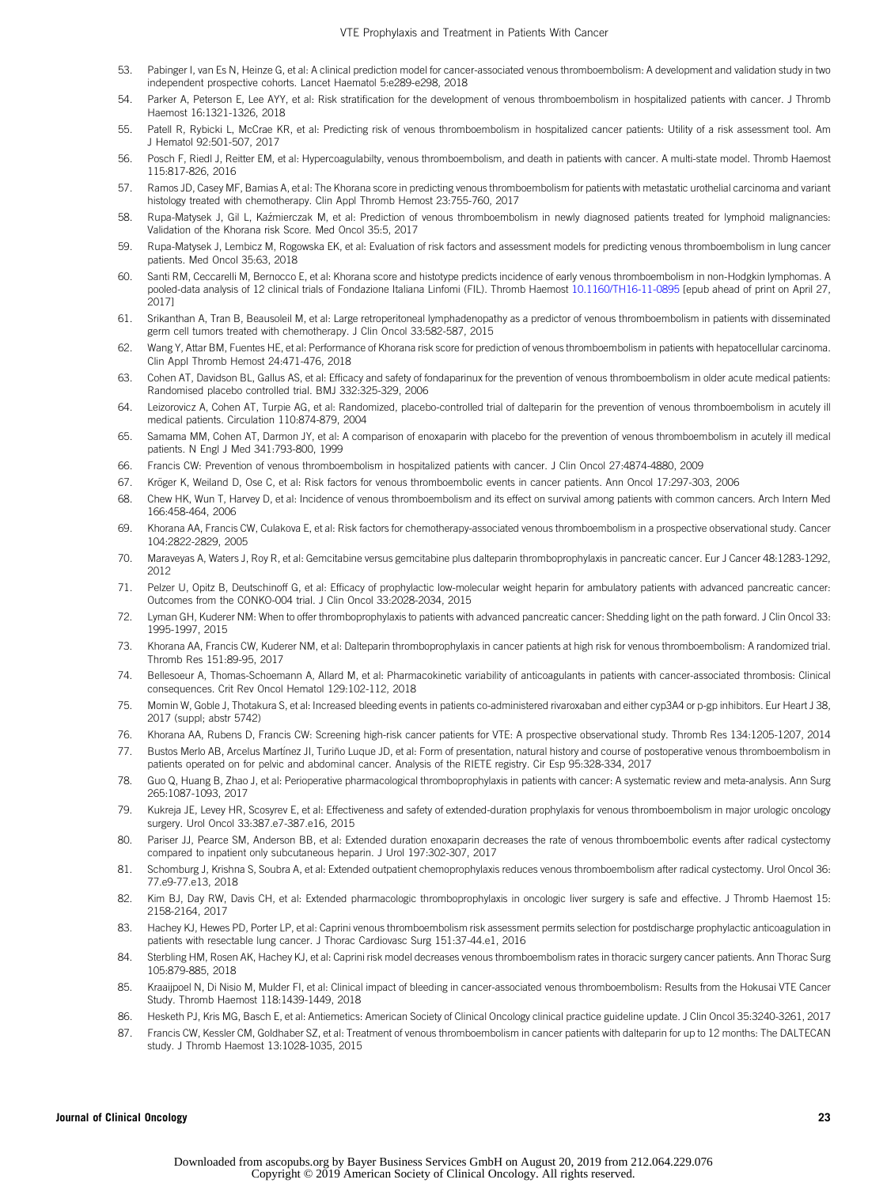53. Pabinger I, van Es N, Heinze G, et al: A clinical prediction model for cancer-associated venous thromboembolism: A development and validation study in two independent prospective cohorts. Lancet Haematol 5:e289-e298, 2018
54. Parker A, Peterson E, Lee AYY, et al: Risk stratification for the development of venous thromboembolism in hospitalized patients with cancer. J Thromb Haemost 16:1321-1326, 2018
55. Patell R, Rybicki L, McCrae KR, et al: Predicting risk of venous thromboembolism in hospitalized cancer patients: Utility of a risk assessment tool. Am J Hematol 92:501-507, 2017
56. Posch F, Riedl J, Reitter EM, et al: Hypercoagulabilty, venous thromboembolism, and death in patients with cancer. A multi-state model. Thromb Haemost 115:817-826, 2016
57. Ramos JD, Casey MF, Bamias A, et al: The Khorana score in predicting venous thromboembolism for patients with metastatic urothelial carcinoma and variant histology treated with chemotherapy. Clin Appl Thromb Hemost 23:755-760, 2017
58. Rupa-Matysek J, Gil L, Kaźmierczak M, et al: Prediction of venous thromboembolism in newly diagnosed patients treated for lymphoid malignancies: Validation of the Khorana risk Score. Med Oncol 35:5, 2017
59. Rupa-Matysek J, Lembicz M, Rogowska EK, et al: Evaluation of risk factors and assessment models for predicting venous thromboembolism in lung cancer patients. Med Oncol 35:63, 2018
60. Santi RM, Ceccarelli M, Bernocco E, et al: Khorana score and histotype predicts incidence of early venous thromboembolism in non-Hodgkin lymphomas. A pooled-data analysis of 12 clinical trials of Fondazione Italiana Linfomi (FIL). Thromb Haemost 10.1160/TH16-11-0895 [epub ahead of print on April 27, 2017]
61. Srikanthan A, Tran B, Beausoleil M, et al: Large retroperitoneal lymphadenopathy as a predictor of venous thromboembolism in patients with disseminated germ cell tumors treated with chemotherapy. J Clin Oncol 33:582-587, 2015
62. Wang Y, Attar BM, Fuentes HE, et al: Performance of Khorana risk score for prediction of venous thromboembolism in patients with hepatocellular carcinoma. Clin Appl Thromb Hemost 24:471-476, 2018
63. Cohen AT, Davidson BL, Gallus AS, et al: Efficacy and safety of fondaparinux for the prevention of venous thromboembolism in older acute medical patients: Randomised placebo controlled trial. BMJ 332:325-329, 2006
64. Leizorovicz A, Cohen AT, Turpie AG, et al: Randomized, placebo-controlled trial of dalteparin for the prevention of venous thromboembolism in acutely ill medical patients. Circulation 110:874-879, 2004
65. Samama MM, Cohen AT, Darmon JY, et al: A comparison of enoxaparin with placebo for the prevention of venous thromboembolism in acutely ill medical patients. N Engl J Med 341:793-800, 1999
66. Francis CW: Prevention of venous thromboembolism in hospitalized patients with cancer. J Clin Oncol 27:4874-4880, 2009
67. Kröger K, Weiland D, Ose C, et al: Risk factors for venous thromboembolic events in cancer patients. Ann Oncol 17:297-303, 2006
68. Chew HK, Wun T, Harvey D, et al: Incidence of venous thromboembolism and its effect on survival among patients with common cancers. Arch Intern Med 166:458-464, 2006
69. Khorana AA, Francis CW, Culakova E, et al: Risk factors for chemotherapy-associated venous thromboembolism in a prospective observational study. Cancer 104:2822-2829, 2005
70. Maraveyas A, Waters J, Roy R, et al: Gemcitabine versus gemcitabine plus dalteparin thromboprophylaxis in pancreatic cancer. Eur J Cancer 48:1283-1292, 2012
71. Pelzer U, Opitz B, Deutschinoff G, et al: Efficacy of prophylactic low-molecular weight heparin for ambulatory patients with advanced pancreatic cancer: Outcomes from the CONKO-004 trial. J Clin Oncol 33:2028-2034, 2015
72. Lyman GH, Kuderer NM: When to offer thromboprophylaxis to patients with advanced pancreatic cancer: Shedding light on the path forward. J Clin Oncol 33: 1995-1997, 2015
73. Khorana AA, Francis CW, Kuderer NM, et al: Dalteparin thromboprophylaxis in cancer patients at high risk for venous thromboembolism: A randomized trial. Thromb Res 151:89-95, 2017
74. Bellesoeur A, Thomas-Schoemann A, Allard M, et al: Pharmacokinetic variability of anticoagulants in patients with cancer-associated thrombosis: Clinical consequences. Crit Rev Oncol Hematol 129:102-112, 2018
75. Momin W, Goble J, Thotakura S, et al: Increased bleeding events in patients co-administered rivaroxaban and either cyp3A4 or p-gp inhibitors. Eur Heart J 38, 2017 (suppl; abstr 5742)
76. Khorana AA, Rubens D, Francis CW: Screening high-risk cancer patients for VTE: A prospective observational study. Thromb Res 134:1205-1207, 2014
77. Bustos Merlo AB, Arcelus Martínez JI, Turiño Luque JD, et al: Form of presentation, natural history and course of postoperative venous thromboembolism in patients operated on for pelvic and abdominal cancer. Analysis of the RIETE registry. Cir Esp 95:328-334, 2017
78. Guo Q, Huang B, Zhao J, et al: Perioperative pharmacological thromboprophylaxis in patients with cancer: A systematic review and meta-analysis. Ann Surg 265:1087-1093, 2017
79. Kukreja JE, Levey HR, Scosyrev E, et al: Effectiveness and safety of extended-duration prophylaxis for venous thromboembolism in major urologic oncology surgery. Urol Oncol 33:387.e7-387.e16, 2015
80. Pariser JJ, Pearce SM, Anderson BB, et al: Extended duration enoxaparin decreases the rate of venous thromboembolic events after radical cystectomy compared to inpatient only subcutaneous heparin. J Urol 197:302-307, 2017
81. Schomburg J, Krishna S, Soubra A, et al: Extended outpatient chemoprophylaxis reduces venous thromboembolism after radical cystectomy. Urol Oncol 36: 77.e9-77.e13, 2018
82. Kim BJ, Day RW, Davis CH, et al: Extended pharmacologic thromboprophylaxis in oncologic liver surgery is safe and effective. J Thromb Haemost 15: 2158-2164, 2017
83. Hachey KJ, Hewes PD, Porter LP, et al: Caprini venous thromboembolism risk assessment permits selection for postdischarge prophylactic anticoagulation in patients with resectable lung cancer. J Thorac Cardiovasc Surg 151:37-44.e1, 2016
84. Sterbling HM, Rosen AK, Hachey KJ, et al: Caprini risk model decreases venous thromboembolism rates in thoracic surgery cancer patients. Ann Thorac Surg 105:879-885, 2018
85. Kraaijpoel N, Di Nisio M, Mulder FI, et al: Clinical impact of bleeding in cancer-associated venous thromboembolism: Results from the Hokusai VTE Cancer Study. Thromb Haemost 118:1439-1449, 2018
86. Hesketh PJ, Kris MG, Basch E, et al: Antiemetics: American Society of Clinical Oncology clinical practice guideline update. J Clin Oncol 35:3240-3261, 2017
87. Francis CW, Kessler CM, Goldhaber SZ, et al: Treatment of venous thromboembolism in cancer patients with dalteparin for up to 12 months: The DALTECAN study. J Thromb Haemost 13:1028-1035, 2015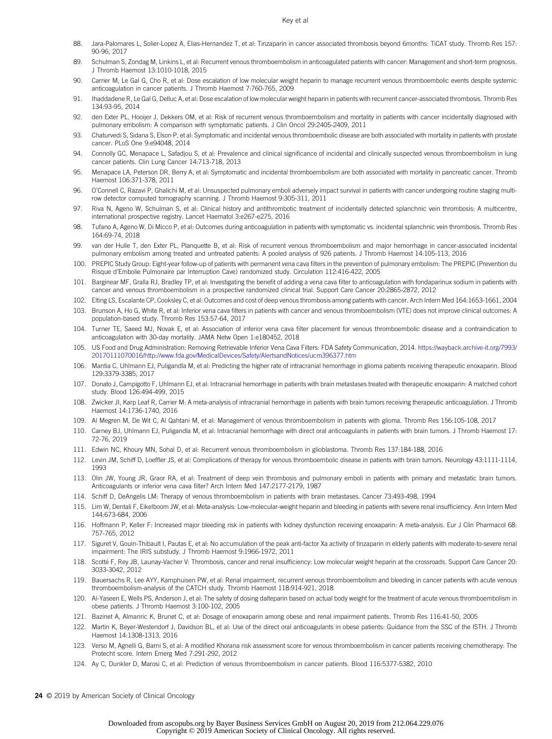88. Jara-Palomares L, Solier-Lopez A, Elias-Hernandez T, et al: Tinzaparin in cancer associated thrombosis beyond 6months: TiCAT study. Thromb Res 157: 90-96, 2017
89. Schulman S, Zondag M, Linkins L, et al: Recurrent venous thromboembolism in anticoagulated patients with cancer: Management and short-term prognosis. J Thromb Haemost 13:1010-1018, 2015
90. Carrier M, Le Gal G, Cho R, et al: Dose escalation of low molecular weight heparin to manage recurrent venous thromboembolic events despite systemic anticoagulation in cancer patients. J Thromb Haemost 7:760-765, 2009
91. Ihaddadene R, Le Gal G, Delluc A, et al: Dose escalation of low molecular weight heparin in patients with recurrent cancer-associated thrombosis. Thromb Res 134:93-95, 2014
92. den Exter PL, Hooijer J, Dekkers OM, et al: Risk of recurrent venous thromboembolism and mortality in patients with cancer incidentally diagnosed with pulmonary embolism: A comparison with symptomatic patients. J Clin Oncol 29:2405-2409, 2011
93. Chaturvedi S, Sidana S, Elson P, et al: Symptomatic and incidental venous thromboembolic disease are both associated with mortality in patients with prostate cancer. PLoS One 9:e94048, 2014
94. Connolly GC, Menapace L, Safadjou S, et al: Prevalence and clinical significance of incidental and clinically suspected venous thromboembolism in lung cancer patients. Clin Lung Cancer 14:713-718, 2013
95. Menapace LA, Peterson DR, Berry A, et al: Symptomatic and incidental thromboembolism are both associated with mortality in pancreatic cancer. Thromb Haemost 106:371-378, 2011
96. O'Connell C, Razavi P, Ghalichi M, et al: Unsuspected pulmonary emboli adversely impact survival in patients with cancer undergoing routine staging multi-row detector computed tomography scanning. J Thromb Haemost 9:305-311, 2011
97. Riva N, Ageno W, Schulman S, et al: Clinical history and antithrombotic treatment of incidentally detected splanchnic vein thrombosis: A multicentre, international prospective registry. Lancet Haematol 3:e267-e275, 2016
98. Tufano A, Ageno W, Di Micco P, et al: Outcomes during anticoagulation in patients with symptomatic vs. incidental splanchnic vein thrombosis. Thromb Res 164:69-74, 2018
99. van der Hulle T, den Exter PL, Planquette B, et al: Risk of recurrent venous thromboembolism and major hemorrhage in cancer-associated incidental pulmonary embolism among treated and untreated patients: A pooled analysis of 926 patients. J Thromb Haemost 14:105-113, 2016
100. PREPIC Study Group: Eight-year follow-up of patients with permanent vena cava filters in the prevention of pulmonary embolism: The PREPIC (Prevention du Risque d'Embolie Pulmonaire par Interruption Cave) randomized study. Circulation 112:416-422, 2005
101. Barginear MF, Gralla RJ, Bradley TP, et al: Investigating the benefit of adding a vena cava filter to anticoagulation with fondaparinux sodium in patients with cancer and venous thromboembolism in a prospective randomized clinical trial. Support Care Cancer 20:2865-2872, 2012
102. Elting LS, Escalante CP, Cooksley C, et al: Outcomes and cost of deep venous thrombosis among patients with cancer. Arch Intern Med 164:1653-1661, 2004
103. Brunson A, Ho G, White R, et al: Inferior vena cava filters in patients with cancer and venous thromboembolism (VTE) does not improve clinical outcomes: A population-based study. Thromb Res 153:57-64, 2017
104. Turner TE, Saeed MJ, Novak E, et al: Association of inferior vena cava filter placement for venous thromboembolic disease and a contraindication to anticoagulation with 30-day mortality. JAMA Netw Open 1:e180452, 2018
105. US Food and Drug Administration: Removing Retrievable Inferior Vena Cava Filters: FDA Safety Communication, 2014. https://wayback.archive-it.org/7993/20170111070016/http://www.fda.gov/MedicalDevices/Safety/AlertsandNotices/ucm396377.htm
106. Mantia C, Uhlmann EJ, Puligandla M, et al: Predicting the higher rate of intracranial hemorrhage in glioma patients receiving therapeutic enoxaparin. Blood 129:3379-3385, 2017
107. Donato J, Campigotto F, Uhlmann EJ, et al: Intracranial hemorrhage in patients with brain metastases treated with therapeutic enoxaparin: A matched cohort study. Blood 126:494-499, 2015
108. Zwicker JI, Karp Leaf R, Carrier M: A meta-analysis of intracranial hemorrhage in patients with brain tumors receiving therapeutic anticoagulation. J Thromb Haemost 14:1736-1740, 2016
109. Al Megren M, De Wit C, Al Qahtani M, et al: Management of venous thromboembolism in patients with glioma. Thromb Res 156:105-108, 2017
110. Carney BJ, Uhlmann EJ, Puligandla M, et al: Intracranial hemorrhage with direct oral anticoagulants in patients with brain tumors. J Thromb Haemost 17: 72-76, 2019
111. Edwin NC, Khoury MN, Sohal D, et al: Recurrent venous thromboembolism in glioblastoma. Thromb Res 137:184-188, 2016
112. Levin JM, Schiff D, Loeffler JS, et al: Complications of therapy for venous thromboembolic disease in patients with brain tumors. Neurology 43:1111-1114, 1993
113. Olin JW, Young JR, Graor RA, et al: Treatment of deep vein thrombosis and pulmonary emboli in patients with primary and metastatic brain tumors. Anticoagulants or inferior vena cava filter? Arch Intern Med 147:2177-2179, 1987
114. Schiff D, DeAngelis LM: Therapy of venous thromboembolism in patients with brain metastases. Cancer 73:493-498, 1994
115. Lim W, Dentali F, Eikelboom JW, et al: Meta-analysis: Low-molecular-weight heparin and bleeding in patients with severe renal insufficiency. Ann Intern Med 144:673-684, 2006
116. Hoffmann P, Keller F: Increased major bleeding risk in patients with kidney dysfunction receiving enoxaparin: A meta-analysis. Eur J Clin Pharmacol 68: 757-765, 2012
117. Siguret V, Gouin-Thibault I, Pautas E, et al: No accumulation of the peak anti-factor Xa activity of tinzaparin in elderly patients with moderate-to-severe renal impairment: The IRIS substudy. J Thromb Haemost 9:1966-1972, 2011
118. Scotté F, Rey JB, Launay-Vacher V: Thrombosis, cancer and renal insufficiency: Low molecular weight heparin at the crossroads. Support Care Cancer 20: 3033-3042, 2012
119. Bauersachs R, Lee AYY, Kamphuisen PW, et al: Renal impairment, recurrent venous thromboembolism and bleeding in cancer patients with acute venous thromboembolism-analysis of the CATCH study. Thromb Haemost 118:914-921, 2018
120. Al-Yaseen E, Wells PS, Anderson J, et al: The safety of dosing dalteparin based on actual body weight for the treatment of acute venous thromboembolism in obese patients. J Thromb Haemost 3:100-102, 2005
121. Bazinet A, Almanric K, Brunet C, et al: Dosage of enoxaparin among obese and renal impairment patients. Thromb Res 116:41-50, 2005
122. Martin K, Beyer-Westendorf J, Davidson BL, et al: Use of the direct oral anticoagulants in obese patients: Guidance from the SSC of the ISTH. J Thromb Haemost 14:1308-1313, 2016
123. Verso M, Agnelli G, Barni S, et al: A modified Khorana risk assessment score for venous thromboembolism in cancer patients receiving chemotherapy: The Protecht score. Intern Emerg Med 7:291-292, 2012
124. Ay C, Dunkler D, Marosi C, et al: Prediction of venous thromboembolism in cancer patients. Blood 116:5377-5382, 2010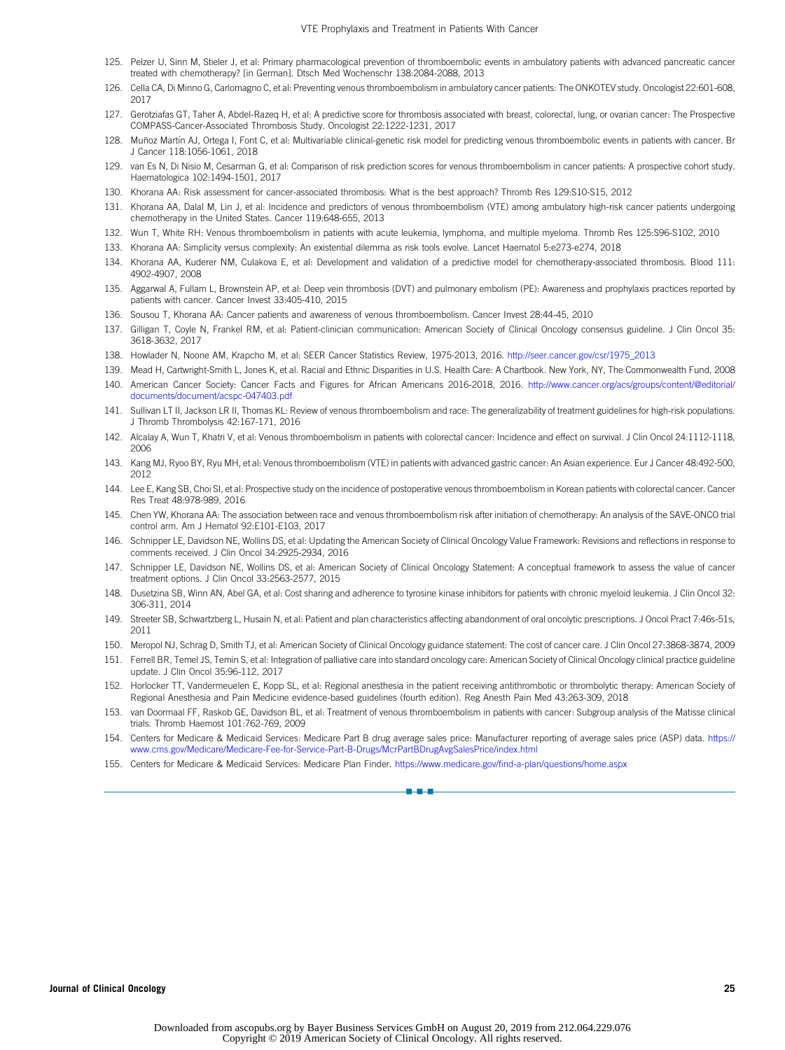125. Pelzer U, Sinn M, Stieler J, et al: Primary pharmacological prevention of thromboembolic events in ambulatory patients with advanced pancreatic cancer treated with chemotherapy? [in German]. Dtsch Med Wochenschr 138:2084-2088, 2013
126. Cella CA, Di Minno G, Carlomagno C, et al: Preventing venous thromboembolism in ambulatory cancer patients: The ONKOTEV study. Oncologist 22:601-608, 2017
127. Gerotziafas GT, Taher A, Abdel-Razeq H, et al: A predictive score for thrombosis associated with breast, colorectal, lung, or ovarian cancer: The Prospective COMPASS-Cancer-Associated Thrombosis Study. Oncologist 22:1222-1231, 2017
128. Muñoz Martín AJ, Ortega I, Font C, et al: Multivariable clinical-genetic risk model for predicting venous thromboembolic events in patients with cancer. Br J Cancer 118:1056-1061, 2018
129. van Es N, Di Nisio M, Cesarman G, et al: Comparison of risk prediction scores for venous thromboembolism in cancer patients: A prospective cohort study. Haematologica 102:1494-1501, 2017
130. Khorana AA: Risk assessment for cancer-associated thrombosis: What is the best approach? Thromb Res 129:S10-S15, 2012
131. Khorana AA, Dalal M, Lin J, et al: Incidence and predictors of venous thromboembolism (VTE) among ambulatory high-risk cancer patients undergoing chemotherapy in the United States. Cancer 119:648-655, 2013
132. Wun T, White RH: Venous thromboembolism in patients with acute leukemia, lymphoma, and multiple myeloma. Thromb Res 125:S96-S102, 2010
133. Khorana AA: Simplicity versus complexity: An existential dilemma as risk tools evolve. Lancet Haematol 5:e273-e274, 2018
134. Khorana AA, Kuderer NM, Culakova E, et al: Development and validation of a predictive model for chemotherapy-associated thrombosis. Blood 111: 4902-4907, 2008
135. Aggarwal A, Fullam L, Brownstein AP, et al: Deep vein thrombosis (DVT) and pulmonary embolism (PE): Awareness and prophylaxis practices reported by patients with cancer. Cancer Invest 33:405-410, 2015
136. Sousou T, Khorana AA: Cancer patients and awareness of venous thromboembolism. Cancer Invest 28:44-45, 2010
137. Gilligan T, Coyle N, Frankel RM, et al: Patient-clinician communication: American Society of Clinical Oncology consensus guideline. J Clin Oncol 35: 3618-3632, 2017
138. Howlader N, Noone AM, Krapcho M, et al: SEER Cancer Statistics Review, 1975-2013, 2016. http://seer.cancer.gov/csr/1975_2013
139. Mead H, Cartwright-Smith L, Jones K, et al. Racial and Ethnic Disparities in U.S. Health Care: A Chartbook. New York, NY, The Commonwealth Fund, 2008
140. American Cancer Society: Cancer Facts and Figures for African Americans 2016-2018, 2016. http://www.cancer.org/acs/groups/content/@editorial/documents/document/acspc-047403.pdf
141. Sullivan LT II, Jackson LR II, Thomas KL: Review of venous thromboembolism and race: The generalizability of treatment guidelines for high-risk populations. J Thromb Thrombolysis 42:167-171, 2016
142. Alcalay A, Wun T, Khatri V, et al: Venous thromboembolism in patients with colorectal cancer: Incidence and effect on survival. J Clin Oncol 24:1112-1118, 2006
143. Kang MJ, Ryoo BY, Ryu MH, et al: Venous thromboembolism (VTE) in patients with advanced gastric cancer: An Asian experience. Eur J Cancer 48:492-500, 2012
144. Lee E, Kang SB, Choi SI, et al: Prospective study on the incidence of postoperative venous thromboembolism in Korean patients with colorectal cancer. Cancer Res Treat 48:978-989, 2016
145. Chen YW, Khorana AA: The association between race and venous thromboembolism risk after initiation of chemotherapy: An analysis of the SAVE-ONCO trial control arm. Am J Hematol 92:E101-E103, 2017
146. Schnipper LE, Davidson NE, Wollins DS, et al: Updating the American Society of Clinical Oncology Value Framework: Revisions and reflections in response to comments received. J Clin Oncol 34:2925-2934, 2016
147. Schnipper LE, Davidson NE, Wollins DS, et al: American Society of Clinical Oncology Statement: A conceptual framework to assess the value of cancer treatment options. J Clin Oncol 33:2563-2577, 2015
148. Dusetzina SB, Winn AN, Abel GA, et al: Cost sharing and adherence to tyrosine kinase inhibitors for patients with chronic myeloid leukemia. J Clin Oncol 32: 306-311, 2014
149. Streeter SB, Schwartzberg L, Husain N, et al: Patient and plan characteristics affecting abandonment of oral oncolytic prescriptions. J Oncol Pract 7:46s-51s, 2011
150. Meropol NJ, Schrag D, Smith TJ, et al: American Society of Clinical Oncology guidance statement: The cost of cancer care. J Clin Oncol 27:3868-3874, 2009
151. Ferrell BR, Temel JS, Temin S, et al: Integration of palliative care into standard oncology care: American Society of Clinical Oncology clinical practice guideline update. J Clin Oncol 35:96-112, 2017
152. Horlocker TT, Vandermeulen E, Kopp SL, et al: Regional anesthesia in the patient receiving antithrombotic or thrombolytic therapy: American Society of Regional Anesthesia and Pain Medicine evidence-based guidelines (fourth edition). Reg Anesth Pain Med 43:263-309, 2018
153. van Doormaal FF, Raskob GE, Davidson BL, et al: Treatment of venous thromboembolism in patients with cancer: Subgroup analysis of the Matisse clinical trials. Thromb Haemost 101:762-769, 2009
154. Centers for Medicare & Medicaid Services: Medicare Part B drug average sales price: Manufacturer reporting of average sales price (ASP) data. https://www.cms.gov/Medicare/Medicare-Fee-for-Service-Part-B-Drugs/McrPartBDrugAvgSalesPrice/index.html
155. Centers for Medicare & Medicaid Services: Medicare Plan Finder. https://www.medicare.gov/find-a-plan/questions/home.aspx

Downloaded from ascopubs.org by Bayer Business Services GmbH on August 20, 2019 from 212.064.229.076
Copyright © 2019 American Society of Clinical Oncology. All rights reserved.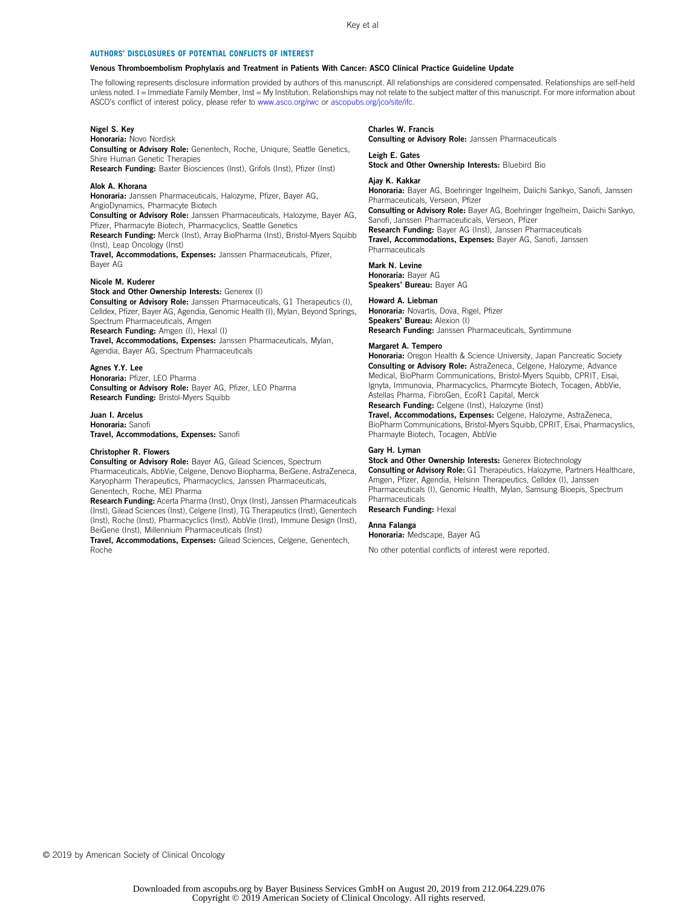## AUTHORS' DISCLOSURES OF POTENTIAL CONFLICTS OF INTEREST

**Venous Thromboembolism Prophylaxis and Treatment in Patients With Cancer: ASCO Clinical Practice Guideline Update**

The following represents disclosure information provided by authors of this manuscript. All relationships are considered compensated. Relationships are self-held unless noted. I = Immediate Family Member, Inst = My Institution. Relationships may not relate to the subject matter of this manuscript. For more information about ASCO's conflict of interest policy, please refer to www.asco.org/rwc or ascopubs.org/jco/site/ifc.

**Nigel S. Key**
**Honoraria:** Novo Nordisk
**Consulting or Advisory Role:** Genentech, Roche, Uniqure, Seattle Genetics, Shire Human Genetic Therapies
**Research Funding:** Baxter Biosciences (Inst), Grifols (Inst), Pfizer (Inst)

**Alok A. Khorana**
**Honoraria:** Janssen Pharmaceuticals, Halozyme, Pfizer, Bayer AG, AngioDynamics, Pharmacyte Biotech
**Consulting or Advisory Role:** Janssen Pharmaceuticals, Halozyme, Bayer AG, Pfizer, Pharmacyte Biotech, Pharmacyclics, Seattle Genetics
**Research Funding:** Merck (Inst), Array BioPharma (Inst), Bristol-Myers Squibb (Inst), Leap Oncology (Inst)
**Travel, Accommodations, Expenses:** Janssen Pharmaceuticals, Pfizer, Bayer AG

**Nicole M. Kuderer**
**Stock and Other Ownership Interests:** Generex (I)
**Consulting or Advisory Role:** Janssen Pharmaceuticals, G1 Therapeutics (I), Celldex, Pfizer, Bayer AG, Agendia, Genomic Health (I), Mylan, Beyond Springs, Spectrum Pharmaceuticals, Amgen
**Research Funding:** Amgen (I), Hexal (I)
**Travel, Accommodations, Expenses:** Janssen Pharmaceuticals, Mylan, Agendia, Bayer AG, Spectrum Pharmaceuticals

**Agnes Y.Y. Lee**
**Honoraria:** Pfizer, LEO Pharma
**Consulting or Advisory Role:** Bayer AG, Pfizer, LEO Pharma
**Research Funding:** Bristol-Myers Squibb

**Juan I. Arcelus**
**Honoraria:** Sanofi
**Travel, Accommodations, Expenses:** Sanofi

**Christopher R. Flowers**
**Consulting or Advisory Role:** Bayer AG, Gilead Sciences, Spectrum Pharmaceuticals, AbbVie, Celgene, Denovo Biopharma, BeiGene, AstraZeneca, Karyopharm Therapeutics, Pharmacyclics, Janssen Pharmaceuticals, Genentech, Roche, MEI Pharma
**Research Funding:** Acerta Pharma (Inst), Onyx (Inst), Janssen Pharmaceuticals (Inst), Gilead Sciences (Inst), Celgene (Inst), TG Therapeutics (Inst), Genentech (Inst), Roche (Inst), Pharmacyclics (Inst), AbbVie (Inst), Immune Design (Inst), BeiGene (Inst), Millennium Pharmaceuticals (Inst)
**Travel, Accommodations, Expenses:** Gilead Sciences, Celgene, Genentech, Roche

**Charles W. Francis**
**Consulting or Advisory Role:** Janssen Pharmaceuticals

**Leigh E. Gates**
**Stock and Other Ownership Interests:** Bluebird Bio

**Ajay K. Kakkar**
**Honoraria:** Bayer AG, Boehringer Ingelheim, Daiichi Sankyo, Sanofi, Janssen Pharmaceuticals, Verseon, Pfizer
**Consulting or Advisory Role:** Bayer AG, Boehringer Ingelheim, Daiichi Sankyo, Sanofi, Janssen Pharmaceuticals, Verseon, Pfizer
**Research Funding:** Bayer AG (Inst), Janssen Pharmaceuticals
**Travel, Accommodations, Expenses:** Bayer AG, Sanofi, Janssen Pharmaceuticals

**Mark N. Levine**
**Honoraria:** Bayer AG
**Speakers' Bureau:** Bayer AG

**Howard A. Liebman**
**Honoraria:** Novartis, Dova, Rigel, Pfizer
**Speakers' Bureau:** Alexion (I)
**Research Funding:** Janssen Pharmaceuticals, Syntimmune

**Margaret A. Tempero**
**Honoraria:** Oregon Health & Science University, Japan Pancreatic Society
**Consulting or Advisory Role:** AstraZeneca, Celgene, Halozyme, Advance Medical, BioPharm Communications, Bristol-Myers Squibb, CPRIT, Eisai, Ignyta, Immunovia, Pharmacyclics, Pharmcyte Biotech, Tocagen, AbbVie, Astellas Pharma, FibroGen, EcoR1 Capital, Merck
**Research Funding:** Celgene (Inst), Halozyme (Inst)
**Travel, Accommodations, Expenses:** Celgene, Halozyme, AstraZeneca, BioPharm Communications, Bristol-Myers Squibb, CPRIT, Eisai, Pharmacysclics, Pharmayte Biotech, Tocagen, AbbVie

**Gary H. Lyman**
**Stock and Other Ownership Interests:** Generex Biotechnology
**Consulting or Advisory Role:** G1 Therapeutics, Halozyme, Partners Healthcare, Amgen, Pfizer, Agendia, Helsinn Therapeutics, Celldex (I), Janssen Pharmaceuticals (I), Genomic Health, Mylan, Samsung Bioepis, Spectrum Pharmaceuticals
**Research Funding:** Hexal

**Anna Falanga**
**Honoraria:** Medscape, Bayer AG

No other potential conflicts of interest were reported.

© 2019 by American Society of Clinical Oncology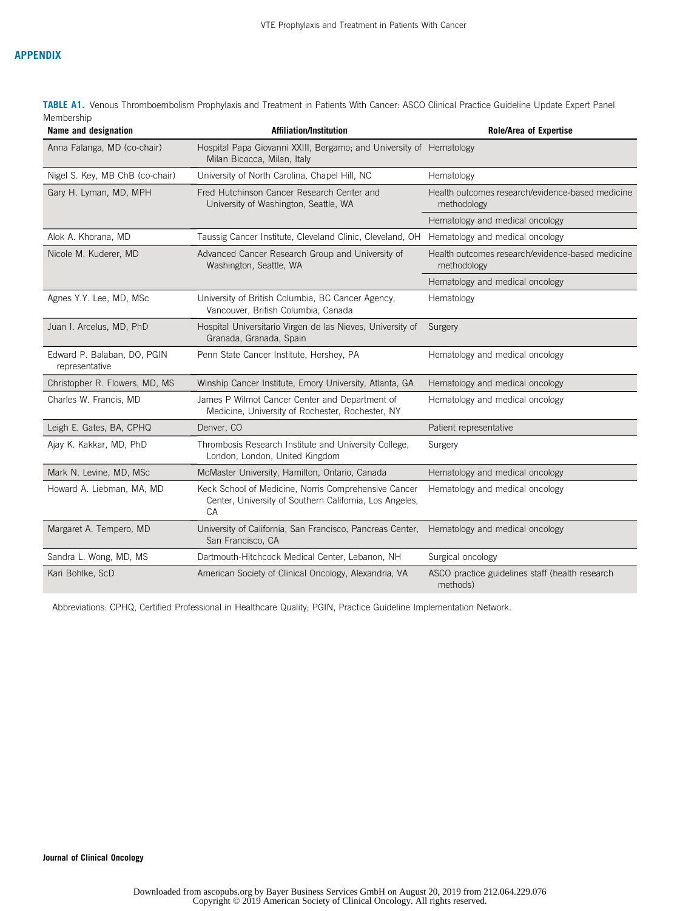## APPENDIX

**TABLE A1.** Venous Thromboembolism Prophylaxis and Treatment in Patients With Cancer: ASCO Clinical Practice Guideline Update Expert Panel Membership

| Name and designation | Affiliation/Institution | Role/Area of Expertise |
|---|---|---|
| Anna Falanga, MD (co-chair) | Hospital Papa Giovanni XXIII, Bergamo; and University of Milan Bicocca, Milan, Italy | Hematology |
| Nigel S. Key, MB ChB (co-chair) | University of North Carolina, Chapel Hill, NC | Hematology |
| Gary H. Lyman, MD, MPH | Fred Hutchinson Cancer Research Center and University of Washington, Seattle, WA | Health outcomes research/evidence-based medicine methodology |
| | | Hematology and medical oncology |
| Alok A. Khorana, MD | Taussig Cancer Institute, Cleveland Clinic, Cleveland, OH | Hematology and medical oncology |
| Nicole M. Kuderer, MD | Advanced Cancer Research Group and University of Washington, Seattle, WA | Health outcomes research/evidence-based medicine methodology |
| | | Hematology and medical oncology |
| Agnes Y.Y. Lee, MD, MSc | University of British Columbia, BC Cancer Agency, Vancouver, British Columbia, Canada | Hematology |
| Juan I. Arcelus, MD, PhD | Hospital Universitario Virgen de las Nieves, University of Granada, Granada, Spain | Surgery |
| Edward P. Balaban, DO, PGIN representative | Penn State Cancer Institute, Hershey, PA | Hematology and medical oncology |
| Christopher R. Flowers, MD, MS | Winship Cancer Institute, Emory University, Atlanta, GA | Hematology and medical oncology |
| Charles W. Francis, MD | James P Wilmot Cancer Center and Department of Medicine, University of Rochester, Rochester, NY | Hematology and medical oncology |
| Leigh E. Gates, BA, CPHQ | Denver, CO | Patient representative |
| Ajay K. Kakkar, MD, PhD | Thrombosis Research Institute and University College, London, London, United Kingdom | Surgery |
| Mark N. Levine, MD, MSc | McMaster University, Hamilton, Ontario, Canada | Hematology and medical oncology |
| Howard A. Liebman, MA, MD | Keck School of Medicine, Norris Comprehensive Cancer Center, University of Southern California, Los Angeles, CA | Hematology and medical oncology |
| Margaret A. Tempero, MD | University of California, San Francisco, Pancreas Center, San Francisco, CA | Hematology and medical oncology |
| Sandra L. Wong, MD, MS | Dartmouth-Hitchcock Medical Center, Lebanon, NH | Surgical oncology |
| Kari Bohlke, ScD | American Society of Clinical Oncology, Alexandria, VA | ASCO practice guidelines staff (health research methods) |

Abbreviations: CPHQ, Certified Professional in Healthcare Quality; PGIN, Practice Guideline Implementation Network.